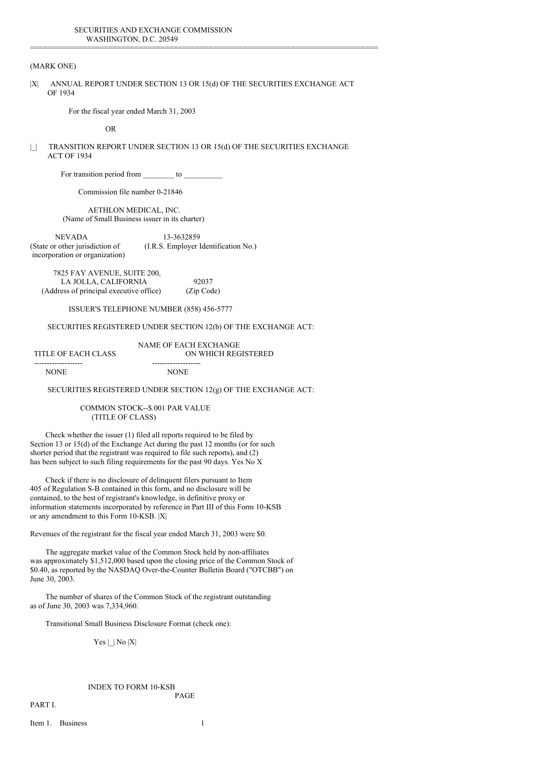SECURITIES AND EXCHANGE COMMISSION
WASHINGTON, D.C. 20549

---

(MARK ONE)

|X| ANNUAL REPORT UNDER SECTION 13 OR 15(d) OF THE SECURITIES EXCHANGE ACT OF 1934

For the fiscal year ended March 31, 2003

OR

|_| TRANSITION REPORT UNDER SECTION 13 OR 15(d) OF THE SECURITIES EXCHANGE ACT OF 1934

For transition period from ________ to __________

Commission file number 0-21846

AETHLON MEDICAL, INC.
(Name of Small Business issuer in its charter)

| NEVADA | 13-3632859 |
|---|---|
| (State or other jurisdiction of incorporation or organization) | (I.R.S. Employer Identification No.) |

| 7825 FAY AVENUE, SUITE 200, LA JOLLA, CALIFORNIA | 92037 |
|---|---|
| (Address of principal executive office) | (Zip Code) |

ISSUER'S TELEPHONE NUMBER (858) 456-5777

SECURITIES REGISTERED UNDER SECTION 12(b) OF THE EXCHANGE ACT:

| TITLE OF EACH CLASS | NAME OF EACH EXCHANGE ON WHICH REGISTERED |
|---|---|
| NONE | NONE |

SECURITIES REGISTERED UNDER SECTION 12(g) OF THE EXCHANGE ACT:

COMMON STOCK--$.001 PAR VALUE
(TITLE OF CLASS)

Check whether the issuer (1) filed all reports required to be filed by Section 13 or 15(d) of the Exchange Act during the past 12 months (or for such shorter period that the registrant was required to file such reports), and (2) has been subject to such filing requirements for the past 90 days. Yes No X

Check if there is no disclosure of delinquent filers pursuant to Item 405 of Regulation S-B contained in this form, and no disclosure will be contained, to the best of registrant's knowledge, in definitive proxy or information statements incorporated by reference in Part III of this Form 10-KSB or any amendment to this Form 10-KSB. |X|

Revenues of the registrant for the fiscal year ended March 31, 2003 were $0.

The aggregate market value of the Common Stock held by non-affiliates was approximately $1,512,000 based upon the closing price of the Common Stock of $0.40, as reported by the NASDAQ Over-the-Counter Bulletin Board ("OTCBB") on June 30, 2003.

The number of shares of the Common Stock of the registrant outstanding as of June 30, 2003 was 7,334,960.

Transitional Small Business Disclosure Format (check one):

Yes |_| No |X|

INDEX TO FORM 10-KSB

| | | PAGE |
|---|---|---|
| PART I. | | |
| Item 1. | Business | 1 |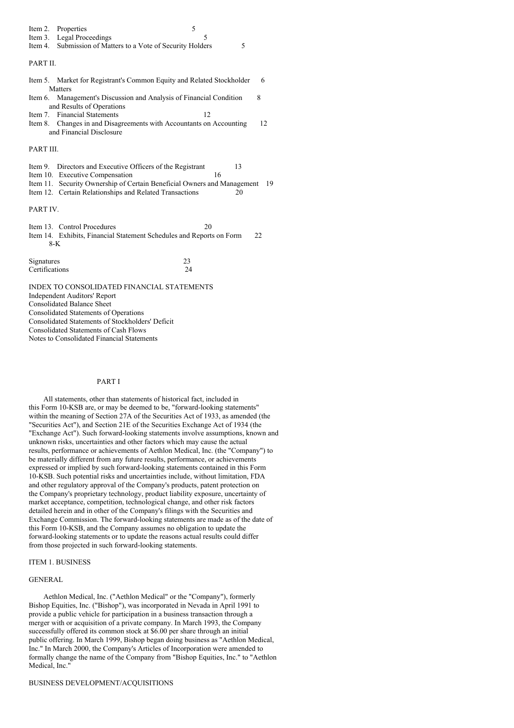| | | |
|---|---|---|
| Item 2. | Properties | 5 |
| Item 3. | Legal Proceedings | 5 |
| Item 4. | Submission of Matters to a Vote of Security Holders | 5 |

PART II.

| | | |
|---|---|---|
| Item 5. | Market for Registrant's Common Equity and Related Stockholder Matters | 6 |
| Item 6. | Management's Discussion and Analysis of Financial Condition and Results of Operations | 8 |
| Item 7. | Financial Statements | 12 |
| Item 8. | Changes in and Disagreements with Accountants on Accounting and Financial Disclosure | 12 |

PART III.

| | | |
|---|---|---|
| Item 9. | Directors and Executive Officers of the Registrant | 13 |
| Item 10. | Executive Compensation | 16 |
| Item 11. | Security Ownership of Certain Beneficial Owners and Management | 19 |
| Item 12. | Certain Relationships and Related Transactions | 20 |

PART IV.

| | | |
|---|---|---|
| Item 13. | Control Procedures | 20 |
| Item 14. | Exhibits, Financial Statement Schedules and Reports on Form 8-K | 22 |

| | |
|---|---|
| Signatures | 23 |
| Certifications | 24 |

INDEX TO CONSOLIDATED FINANCIAL STATEMENTS
Independent Auditors' Report
Consolidated Balance Sheet
Consolidated Statements of Operations
Consolidated Statements of Stockholders' Deficit
Consolidated Statements of Cash Flows
Notes to Consolidated Financial Statements

# PART I

All statements, other than statements of historical fact, included in this Form 10-KSB are, or may be deemed to be, "forward-looking statements" within the meaning of Section 27A of the Securities Act of 1933, as amended (the "Securities Act"), and Section 21E of the Securities Exchange Act of 1934 (the "Exchange Act"). Such forward-looking statements involve assumptions, known and unknown risks, uncertainties and other factors which may cause the actual results, performance or achievements of Aethlon Medical, Inc. (the "Company") to be materially different from any future results, performance, or achievements expressed or implied by such forward-looking statements contained in this Form 10-KSB. Such potential risks and uncertainties include, without limitation, FDA and other regulatory approval of the Company's products, patent protection on the Company's proprietary technology, product liability exposure, uncertainty of market acceptance, competition, technological change, and other risk factors detailed herein and in other of the Company's filings with the Securities and Exchange Commission. The forward-looking statements are made as of the date of this Form 10-KSB, and the Company assumes no obligation to update the forward-looking statements or to update the reasons actual results could differ from those projected in such forward-looking statements.

## ITEM 1. BUSINESS

### GENERAL

Aethlon Medical, Inc. ("Aethlon Medical" or the "Company"), formerly Bishop Equities, Inc. ("Bishop"), was incorporated in Nevada in April 1991 to provide a public vehicle for participation in a business transaction through a merger with or acquisition of a private company. In March 1993, the Company successfully offered its common stock at $6.00 per share through an initial public offering. In March 1999, Bishop began doing business as "Aethlon Medical, Inc." In March 2000, the Company's Articles of Incorporation were amended to formally change the name of the Company from "Bishop Equities, Inc." to "Aethlon Medical, Inc."

### BUSINESS DEVELOPMENT/ACQUISITIONS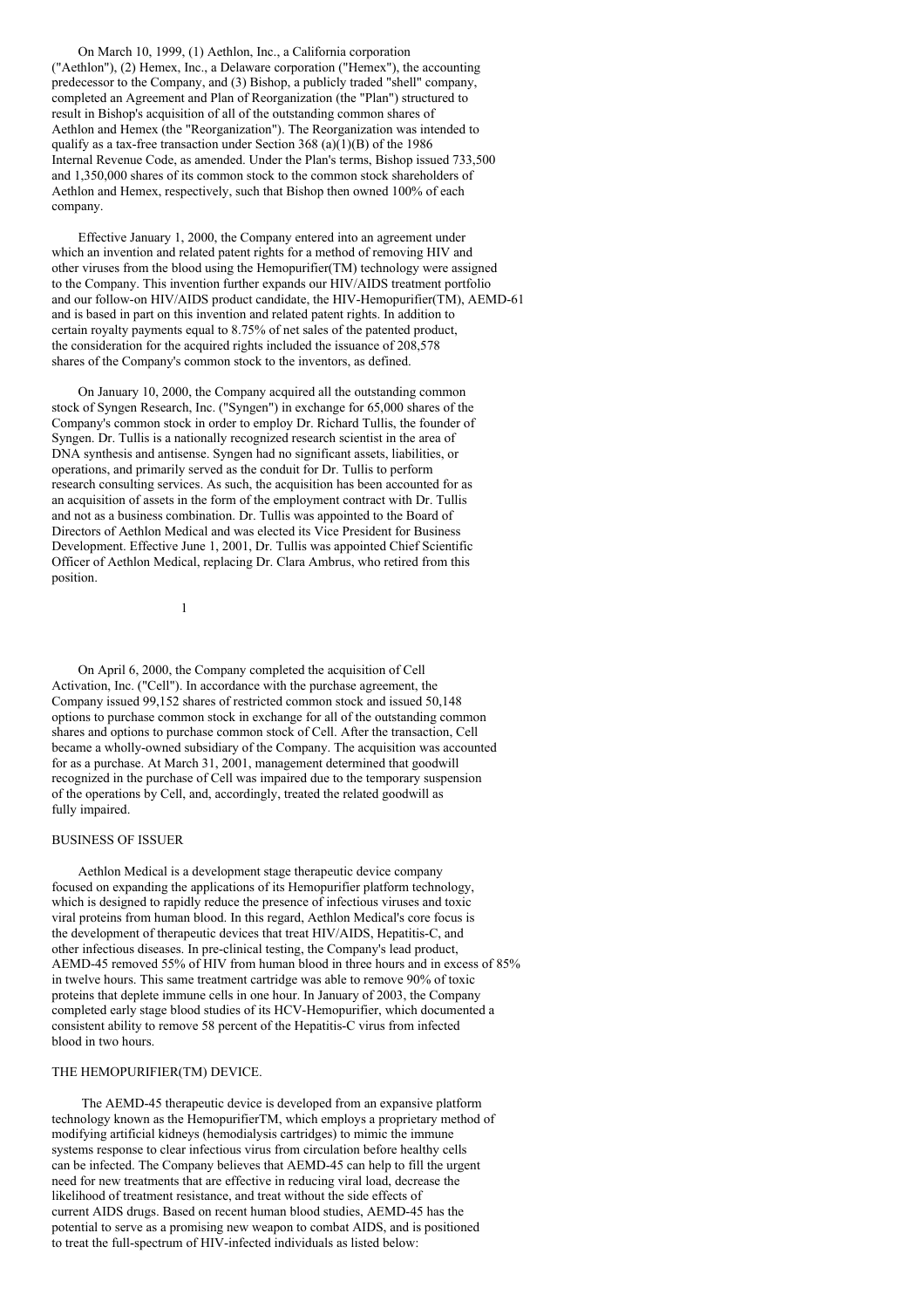On March 10, 1999, (1) Aethlon, Inc., a California corporation ("Aethlon"), (2) Hemex, Inc., a Delaware corporation ("Hemex"), the accounting predecessor to the Company, and (3) Bishop, a publicly traded "shell" company, completed an Agreement and Plan of Reorganization (the "Plan") structured to result in Bishop's acquisition of all of the outstanding common shares of Aethlon and Hemex (the "Reorganization"). The Reorganization was intended to qualify as a tax-free transaction under Section 368 (a)(1)(B) of the 1986 Internal Revenue Code, as amended. Under the Plan's terms, Bishop issued 733,500 and 1,350,000 shares of its common stock to the common stock shareholders of Aethlon and Hemex, respectively, such that Bishop then owned 100% of each company.

Effective January 1, 2000, the Company entered into an agreement under which an invention and related patent rights for a method of removing HIV and other viruses from the blood using the Hemopurifier(TM) technology were assigned to the Company. This invention further expands our HIV/AIDS treatment portfolio and our follow-on HIV/AIDS product candidate, the HIV-Hemopurifier(TM), AEMD-61 and is based in part on this invention and related patent rights. In addition to certain royalty payments equal to 8.75% of net sales of the patented product, the consideration for the acquired rights included the issuance of 208,578 shares of the Company's common stock to the inventors, as defined.

On January 10, 2000, the Company acquired all the outstanding common stock of Syngen Research, Inc. ("Syngen") in exchange for 65,000 shares of the Company's common stock in order to employ Dr. Richard Tullis, the founder of Syngen. Dr. Tullis is a nationally recognized research scientist in the area of DNA synthesis and antisense. Syngen had no significant assets, liabilities, or operations, and primarily served as the conduit for Dr. Tullis to perform research consulting services. As such, the acquisition has been accounted for as an acquisition of assets in the form of the employment contract with Dr. Tullis and not as a business combination. Dr. Tullis was appointed to the Board of Directors of Aethlon Medical and was elected its Vice President for Business Development. Effective June 1, 2001, Dr. Tullis was appointed Chief Scientific Officer of Aethlon Medical, replacing Dr. Clara Ambrus, who retired from this position.

On April 6, 2000, the Company completed the acquisition of Cell Activation, Inc. ("Cell"). In accordance with the purchase agreement, the Company issued 99,152 shares of restricted common stock and issued 50,148 options to purchase common stock in exchange for all of the outstanding common shares and options to purchase common stock of Cell. After the transaction, Cell became a wholly-owned subsidiary of the Company. The acquisition was accounted for as a purchase. At March 31, 2001, management determined that goodwill recognized in the purchase of Cell was impaired due to the temporary suspension of the operations by Cell, and, accordingly, treated the related goodwill as fully impaired.

## BUSINESS OF ISSUER

Aethlon Medical is a development stage therapeutic device company focused on expanding the applications of its Hemopurifier platform technology, which is designed to rapidly reduce the presence of infectious viruses and toxic viral proteins from human blood. In this regard, Aethlon Medical's core focus is the development of therapeutic devices that treat HIV/AIDS, Hepatitis-C, and other infectious diseases. In pre-clinical testing, the Company's lead product, AEMD-45 removed 55% of HIV from human blood in three hours and in excess of 85% in twelve hours. This same treatment cartridge was able to remove 90% of toxic proteins that deplete immune cells in one hour. In January of 2003, the Company completed early stage blood studies of its HCV-Hemopurifier, which documented a consistent ability to remove 58 percent of the Hepatitis-C virus from infected blood in two hours.

## THE HEMOPURIFIER(TM) DEVICE.

The AEMD-45 therapeutic device is developed from an expansive platform technology known as the HemopurifierTM, which employs a proprietary method of modifying artificial kidneys (hemodialysis cartridges) to mimic the immune systems response to clear infectious virus from circulation before healthy cells can be infected. The Company believes that AEMD-45 can help to fill the urgent need for new treatments that are effective in reducing viral load, decrease the likelihood of treatment resistance, and treat without the side effects of current AIDS drugs. Based on recent human blood studies, AEMD-45 has the potential to serve as a promising new weapon to combat AIDS, and is positioned to treat the full-spectrum of HIV-infected individuals as listed below: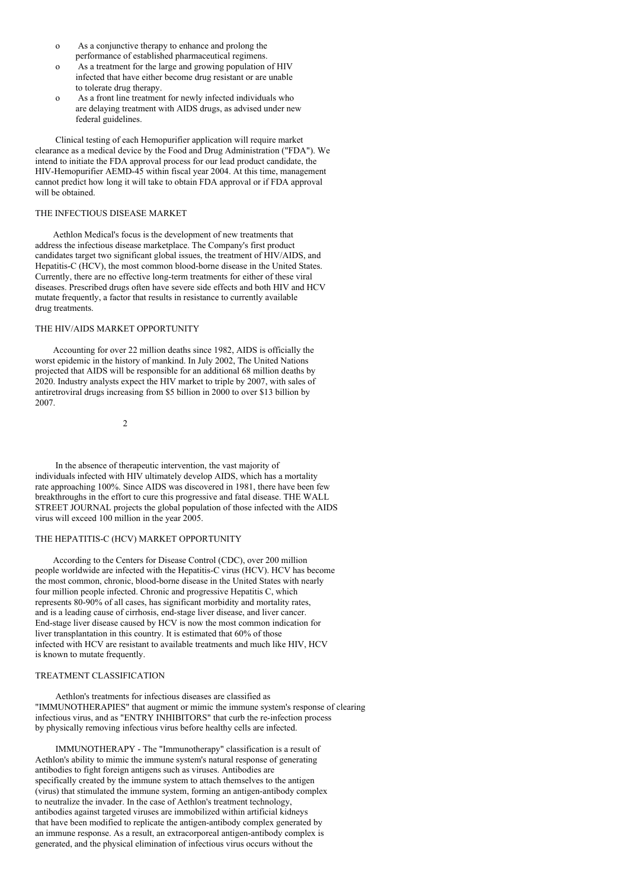- As a conjunctive therapy to enhance and prolong the performance of established pharmaceutical regimens.
- As a treatment for the large and growing population of HIV infected that have either become drug resistant or are unable to tolerate drug therapy.
- As a front line treatment for newly infected individuals who are delaying treatment with AIDS drugs, as advised under new federal guidelines.

Clinical testing of each Hemopurifier application will require market clearance as a medical device by the Food and Drug Administration ("FDA"). We intend to initiate the FDA approval process for our lead product candidate, the HIV-Hemopurifier AEMD-45 within fiscal year 2004. At this time, management cannot predict how long it will take to obtain FDA approval or if FDA approval will be obtained.

## THE INFECTIOUS DISEASE MARKET

Aethlon Medical's focus is the development of new treatments that address the infectious disease marketplace. The Company's first product candidates target two significant global issues, the treatment of HIV/AIDS, and Hepatitis-C (HCV), the most common blood-borne disease in the United States. Currently, there are no effective long-term treatments for either of these viral diseases. Prescribed drugs often have severe side effects and both HIV and HCV mutate frequently, a factor that results in resistance to currently available drug treatments.

## THE HIV/AIDS MARKET OPPORTUNITY

Accounting for over 22 million deaths since 1982, AIDS is officially the worst epidemic in the history of mankind. In July 2002, The United Nations projected that AIDS will be responsible for an additional 68 million deaths by 2020. Industry analysts expect the HIV market to triple by 2007, with sales of antiretroviral drugs increasing from $5 billion in 2000 to over $13 billion by 2007.

In the absence of therapeutic intervention, the vast majority of individuals infected with HIV ultimately develop AIDS, which has a mortality rate approaching 100%. Since AIDS was discovered in 1981, there have been few breakthroughs in the effort to cure this progressive and fatal disease. THE WALL STREET JOURNAL projects the global population of those infected with the AIDS virus will exceed 100 million in the year 2005.

## THE HEPATITIS-C (HCV) MARKET OPPORTUNITY

According to the Centers for Disease Control (CDC), over 200 million people worldwide are infected with the Hepatitis-C virus (HCV). HCV has become the most common, chronic, blood-borne disease in the United States with nearly four million people infected. Chronic and progressive Hepatitis C, which represents 80-90% of all cases, has significant morbidity and mortality rates, and is a leading cause of cirrhosis, end-stage liver disease, and liver cancer. End-stage liver disease caused by HCV is now the most common indication for liver transplantation in this country. It is estimated that 60% of those infected with HCV are resistant to available treatments and much like HIV, HCV is known to mutate frequently.

## TREATMENT CLASSIFICATION

Aethlon's treatments for infectious diseases are classified as "IMMUNOTHERAPIES" that augment or mimic the immune system's response of clearing infectious virus, and as "ENTRY INHIBITORS" that curb the re-infection process by physically removing infectious virus before healthy cells are infected.

IMMUNOTHERAPY - The "Immunotherapy" classification is a result of Aethlon's ability to mimic the immune system's natural response of generating antibodies to fight foreign antigens such as viruses. Antibodies are specifically created by the immune system to attach themselves to the antigen (virus) that stimulated the immune system, forming an antigen-antibody complex to neutralize the invader. In the case of Aethlon's treatment technology, antibodies against targeted viruses are immobilized within artificial kidneys that have been modified to replicate the antigen-antibody complex generated by an immune response. As a result, an extracorporeal antigen-antibody complex is generated, and the physical elimination of infectious virus occurs without the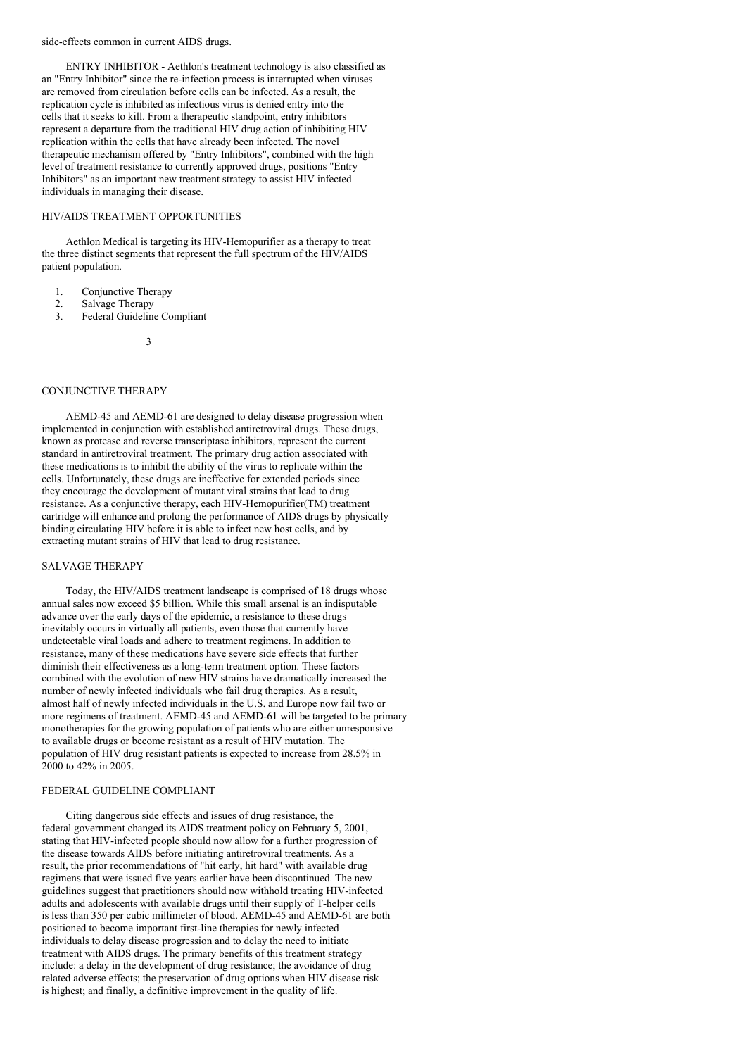side-effects common in current AIDS drugs.

ENTRY INHIBITOR - Aethlon's treatment technology is also classified as an "Entry Inhibitor" since the re-infection process is interrupted when viruses are removed from circulation before cells can be infected. As a result, the replication cycle is inhibited as infectious virus is denied entry into the cells that it seeks to kill. From a therapeutic standpoint, entry inhibitors represent a departure from the traditional HIV drug action of inhibiting HIV replication within the cells that have already been infected. The novel therapeutic mechanism offered by "Entry Inhibitors", combined with the high level of treatment resistance to currently approved drugs, positions "Entry Inhibitors" as an important new treatment strategy to assist HIV infected individuals in managing their disease.

## HIV/AIDS TREATMENT OPPORTUNITIES

Aethlon Medical is targeting its HIV-Hemopurifier as a therapy to treat the three distinct segments that represent the full spectrum of the HIV/AIDS patient population.

1. Conjunctive Therapy
2. Salvage Therapy
3. Federal Guideline Compliant

## CONJUNCTIVE THERAPY

AEMD-45 and AEMD-61 are designed to delay disease progression when implemented in conjunction with established antiretroviral drugs. These drugs, known as protease and reverse transcriptase inhibitors, represent the current standard in antiretroviral treatment. The primary drug action associated with these medications is to inhibit the ability of the virus to replicate within the cells. Unfortunately, these drugs are ineffective for extended periods since they encourage the development of mutant viral strains that lead to drug resistance. As a conjunctive therapy, each HIV-Hemopurifier(TM) treatment cartridge will enhance and prolong the performance of AIDS drugs by physically binding circulating HIV before it is able to infect new host cells, and by extracting mutant strains of HIV that lead to drug resistance.

## SALVAGE THERAPY

Today, the HIV/AIDS treatment landscape is comprised of 18 drugs whose annual sales now exceed $5 billion. While this small arsenal is an indisputable advance over the early days of the epidemic, a resistance to these drugs inevitably occurs in virtually all patients, even those that currently have undetectable viral loads and adhere to treatment regimens. In addition to resistance, many of these medications have severe side effects that further diminish their effectiveness as a long-term treatment option. These factors combined with the evolution of new HIV strains have dramatically increased the number of newly infected individuals who fail drug therapies. As a result, almost half of newly infected individuals in the U.S. and Europe now fail two or more regimens of treatment. AEMD-45 and AEMD-61 will be targeted to be primary monotherapies for the growing population of patients who are either unresponsive to available drugs or become resistant as a result of HIV mutation. The population of HIV drug resistant patients is expected to increase from 28.5% in 2000 to 42% in 2005.

## FEDERAL GUIDELINE COMPLIANT

Citing dangerous side effects and issues of drug resistance, the federal government changed its AIDS treatment policy on February 5, 2001, stating that HIV-infected people should now allow for a further progression of the disease towards AIDS before initiating antiretroviral treatments. As a result, the prior recommendations of "hit early, hit hard" with available drug regimens that were issued five years earlier have been discontinued. The new guidelines suggest that practitioners should now withhold treating HIV-infected adults and adolescents with available drugs until their supply of T-helper cells is less than 350 per cubic millimeter of blood. AEMD-45 and AEMD-61 are both positioned to become important first-line therapies for newly infected individuals to delay disease progression and to delay the need to initiate treatment with AIDS drugs. The primary benefits of this treatment strategy include: a delay in the development of drug resistance; the avoidance of drug related adverse effects; the preservation of drug options when HIV disease risk is highest; and finally, a definitive improvement in the quality of life.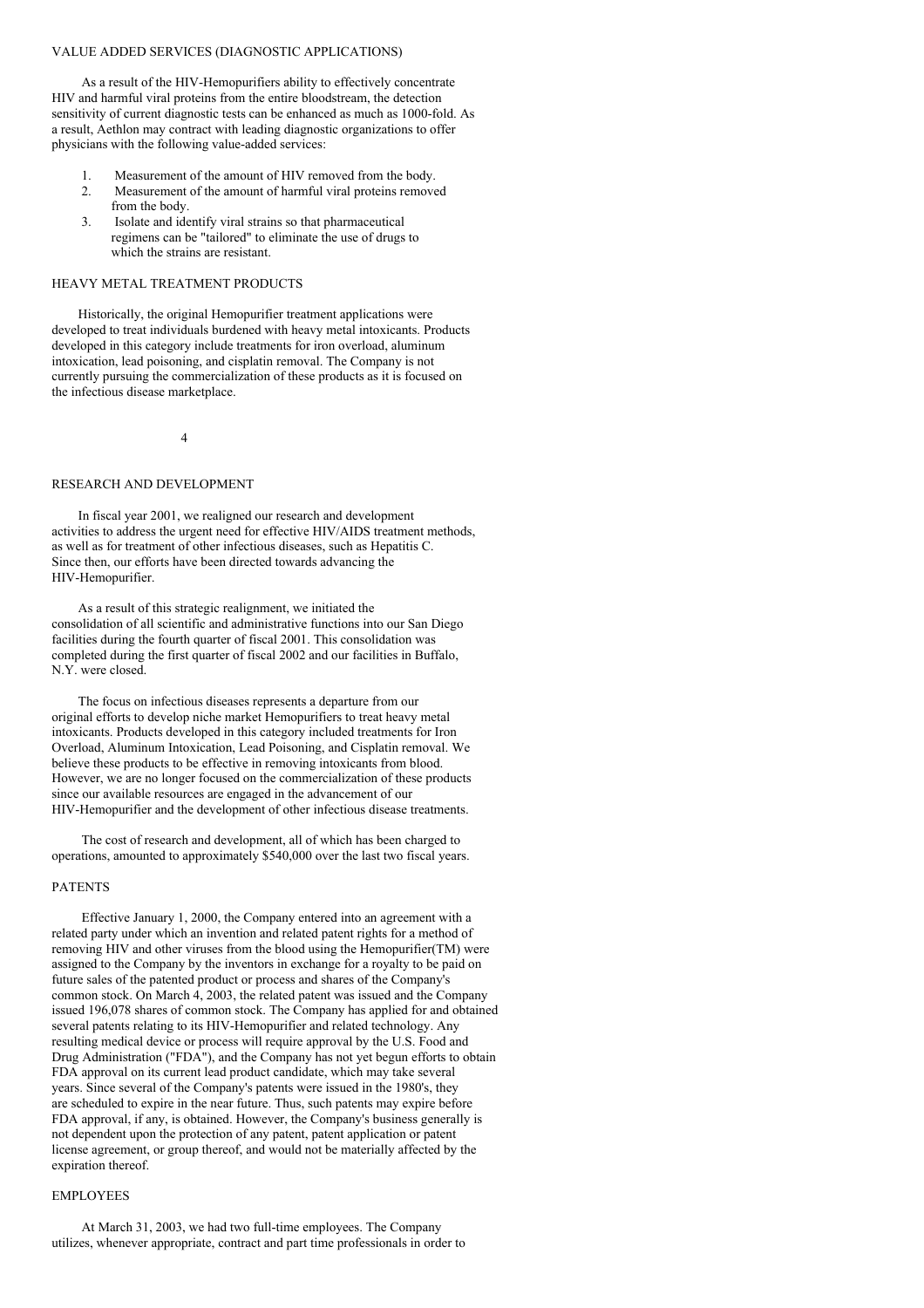## VALUE ADDED SERVICES (DIAGNOSTIC APPLICATIONS)

As a result of the HIV-Hemopurifiers ability to effectively concentrate HIV and harmful viral proteins from the entire bloodstream, the detection sensitivity of current diagnostic tests can be enhanced as much as 1000-fold. As a result, Aethlon may contract with leading diagnostic organizations to offer physicians with the following value-added services:

1. Measurement of the amount of HIV removed from the body.
2. Measurement of the amount of harmful viral proteins removed from the body.
3. Isolate and identify viral strains so that pharmaceutical regimens can be "tailored" to eliminate the use of drugs to which the strains are resistant.

## HEAVY METAL TREATMENT PRODUCTS

Historically, the original Hemopurifier treatment applications were developed to treat individuals burdened with heavy metal intoxicants. Products developed in this category include treatments for iron overload, aluminum intoxication, lead poisoning, and cisplatin removal. The Company is not currently pursuing the commercialization of these products as it is focused on the infectious disease marketplace.

## RESEARCH AND DEVELOPMENT

In fiscal year 2001, we realigned our research and development activities to address the urgent need for effective HIV/AIDS treatment methods, as well as for treatment of other infectious diseases, such as Hepatitis C. Since then, our efforts have been directed towards advancing the HIV-Hemopurifier.

As a result of this strategic realignment, we initiated the consolidation of all scientific and administrative functions into our San Diego facilities during the fourth quarter of fiscal 2001. This consolidation was completed during the first quarter of fiscal 2002 and our facilities in Buffalo, N.Y. were closed.

The focus on infectious diseases represents a departure from our original efforts to develop niche market Hemopurifiers to treat heavy metal intoxicants. Products developed in this category included treatments for Iron Overload, Aluminum Intoxication, Lead Poisoning, and Cisplatin removal. We believe these products to be effective in removing intoxicants from blood. However, we are no longer focused on the commercialization of these products since our available resources are engaged in the advancement of our HIV-Hemopurifier and the development of other infectious disease treatments.

The cost of research and development, all of which has been charged to operations, amounted to approximately $540,000 over the last two fiscal years.

## PATENTS

Effective January 1, 2000, the Company entered into an agreement with a related party under which an invention and related patent rights for a method of removing HIV and other viruses from the blood using the Hemopurifier(TM) were assigned to the Company by the inventors in exchange for a royalty to be paid on future sales of the patented product or process and shares of the Company's common stock. On March 4, 2003, the related patent was issued and the Company issued 196,078 shares of common stock. The Company has applied for and obtained several patents relating to its HIV-Hemopurifier and related technology. Any resulting medical device or process will require approval by the U.S. Food and Drug Administration ("FDA"), and the Company has not yet begun efforts to obtain FDA approval on its current lead product candidate, which may take several years. Since several of the Company's patents were issued in the 1980's, they are scheduled to expire in the near future. Thus, such patents may expire before FDA approval, if any, is obtained. However, the Company's business generally is not dependent upon the protection of any patent, patent application or patent license agreement, or group thereof, and would not be materially affected by the expiration thereof.

## EMPLOYEES

At March 31, 2003, we had two full-time employees. The Company utilizes, whenever appropriate, contract and part time professionals in order to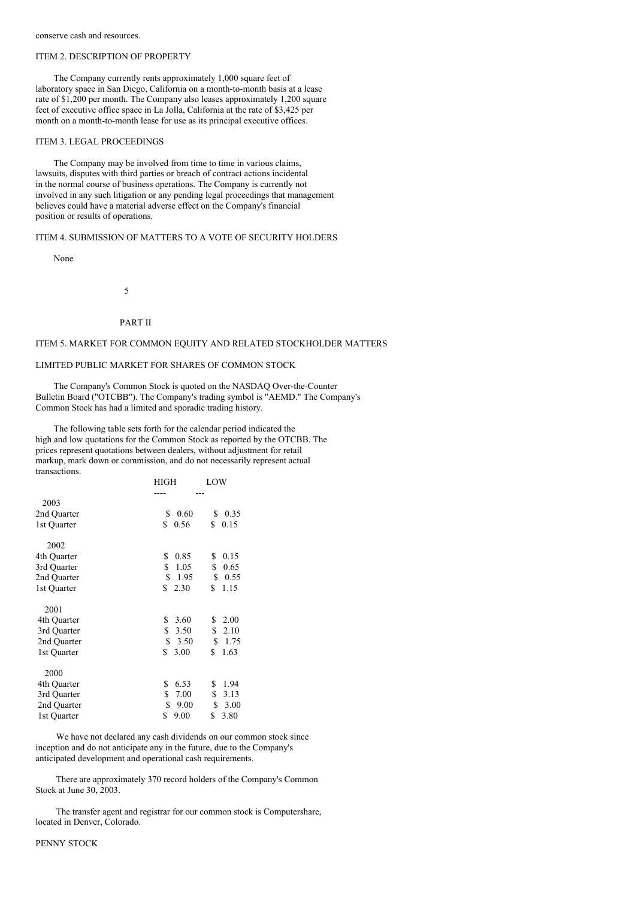conserve cash and resources.

## ITEM 2. DESCRIPTION OF PROPERTY

The Company currently rents approximately 1,000 square feet of laboratory space in San Diego, California on a month-to-month basis at a lease rate of $1,200 per month. The Company also leases approximately 1,200 square feet of executive office space in La Jolla, California at the rate of $3,425 per month on a month-to-month lease for use as its principal executive offices.

## ITEM 3. LEGAL PROCEEDINGS

The Company may be involved from time to time in various claims, lawsuits, disputes with third parties or breach of contract actions incidental in the normal course of business operations. The Company is currently not involved in any such litigation or any pending legal proceedings that management believes could have a material adverse effect on the Company's financial position or results of operations.

## ITEM 4. SUBMISSION OF MATTERS TO A VOTE OF SECURITY HOLDERS

None

# PART II

## ITEM 5. MARKET FOR COMMON EQUITY AND RELATED STOCKHOLDER MATTERS

### LIMITED PUBLIC MARKET FOR SHARES OF COMMON STOCK

The Company's Common Stock is quoted on the NASDAQ Over-the-Counter Bulletin Board ("OTCBB"). The Company's trading symbol is "AEMD." The Company's Common Stock has had a limited and sporadic trading history.

The following table sets forth for the calendar period indicated the high and low quotations for the Common Stock as reported by the OTCBB. The prices represent quotations between dealers, without adjustment for retail markup, mark down or commission, and do not necessarily represent actual transactions.

| | HIGH | LOW |
|---|---|---|
| **2003** | | |
| 2nd Quarter | $ 0.60 | $ 0.35 |
| 1st Quarter | $ 0.56 | $ 0.15 |
| **2002** | | |
| 4th Quarter | $ 0.85 | $ 0.15 |
| 3rd Quarter | $ 1.05 | $ 0.65 |
| 2nd Quarter | $ 1.95 | $ 0.55 |
| 1st Quarter | $ 2.30 | $ 1.15 |
| **2001** | | |
| 4th Quarter | $ 3.60 | $ 2.00 |
| 3rd Quarter | $ 3.50 | $ 2.10 |
| 2nd Quarter | $ 3.50 | $ 1.75 |
| 1st Quarter | $ 3.00 | $ 1.63 |
| **2000** | | |
| 4th Quarter | $ 6.53 | $ 1.94 |
| 3rd Quarter | $ 7.00 | $ 3.13 |
| 2nd Quarter | $ 9.00 | $ 3.00 |
| 1st Quarter | $ 9.00 | $ 3.80 |

We have not declared any cash dividends on our common stock since inception and do not anticipate any in the future, due to the Company's anticipated development and operational cash requirements.

There are approximately 370 record holders of the Company's Common Stock at June 30, 2003.

The transfer agent and registrar for our common stock is Computershare, located in Denver, Colorado.

### PENNY STOCK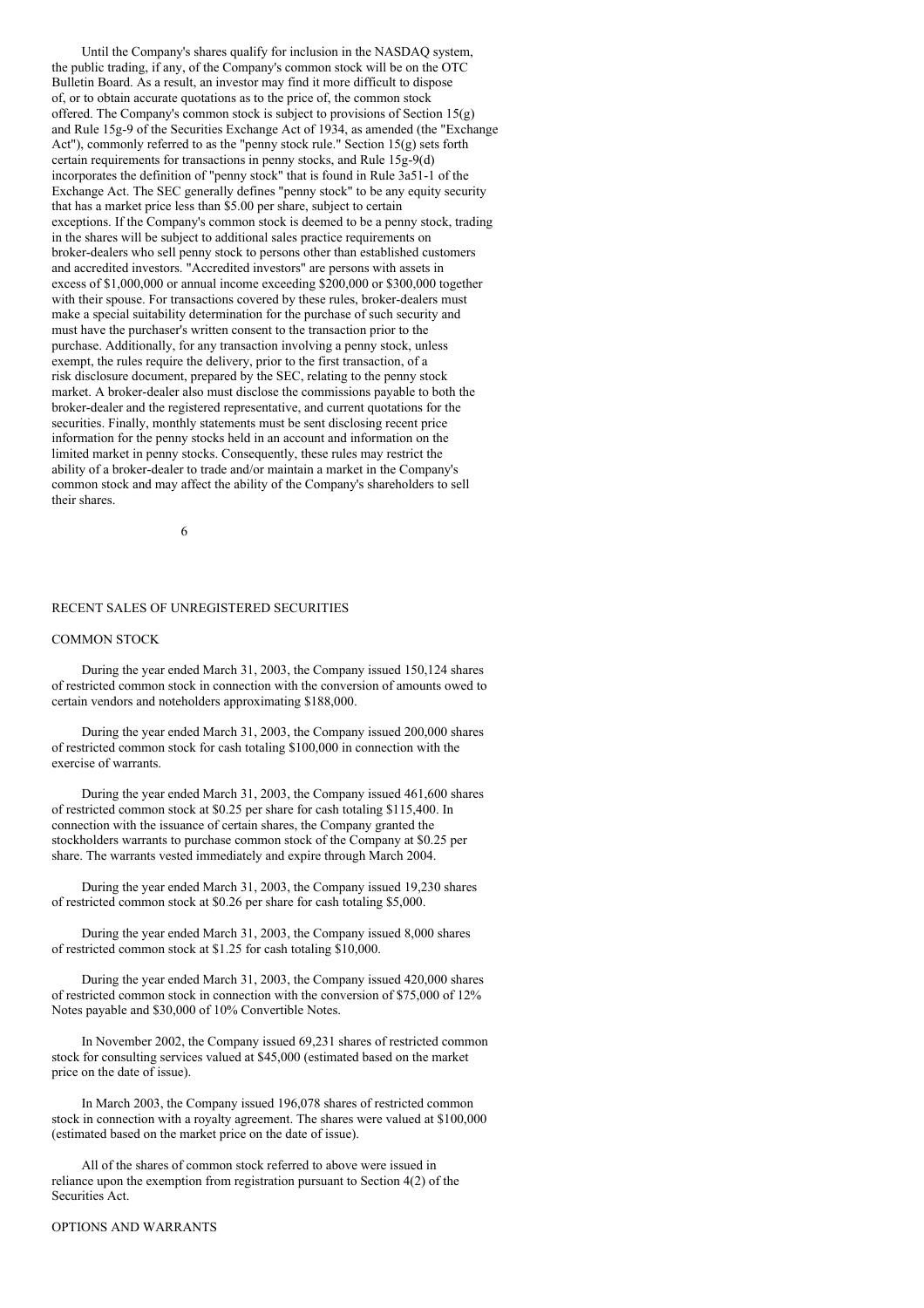Until the Company's shares qualify for inclusion in the NASDAQ system, the public trading, if any, of the Company's common stock will be on the OTC Bulletin Board. As a result, an investor may find it more difficult to dispose of, or to obtain accurate quotations as to the price of, the common stock offered. The Company's common stock is subject to provisions of Section 15(g) and Rule 15g-9 of the Securities Exchange Act of 1934, as amended (the "Exchange Act"), commonly referred to as the "penny stock rule." Section 15(g) sets forth certain requirements for transactions in penny stocks, and Rule 15g-9(d) incorporates the definition of "penny stock" that is found in Rule 3a51-1 of the Exchange Act. The SEC generally defines "penny stock" to be any equity security that has a market price less than $5.00 per share, subject to certain exceptions. If the Company's common stock is deemed to be a penny stock, trading in the shares will be subject to additional sales practice requirements on broker-dealers who sell penny stock to persons other than established customers and accredited investors. "Accredited investors" are persons with assets in excess of $1,000,000 or annual income exceeding $200,000 or $300,000 together with their spouse. For transactions covered by these rules, broker-dealers must make a special suitability determination for the purchase of such security and must have the purchaser's written consent to the transaction prior to the purchase. Additionally, for any transaction involving a penny stock, unless exempt, the rules require the delivery, prior to the first transaction, of a risk disclosure document, prepared by the SEC, relating to the penny stock market. A broker-dealer also must disclose the commissions payable to both the broker-dealer and the registered representative, and current quotations for the securities. Finally, monthly statements must be sent disclosing recent price information for the penny stocks held in an account and information on the limited market in penny stocks. Consequently, these rules may restrict the ability of a broker-dealer to trade and/or maintain a market in the Company's common stock and may affect the ability of the Company's shareholders to sell their shares.

## RECENT SALES OF UNREGISTERED SECURITIES

### COMMON STOCK

During the year ended March 31, 2003, the Company issued 150,124 shares of restricted common stock in connection with the conversion of amounts owed to certain vendors and noteholders approximating $188,000.

During the year ended March 31, 2003, the Company issued 200,000 shares of restricted common stock for cash totaling $100,000 in connection with the exercise of warrants.

During the year ended March 31, 2003, the Company issued 461,600 shares of restricted common stock at $0.25 per share for cash totaling $115,400. In connection with the issuance of certain shares, the Company granted the stockholders warrants to purchase common stock of the Company at $0.25 per share. The warrants vested immediately and expire through March 2004.

During the year ended March 31, 2003, the Company issued 19,230 shares of restricted common stock at $0.26 per share for cash totaling $5,000.

During the year ended March 31, 2003, the Company issued 8,000 shares of restricted common stock at $1.25 for cash totaling $10,000.

During the year ended March 31, 2003, the Company issued 420,000 shares of restricted common stock in connection with the conversion of $75,000 of 12% Notes payable and $30,000 of 10% Convertible Notes.

In November 2002, the Company issued 69,231 shares of restricted common stock for consulting services valued at $45,000 (estimated based on the market price on the date of issue).

In March 2003, the Company issued 196,078 shares of restricted common stock in connection with a royalty agreement. The shares were valued at $100,000 (estimated based on the market price on the date of issue).

All of the shares of common stock referred to above were issued in reliance upon the exemption from registration pursuant to Section 4(2) of the Securities Act.

### OPTIONS AND WARRANTS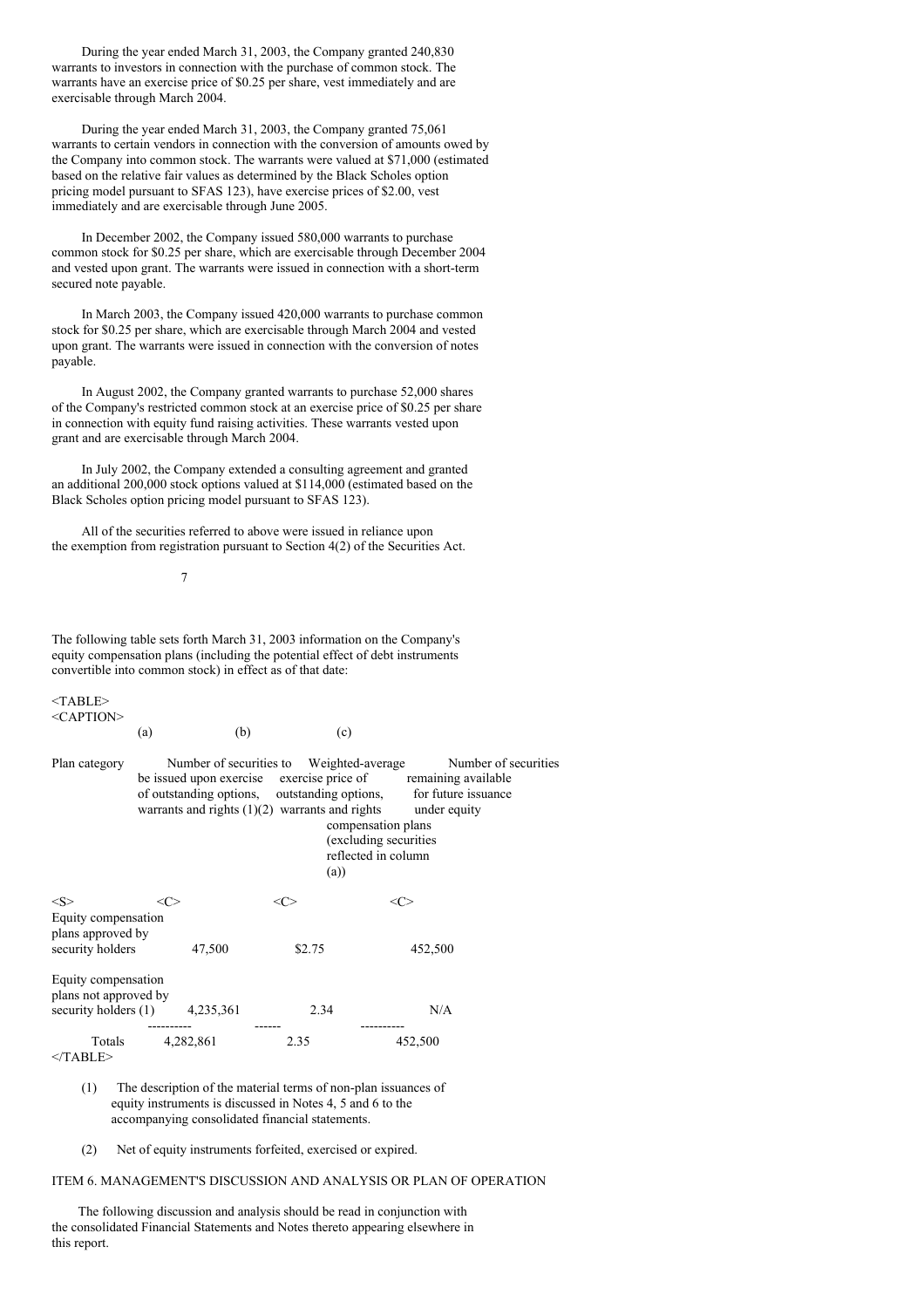During the year ended March 31, 2003, the Company granted 240,830 warrants to investors in connection with the purchase of common stock. The warrants have an exercise price of $0.25 per share, vest immediately and are exercisable through March 2004.

During the year ended March 31, 2003, the Company granted 75,061 warrants to certain vendors in connection with the conversion of amounts owed by the Company into common stock. The warrants were valued at $71,000 (estimated based on the relative fair values as determined by the Black Scholes option pricing model pursuant to SFAS 123), have exercise prices of $2.00, vest immediately and are exercisable through June 2005.

In December 2002, the Company issued 580,000 warrants to purchase common stock for $0.25 per share, which are exercisable through December 2004 and vested upon grant. The warrants were issued in connection with a short-term secured note payable.

In March 2003, the Company issued 420,000 warrants to purchase common stock for $0.25 per share, which are exercisable through March 2004 and vested upon grant. The warrants were issued in connection with the conversion of notes payable.

In August 2002, the Company granted warrants to purchase 52,000 shares of the Company's restricted common stock at an exercise price of $0.25 per share in connection with equity fund raising activities. These warrants vested upon grant and are exercisable through March 2004.

In July 2002, the Company extended a consulting agreement and granted an additional 200,000 stock options valued at $114,000 (estimated based on the Black Scholes option pricing model pursuant to SFAS 123).

All of the securities referred to above were issued in reliance upon the exemption from registration pursuant to Section 4(2) of the Securities Act.

The following table sets forth March 31, 2003 information on the Company's equity compensation plans (including the potential effect of debt instruments convertible into common stock) in effect as of that date:

| Plan category | (a) Number of securities to be issued upon exercise of outstanding options, warrants and rights (1)(2) | (b) Weighted-average exercise price of outstanding options, warrants and rights | (c) Number of securities remaining available for future issuance under equity compensation plans (excluding securities reflected in column (a)) |
|---|---|---|---|
| Equity compensation plans approved by security holders | 47,500 | $2.75 | 452,500 |
| Equity compensation plans not approved by security holders (1) | 4,235,361 | 2.34 | N/A |
| Totals | 4,282,861 | 2.35 | 452,500 |

(1) The description of the material terms of non-plan issuances of equity instruments is discussed in Notes 4, 5 and 6 to the accompanying consolidated financial statements.

(2) Net of equity instruments forfeited, exercised or expired.

## ITEM 6. MANAGEMENT'S DISCUSSION AND ANALYSIS OR PLAN OF OPERATION

The following discussion and analysis should be read in conjunction with the consolidated Financial Statements and Notes thereto appearing elsewhere in this report.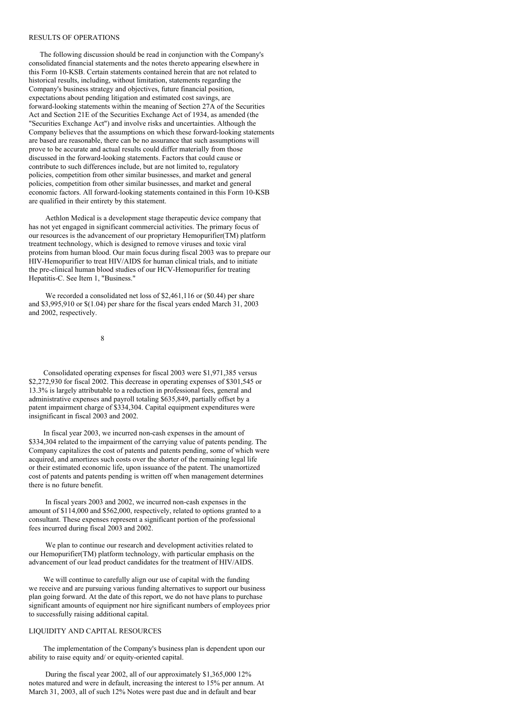RESULTS OF OPERATIONS

The following discussion should be read in conjunction with the Company's consolidated financial statements and the notes thereto appearing elsewhere in this Form 10-KSB. Certain statements contained herein that are not related to historical results, including, without limitation, statements regarding the Company's business strategy and objectives, future financial position, expectations about pending litigation and estimated cost savings, are forward-looking statements within the meaning of Section 27A of the Securities Act and Section 21E of the Securities Exchange Act of 1934, as amended (the "Securities Exchange Act") and involve risks and uncertainties. Although the Company believes that the assumptions on which these forward-looking statements are based are reasonable, there can be no assurance that such assumptions will prove to be accurate and actual results could differ materially from those discussed in the forward-looking statements. Factors that could cause or contribute to such differences include, but are not limited to, regulatory policies, competition from other similar businesses, and market and general policies, competition from other similar businesses, and market and general economic factors. All forward-looking statements contained in this Form 10-KSB are qualified in their entirety by this statement.

Aethlon Medical is a development stage therapeutic device company that has not yet engaged in significant commercial activities. The primary focus of our resources is the advancement of our proprietary Hemopurifier(TM) platform treatment technology, which is designed to remove viruses and toxic viral proteins from human blood. Our main focus during fiscal 2003 was to prepare our HIV-Hemopurifier to treat HIV/AIDS for human clinical trials, and to initiate the pre-clinical human blood studies of our HCV-Hemopurifier for treating Hepatitis-C. See Item 1, "Business."

We recorded a consolidated net loss of $2,461,116 or ($0.44) per share and $3,995,910 or $(1.04) per share for the fiscal years ended March 31, 2003 and 2002, respectively.

Consolidated operating expenses for fiscal 2003 were $1,971,385 versus $2,272,930 for fiscal 2002. This decrease in operating expenses of $301,545 or 13.3% is largely attributable to a reduction in professional fees, general and administrative expenses and payroll totaling $635,849, partially offset by a patent impairment charge of $334,304. Capital equipment expenditures were insignificant in fiscal 2003 and 2002.

In fiscal year 2003, we incurred non-cash expenses in the amount of $334,304 related to the impairment of the carrying value of patents pending. The Company capitalizes the cost of patents and patents pending, some of which were acquired, and amortizes such costs over the shorter of the remaining legal life or their estimated economic life, upon issuance of the patent. The unamortized cost of patents and patents pending is written off when management determines there is no future benefit.

In fiscal years 2003 and 2002, we incurred non-cash expenses in the amount of $114,000 and $562,000, respectively, related to options granted to a consultant. These expenses represent a significant portion of the professional fees incurred during fiscal 2003 and 2002.

We plan to continue our research and development activities related to our Hemopurifier(TM) platform technology, with particular emphasis on the advancement of our lead product candidates for the treatment of HIV/AIDS.

We will continue to carefully align our use of capital with the funding we receive and are pursuing various funding alternatives to support our business plan going forward. At the date of this report, we do not have plans to purchase significant amounts of equipment nor hire significant numbers of employees prior to successfully raising additional capital.

LIQUIDITY AND CAPITAL RESOURCES

The implementation of the Company's business plan is dependent upon our ability to raise equity and/ or equity-oriented capital.

During the fiscal year 2002, all of our approximately $1,365,000 12% notes matured and were in default, increasing the interest to 15% per annum. At March 31, 2003, all of such 12% Notes were past due and in default and bear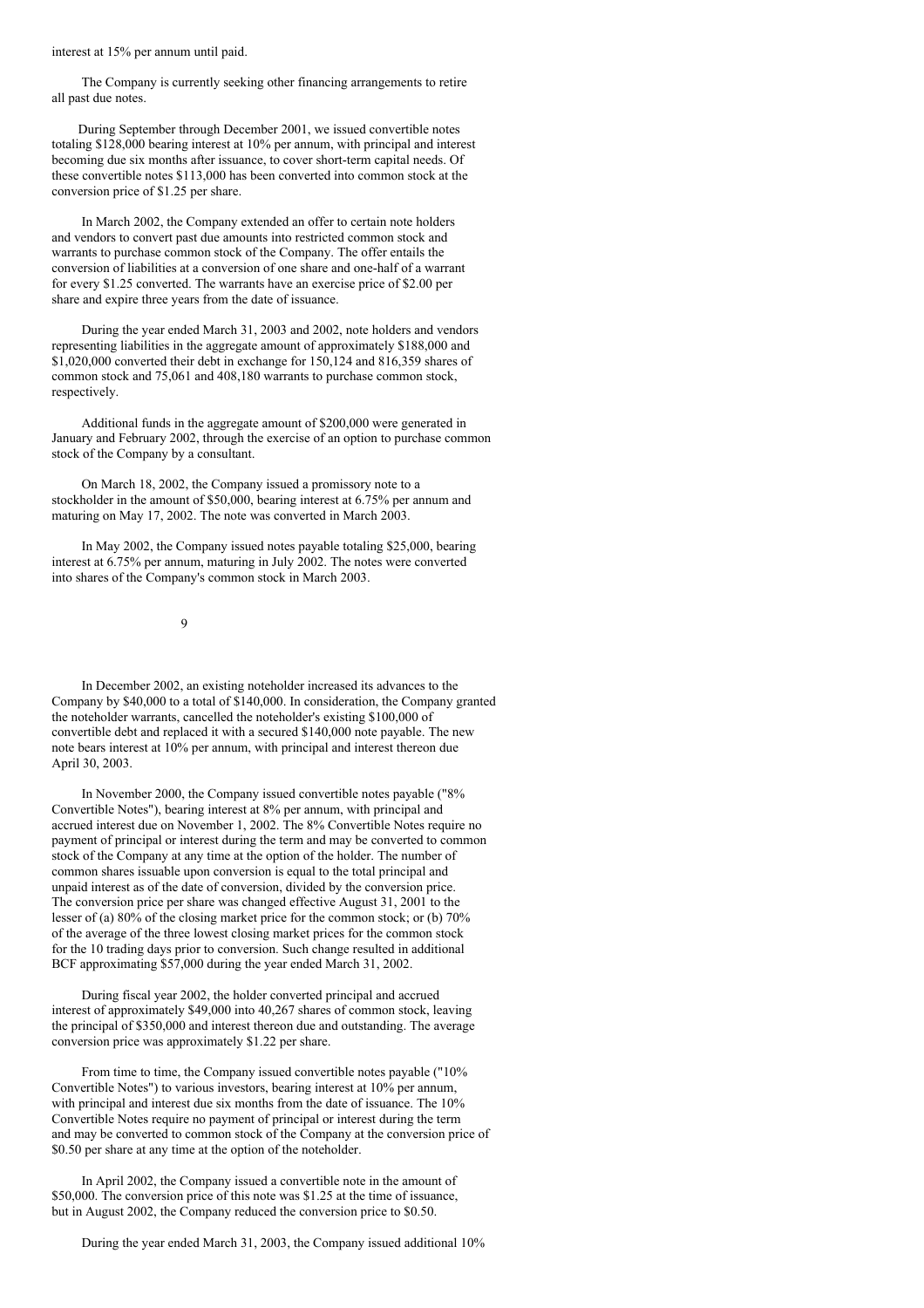interest at 15% per annum until paid.

The Company is currently seeking other financing arrangements to retire all past due notes.

During September through December 2001, we issued convertible notes totaling $128,000 bearing interest at 10% per annum, with principal and interest becoming due six months after issuance, to cover short-term capital needs. Of these convertible notes $113,000 has been converted into common stock at the conversion price of $1.25 per share.

In March 2002, the Company extended an offer to certain note holders and vendors to convert past due amounts into restricted common stock and warrants to purchase common stock of the Company. The offer entails the conversion of liabilities at a conversion of one share and one-half of a warrant for every $1.25 converted. The warrants have an exercise price of $2.00 per share and expire three years from the date of issuance.

During the year ended March 31, 2003 and 2002, note holders and vendors representing liabilities in the aggregate amount of approximately $188,000 and $1,020,000 converted their debt in exchange for 150,124 and 816,359 shares of common stock and 75,061 and 408,180 warrants to purchase common stock, respectively.

Additional funds in the aggregate amount of $200,000 were generated in January and February 2002, through the exercise of an option to purchase common stock of the Company by a consultant.

On March 18, 2002, the Company issued a promissory note to a stockholder in the amount of $50,000, bearing interest at 6.75% per annum and maturing on May 17, 2002. The note was converted in March 2003.

In May 2002, the Company issued notes payable totaling $25,000, bearing interest at 6.75% per annum, maturing in July 2002. The notes were converted into shares of the Company's common stock in March 2003.

In December 2002, an existing noteholder increased its advances to the Company by $40,000 to a total of $140,000. In consideration, the Company granted the noteholder warrants, cancelled the noteholder's existing $100,000 of convertible debt and replaced it with a secured $140,000 note payable. The new note bears interest at 10% per annum, with principal and interest thereon due April 30, 2003.

In November 2000, the Company issued convertible notes payable ("8% Convertible Notes"), bearing interest at 8% per annum, with principal and accrued interest due on November 1, 2002. The 8% Convertible Notes require no payment of principal or interest during the term and may be converted to common stock of the Company at any time at the option of the holder. The number of common shares issuable upon conversion is equal to the total principal and unpaid interest as of the date of conversion, divided by the conversion price. The conversion price per share was changed effective August 31, 2001 to the lesser of (a) 80% of the closing market price for the common stock; or (b) 70% of the average of the three lowest closing market prices for the common stock for the 10 trading days prior to conversion. Such change resulted in additional BCF approximating $57,000 during the year ended March 31, 2002.

During fiscal year 2002, the holder converted principal and accrued interest of approximately $49,000 into 40,267 shares of common stock, leaving the principal of $350,000 and interest thereon due and outstanding. The average conversion price was approximately $1.22 per share.

From time to time, the Company issued convertible notes payable ("10% Convertible Notes") to various investors, bearing interest at 10% per annum, with principal and interest due six months from the date of issuance. The 10% Convertible Notes require no payment of principal or interest during the term and may be converted to common stock of the Company at the conversion price of $0.50 per share at any time at the option of the noteholder.

In April 2002, the Company issued a convertible note in the amount of $50,000. The conversion price of this note was $1.25 at the time of issuance, but in August 2002, the Company reduced the conversion price to $0.50.

During the year ended March 31, 2003, the Company issued additional 10%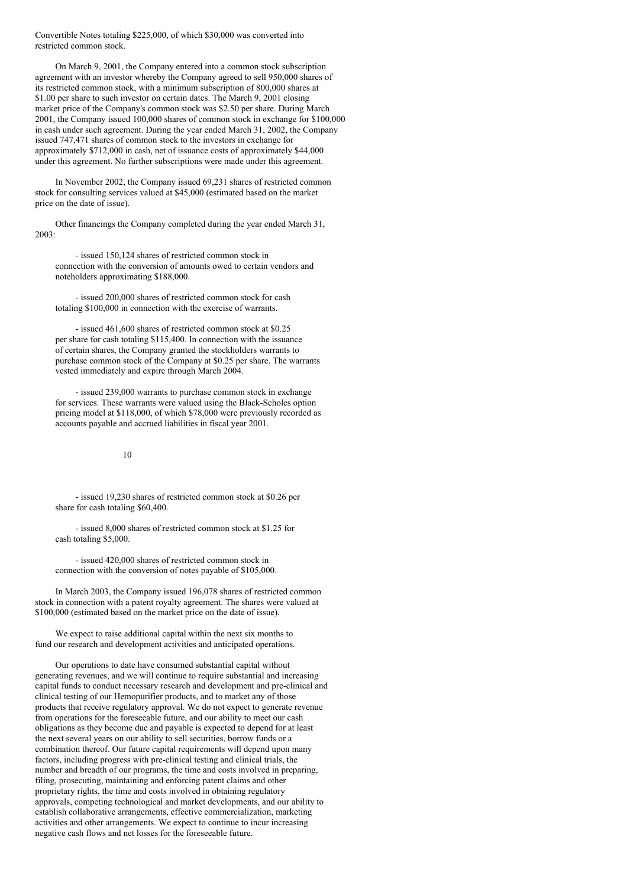Convertible Notes totaling $225,000, of which $30,000 was converted into restricted common stock.

On March 9, 2001, the Company entered into a common stock subscription agreement with an investor whereby the Company agreed to sell 950,000 shares of its restricted common stock, with a minimum subscription of 800,000 shares at $1.00 per share to such investor on certain dates. The March 9, 2001 closing market price of the Company's common stock was $2.50 per share. During March 2001, the Company issued 100,000 shares of common stock in exchange for $100,000 in cash under such agreement. During the year ended March 31, 2002, the Company issued 747,471 shares of common stock to the investors in exchange for approximately $712,000 in cash, net of issuance costs of approximately $44,000 under this agreement. No further subscriptions were made under this agreement.

In November 2002, the Company issued 69,231 shares of restricted common stock for consulting services valued at $45,000 (estimated based on the market price on the date of issue).

Other financings the Company completed during the year ended March 31, 2003:

- issued 150,124 shares of restricted common stock in connection with the conversion of amounts owed to certain vendors and noteholders approximating $188,000.

- issued 200,000 shares of restricted common stock for cash totaling $100,000 in connection with the exercise of warrants.

- issued 461,600 shares of restricted common stock at $0.25 per share for cash totaling $115,400. In connection with the issuance of certain shares, the Company granted the stockholders warrants to purchase common stock of the Company at $0.25 per share. The warrants vested immediately and expire through March 2004.

- issued 239,000 warrants to purchase common stock in exchange for services. These warrants were valued using the Black-Scholes option pricing model at $118,000, of which $78,000 were previously recorded as accounts payable and accrued liabilities in fiscal year 2001.

- issued 19,230 shares of restricted common stock at $0.26 per share for cash totaling $60,400.

- issued 8,000 shares of restricted common stock at $1.25 for cash totaling $5,000.

- issued 420,000 shares of restricted common stock in connection with the conversion of notes payable of $105,000.

In March 2003, the Company issued 196,078 shares of restricted common stock in connection with a patent royalty agreement. The shares were valued at $100,000 (estimated based on the market price on the date of issue).

We expect to raise additional capital within the next six months to fund our research and development activities and anticipated operations.

Our operations to date have consumed substantial capital without generating revenues, and we will continue to require substantial and increasing capital funds to conduct necessary research and development and pre-clinical and clinical testing of our Hemopurifier products, and to market any of those products that receive regulatory approval. We do not expect to generate revenue from operations for the foreseeable future, and our ability to meet our cash obligations as they become due and payable is expected to depend for at least the next several years on our ability to sell securities, borrow funds or a combination thereof. Our future capital requirements will depend upon many factors, including progress with pre-clinical testing and clinical trials, the number and breadth of our programs, the time and costs involved in preparing, filing, prosecuting, maintaining and enforcing patent claims and other proprietary rights, the time and costs involved in obtaining regulatory approvals, competing technological and market developments, and our ability to establish collaborative arrangements, effective commercialization, marketing activities and other arrangements. We expect to continue to incur increasing negative cash flows and net losses for the foreseeable future.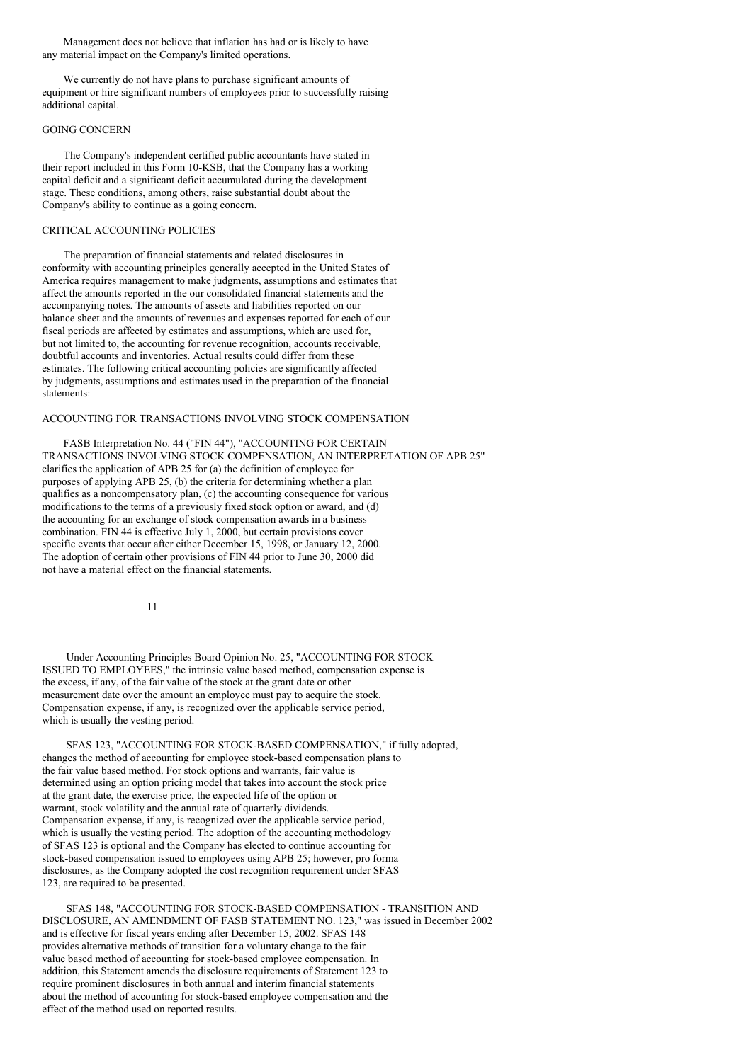Management does not believe that inflation has had or is likely to have any material impact on the Company's limited operations.

We currently do not have plans to purchase significant amounts of equipment or hire significant numbers of employees prior to successfully raising additional capital.

## GOING CONCERN

The Company's independent certified public accountants have stated in their report included in this Form 10-KSB, that the Company has a working capital deficit and a significant deficit accumulated during the development stage. These conditions, among others, raise substantial doubt about the Company's ability to continue as a going concern.

## CRITICAL ACCOUNTING POLICIES

The preparation of financial statements and related disclosures in conformity with accounting principles generally accepted in the United States of America requires management to make judgments, assumptions and estimates that affect the amounts reported in the our consolidated financial statements and the accompanying notes. The amounts of assets and liabilities reported on our balance sheet and the amounts of revenues and expenses reported for each of our fiscal periods are affected by estimates and assumptions, which are used for, but not limited to, the accounting for revenue recognition, accounts receivable, doubtful accounts and inventories. Actual results could differ from these estimates. The following critical accounting policies are significantly affected by judgments, assumptions and estimates used in the preparation of the financial statements:

## ACCOUNTING FOR TRANSACTIONS INVOLVING STOCK COMPENSATION

FASB Interpretation No. 44 ("FIN 44"), "ACCOUNTING FOR CERTAIN TRANSACTIONS INVOLVING STOCK COMPENSATION, AN INTERPRETATION OF APB 25" clarifies the application of APB 25 for (a) the definition of employee for purposes of applying APB 25, (b) the criteria for determining whether a plan qualifies as a noncompensatory plan, (c) the accounting consequence for various modifications to the terms of a previously fixed stock option or award, and (d) the accounting for an exchange of stock compensation awards in a business combination. FIN 44 is effective July 1, 2000, but certain provisions cover specific events that occur after either December 15, 1998, or January 12, 2000. The adoption of certain other provisions of FIN 44 prior to June 30, 2000 did not have a material effect on the financial statements.

Under Accounting Principles Board Opinion No. 25, "ACCOUNTING FOR STOCK ISSUED TO EMPLOYEES," the intrinsic value based method, compensation expense is the excess, if any, of the fair value of the stock at the grant date or other measurement date over the amount an employee must pay to acquire the stock. Compensation expense, if any, is recognized over the applicable service period, which is usually the vesting period.

SFAS 123, "ACCOUNTING FOR STOCK-BASED COMPENSATION," if fully adopted, changes the method of accounting for employee stock-based compensation plans to the fair value based method. For stock options and warrants, fair value is determined using an option pricing model that takes into account the stock price at the grant date, the exercise price, the expected life of the option or warrant, stock volatility and the annual rate of quarterly dividends. Compensation expense, if any, is recognized over the applicable service period, which is usually the vesting period. The adoption of the accounting methodology of SFAS 123 is optional and the Company has elected to continue accounting for stock-based compensation issued to employees using APB 25; however, pro forma disclosures, as the Company adopted the cost recognition requirement under SFAS 123, are required to be presented.

SFAS 148, "ACCOUNTING FOR STOCK-BASED COMPENSATION - TRANSITION AND DISCLOSURE, AN AMENDMENT OF FASB STATEMENT NO. 123," was issued in December 2002 and is effective for fiscal years ending after December 15, 2002. SFAS 148 provides alternative methods of transition for a voluntary change to the fair value based method of accounting for stock-based employee compensation. In addition, this Statement amends the disclosure requirements of Statement 123 to require prominent disclosures in both annual and interim financial statements about the method of accounting for stock-based employee compensation and the effect of the method used on reported results.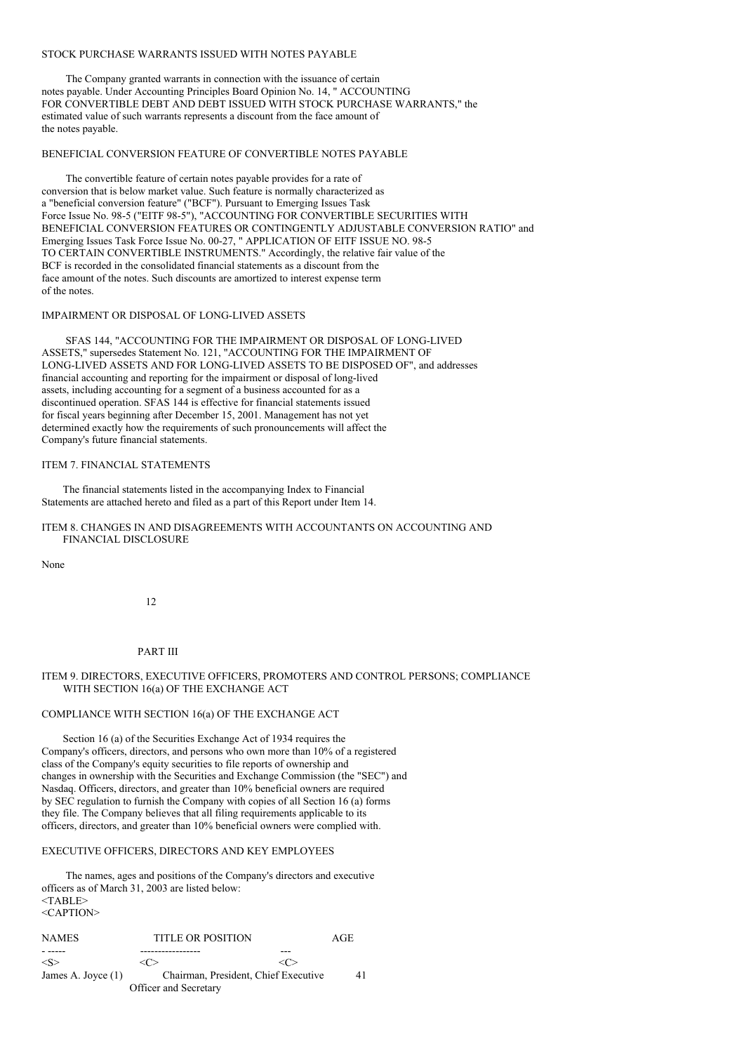### STOCK PURCHASE WARRANTS ISSUED WITH NOTES PAYABLE

The Company granted warrants in connection with the issuance of certain notes payable. Under Accounting Principles Board Opinion No. 14, " ACCOUNTING FOR CONVERTIBLE DEBT AND DEBT ISSUED WITH STOCK PURCHASE WARRANTS," the estimated value of such warrants represents a discount from the face amount of the notes payable.

### BENEFICIAL CONVERSION FEATURE OF CONVERTIBLE NOTES PAYABLE

The convertible feature of certain notes payable provides for a rate of conversion that is below market value. Such feature is normally characterized as a "beneficial conversion feature" ("BCF"). Pursuant to Emerging Issues Task Force Issue No. 98-5 ("EITF 98-5"), "ACCOUNTING FOR CONVERTIBLE SECURITIES WITH BENEFICIAL CONVERSION FEATURES OR CONTINGENTLY ADJUSTABLE CONVERSION RATIO" and Emerging Issues Task Force Issue No. 00-27, " APPLICATION OF EITF ISSUE NO. 98-5 TO CERTAIN CONVERTIBLE INSTRUMENTS." Accordingly, the relative fair value of the BCF is recorded in the consolidated financial statements as a discount from the face amount of the notes. Such discounts are amortized to interest expense term of the notes.

### IMPAIRMENT OR DISPOSAL OF LONG-LIVED ASSETS

SFAS 144, "ACCOUNTING FOR THE IMPAIRMENT OR DISPOSAL OF LONG-LIVED ASSETS," supersedes Statement No. 121, "ACCOUNTING FOR THE IMPAIRMENT OF LONG-LIVED ASSETS AND FOR LONG-LIVED ASSETS TO BE DISPOSED OF", and addresses financial accounting and reporting for the impairment or disposal of long-lived assets, including accounting for a segment of a business accounted for as a discontinued operation. SFAS 144 is effective for financial statements issued for fiscal years beginning after December 15, 2001. Management has not yet determined exactly how the requirements of such pronouncements will affect the Company's future financial statements.

## ITEM 7. FINANCIAL STATEMENTS

The financial statements listed in the accompanying Index to Financial Statements are attached hereto and filed as a part of this Report under Item 14.

## ITEM 8. CHANGES IN AND DISAGREEMENTS WITH ACCOUNTANTS ON ACCOUNTING AND FINANCIAL DISCLOSURE

None

# PART III

## ITEM 9. DIRECTORS, EXECUTIVE OFFICERS, PROMOTERS AND CONTROL PERSONS; COMPLIANCE WITH SECTION 16(a) OF THE EXCHANGE ACT

### COMPLIANCE WITH SECTION 16(a) OF THE EXCHANGE ACT

Section 16 (a) of the Securities Exchange Act of 1934 requires the Company's officers, directors, and persons who own more than 10% of a registered class of the Company's equity securities to file reports of ownership and changes in ownership with the Securities and Exchange Commission (the "SEC") and Nasdaq. Officers, directors, and greater than 10% beneficial owners are required by SEC regulation to furnish the Company with copies of all Section 16 (a) forms they file. The Company believes that all filing requirements applicable to its officers, directors, and greater than 10% beneficial owners were complied with.

### EXECUTIVE OFFICERS, DIRECTORS AND KEY EMPLOYEES

The names, ages and positions of the Company's directors and executive officers as of March 31, 2003 are listed below:

| NAMES | TITLE OR POSITION | AGE |
|---|---|---|
| James A. Joyce (1) | Chairman, President, Chief Executive Officer and Secretary | 41 |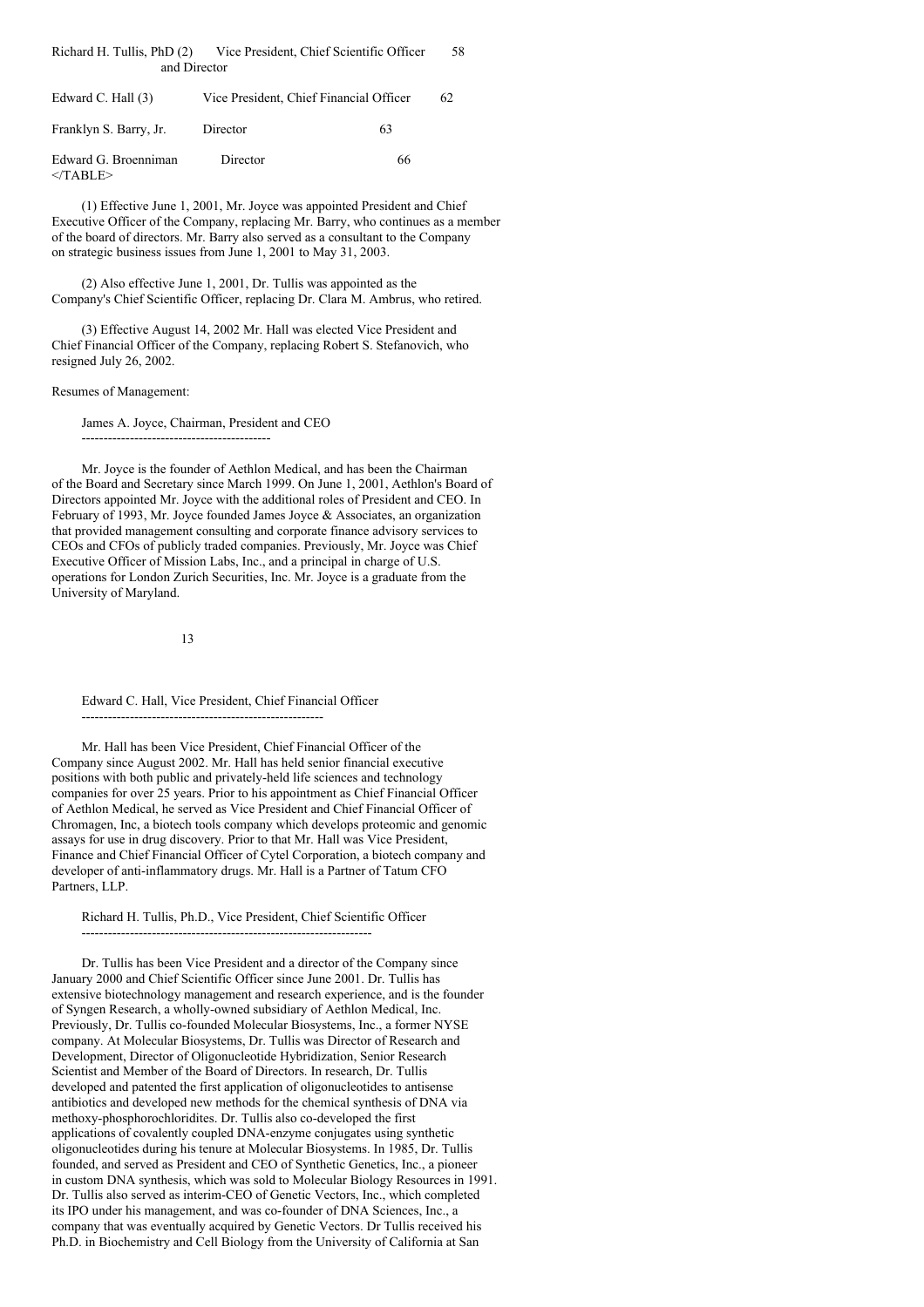| | | |
|---|---|---|
| Richard H. Tullis, PhD (2) | Vice President, Chief Scientific Officer and Director | 58 |
| Edward C. Hall (3) | Vice President, Chief Financial Officer | 62 |
| Franklyn S. Barry, Jr. | Director | 63 |
| Edward G. Broenniman | Director | 66 |

(1) Effective June 1, 2001, Mr. Joyce was appointed President and Chief Executive Officer of the Company, replacing Mr. Barry, who continues as a member of the board of directors. Mr. Barry also served as a consultant to the Company on strategic business issues from June 1, 2001 to May 31, 2003.

(2) Also effective June 1, 2001, Dr. Tullis was appointed as the Company's Chief Scientific Officer, replacing Dr. Clara M. Ambrus, who retired.

(3) Effective August 14, 2002 Mr. Hall was elected Vice President and Chief Financial Officer of the Company, replacing Robert S. Stefanovich, who resigned July 26, 2002.

Resumes of Management:

James A. Joyce, Chairman, President and CEO

Mr. Joyce is the founder of Aethlon Medical, and has been the Chairman of the Board and Secretary since March 1999. On June 1, 2001, Aethlon's Board of Directors appointed Mr. Joyce with the additional roles of President and CEO. In February of 1993, Mr. Joyce founded James Joyce & Associates, an organization that provided management consulting and corporate finance advisory services to CEOs and CFOs of publicly traded companies. Previously, Mr. Joyce was Chief Executive Officer of Mission Labs, Inc., and a principal in charge of U.S. operations for London Zurich Securities, Inc. Mr. Joyce is a graduate from the University of Maryland.

Edward C. Hall, Vice President, Chief Financial Officer

Mr. Hall has been Vice President, Chief Financial Officer of the Company since August 2002. Mr. Hall has held senior financial executive positions with both public and privately-held life sciences and technology companies for over 25 years. Prior to his appointment as Chief Financial Officer of Aethlon Medical, he served as Vice President and Chief Financial Officer of Chromagen, Inc, a biotech tools company which develops proteomic and genomic assays for use in drug discovery. Prior to that Mr. Hall was Vice President, Finance and Chief Financial Officer of Cytel Corporation, a biotech company and developer of anti-inflammatory drugs. Mr. Hall is a Partner of Tatum CFO Partners, LLP.

Richard H. Tullis, Ph.D., Vice President, Chief Scientific Officer

Dr. Tullis has been Vice President and a director of the Company since January 2000 and Chief Scientific Officer since June 2001. Dr. Tullis has extensive biotechnology management and research experience, and is the founder of Syngen Research, a wholly-owned subsidiary of Aethlon Medical, Inc. Previously, Dr. Tullis co-founded Molecular Biosystems, Inc., a former NYSE company. At Molecular Biosystems, Dr. Tullis was Director of Research and Development, Director of Oligonucleotide Hybridization, Senior Research Scientist and Member of the Board of Directors. In research, Dr. Tullis developed and patented the first application of oligonucleotides to antisense antibiotics and developed new methods for the chemical synthesis of DNA via methoxy-phosphorochloridites. Dr. Tullis also co-developed the first applications of covalently coupled DNA-enzyme conjugates using synthetic oligonucleotides during his tenure at Molecular Biosystems. In 1985, Dr. Tullis founded, and served as President and CEO of Synthetic Genetics, Inc., a pioneer in custom DNA synthesis, which was sold to Molecular Biology Resources in 1991. Dr. Tullis also served as interim-CEO of Genetic Vectors, Inc., which completed its IPO under his management, and was co-founder of DNA Sciences, Inc., a company that was eventually acquired by Genetic Vectors. Dr Tullis received his Ph.D. in Biochemistry and Cell Biology from the University of California at San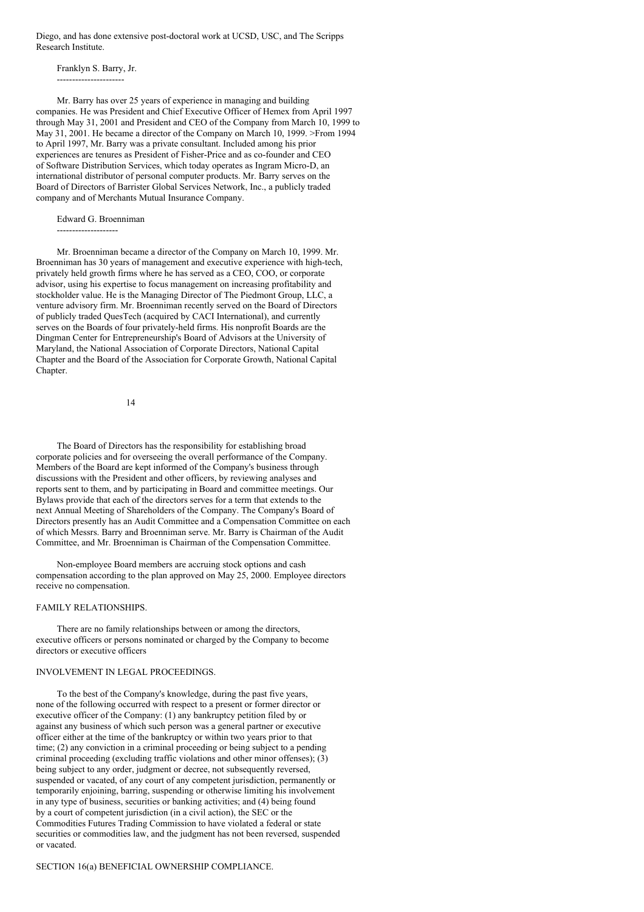Diego, and has done extensive post-doctoral work at UCSD, USC, and The Scripps Research Institute.

Franklyn S. Barry, Jr.

Mr. Barry has over 25 years of experience in managing and building companies. He was President and Chief Executive Officer of Hemex from April 1997 through May 31, 2001 and President and CEO of the Company from March 10, 1999 to May 31, 2001. He became a director of the Company on March 10, 1999. >From 1994 to April 1997, Mr. Barry was a private consultant. Included among his prior experiences are tenures as President of Fisher-Price and as co-founder and CEO of Software Distribution Services, which today operates as Ingram Micro-D, an international distributor of personal computer products. Mr. Barry serves on the Board of Directors of Barrister Global Services Network, Inc., a publicly traded company and of Merchants Mutual Insurance Company.

Edward G. Broenniman

Mr. Broenniman became a director of the Company on March 10, 1999. Mr. Broenniman has 30 years of management and executive experience with high-tech, privately held growth firms where he has served as a CEO, COO, or corporate advisor, using his expertise to focus management on increasing profitability and stockholder value. He is the Managing Director of The Piedmont Group, LLC, a venture advisory firm. Mr. Broenniman recently served on the Board of Directors of publicly traded QuesTech (acquired by CACI International), and currently serves on the Boards of four privately-held firms. His nonprofit Boards are the Dingman Center for Entrepreneurship's Board of Advisors at the University of Maryland, the National Association of Corporate Directors, National Capital Chapter and the Board of the Association for Corporate Growth, National Capital Chapter.

The Board of Directors has the responsibility for establishing broad corporate policies and for overseeing the overall performance of the Company. Members of the Board are kept informed of the Company's business through discussions with the President and other officers, by reviewing analyses and reports sent to them, and by participating in Board and committee meetings. Our Bylaws provide that each of the directors serves for a term that extends to the next Annual Meeting of Shareholders of the Company. The Company's Board of Directors presently has an Audit Committee and a Compensation Committee on each of which Messrs. Barry and Broenniman serve. Mr. Barry is Chairman of the Audit Committee, and Mr. Broenniman is Chairman of the Compensation Committee.

Non-employee Board members are accruing stock options and cash compensation according to the plan approved on May 25, 2000. Employee directors receive no compensation.

FAMILY RELATIONSHIPS.

There are no family relationships between or among the directors, executive officers or persons nominated or charged by the Company to become directors or executive officers

INVOLVEMENT IN LEGAL PROCEEDINGS.

To the best of the Company's knowledge, during the past five years, none of the following occurred with respect to a present or former director or executive officer of the Company: (1) any bankruptcy petition filed by or against any business of which such person was a general partner or executive officer either at the time of the bankruptcy or within two years prior to that time; (2) any conviction in a criminal proceeding or being subject to a pending criminal proceeding (excluding traffic violations and other minor offenses); (3) being subject to any order, judgment or decree, not subsequently reversed, suspended or vacated, of any court of any competent jurisdiction, permanently or temporarily enjoining, barring, suspending or otherwise limiting his involvement in any type of business, securities or banking activities; and (4) being found by a court of competent jurisdiction (in a civil action), the SEC or the Commodities Futures Trading Commission to have violated a federal or state securities or commodities law, and the judgment has not been reversed, suspended or vacated.

SECTION 16(a) BENEFICIAL OWNERSHIP COMPLIANCE.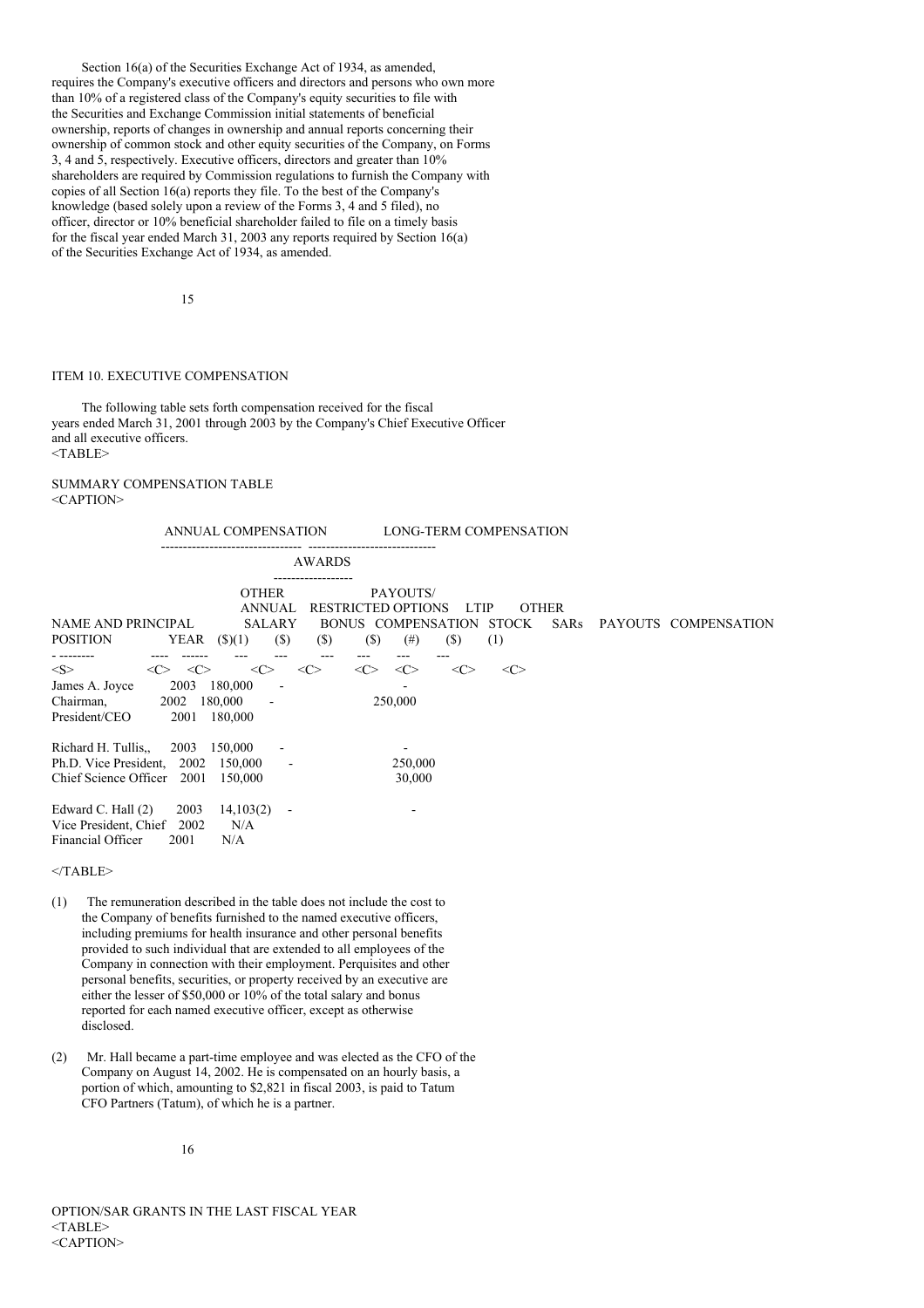Section 16(a) of the Securities Exchange Act of 1934, as amended, requires the Company's executive officers and directors and persons who own more than 10% of a registered class of the Company's equity securities to file with the Securities and Exchange Commission initial statements of beneficial ownership, reports of changes in ownership and annual reports concerning their ownership of common stock and other equity securities of the Company, on Forms 3, 4 and 5, respectively. Executive officers, directors and greater than 10% shareholders are required by Commission regulations to furnish the Company with copies of all Section 16(a) reports they file. To the best of the Company's knowledge (based solely upon a review of the Forms 3, 4 and 5 filed), no officer, director or 10% beneficial shareholder failed to file on a timely basis for the fiscal year ended March 31, 2003 any reports required by Section 16(a) of the Securities Exchange Act of 1934, as amended.

## ITEM 10. EXECUTIVE COMPENSATION

The following table sets forth compensation received for the fiscal years ended March 31, 2001 through 2003 by the Company's Chief Executive Officer and all executive officers.

SUMMARY COMPENSATION TABLE

| | | ANNUAL COMPENSATION | | | LONG-TERM COMPENSATION | | | |
|---|---|---|---|---|---|---|---|---|
| | | | | | AWARDS | | PAYOUTS/ | |
| NAME AND PRINCIPAL POSITION | YEAR | SALARY ($)(1) | BONUS ($) | OTHER ANNUAL COMPENSATION ($) | RESTRICTED STOCK ($) | OPTIONS SARs (#) | LTIP PAYOUTS ($) | OTHER COMPENSATION (1) |
| James A. Joyce | 2003 | 180,000 | - | | | - | | |
| Chairman, | 2002 | 180,000 | - | | | 250,000 | | |
| President/CEO | 2001 | 180,000 | | | | | | |
| Richard H. Tullis,, | 2003 | 150,000 | - | | | - | | |
| Ph.D. Vice President, | 2002 | 150,000 | - | | | 250,000 | | |
| Chief Science Officer | 2001 | 150,000 | | | | 30,000 | | |
| Edward C. Hall (2) | 2003 | 14,103(2) | - | | | - | | |
| Vice President, Chief | 2002 | N/A | | | | | | |
| Financial Officer | 2001 | N/A | | | | | | |

(1) The remuneration described in the table does not include the cost to the Company of benefits furnished to the named executive officers, including premiums for health insurance and other personal benefits provided to such individual that are extended to all employees of the Company in connection with their employment. Perquisites and other personal benefits, securities, or property received by an executive are either the lesser of $50,000 or 10% of the total salary and bonus reported for each named executive officer, except as otherwise disclosed.

(2) Mr. Hall became a part-time employee and was elected as the CFO of the Company on August 14, 2002. He is compensated on an hourly basis, a portion of which, amounting to $2,821 in fiscal 2003, is paid to Tatum CFO Partners (Tatum), of which he is a partner.

OPTION/SAR GRANTS IN THE LAST FISCAL YEAR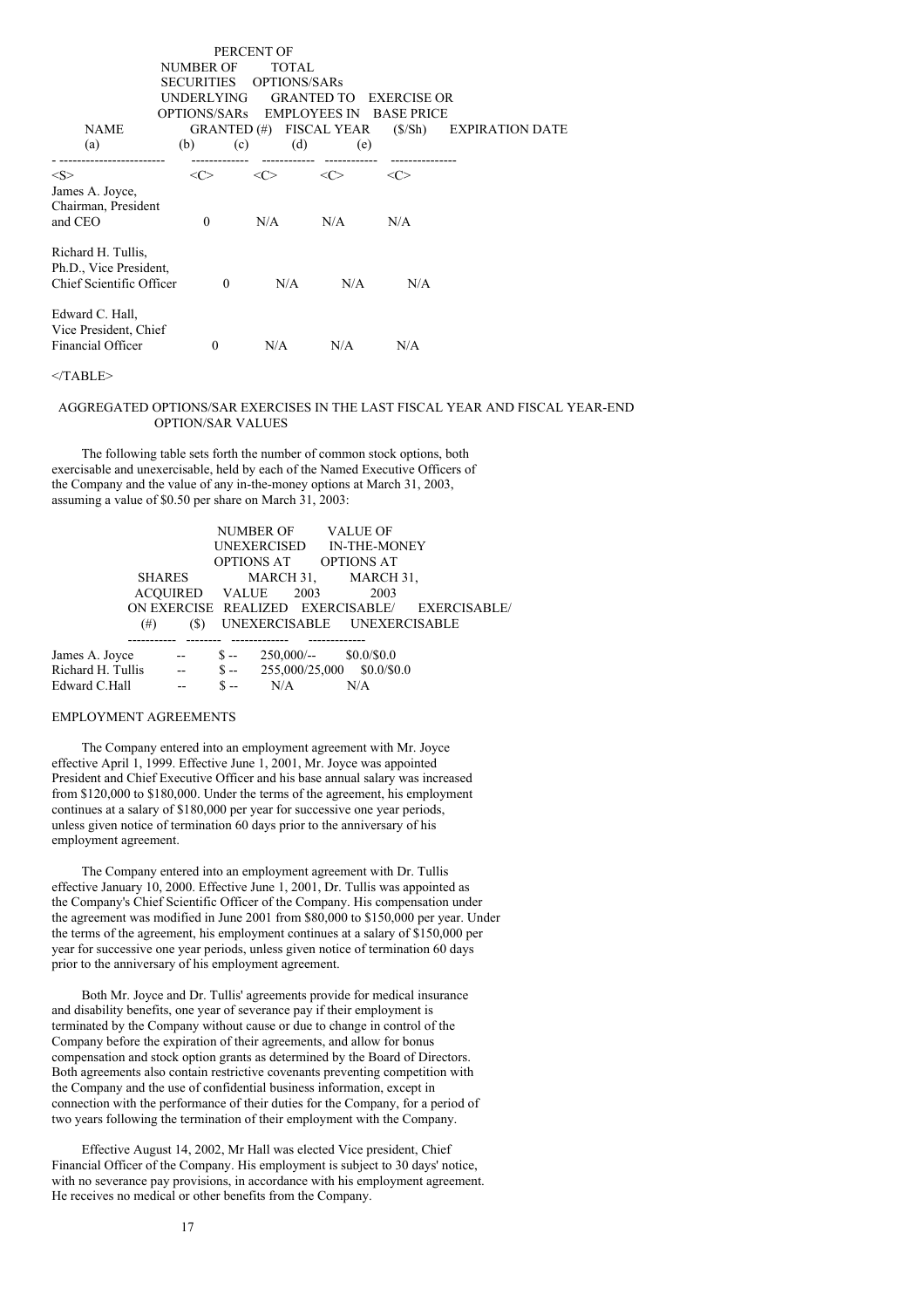| NAME (a) | NUMBER OF SECURITIES UNDERLYING OPTIONS/SARs GRANTED (#) (b) | PERCENT OF TOTAL OPTIONS/SARs GRANTED TO EMPLOYEES IN FISCAL YEAR (c) | EXERCISE OR BASE PRICE ($/Sh) (d) | EXPIRATION DATE (e) |
|---|---|---|---|---|
| James A. Joyce, Chairman, President and CEO | 0 | N/A | N/A | N/A |
| Richard H. Tullis, Ph.D., Vice President, Chief Scientific Officer | 0 | N/A | N/A | N/A |
| Edward C. Hall, Vice President, Chief Financial Officer | 0 | N/A | N/A | N/A |

AGGREGATED OPTIONS/SAR EXERCISES IN THE LAST FISCAL YEAR AND FISCAL YEAR-END OPTION/SAR VALUES

The following table sets forth the number of common stock options, both exercisable and unexercisable, held by each of the Named Executive Officers of the Company and the value of any in-the-money options at March 31, 2003, assuming a value of $0.50 per share on March 31, 2003:

| | SHARES ACQUIRED ON EXERCISE (#) | VALUE REALIZED ($) | NUMBER OF UNEXERCISED OPTIONS AT MARCH 31, 2003 EXERCISABLE/ UNEXERCISABLE | VALUE OF IN-THE-MONEY OPTIONS AT MARCH 31, 2003 EXERCISABLE/ UNEXERCISABLE |
|---|---|---|---|---|
| James A. Joyce | -- | $ -- | 250,000/-- | $0.0/$0.0 |
| Richard H. Tullis | -- | $ -- | 255,000/25,000 | $0.0/$0.0 |
| Edward C.Hall | -- | $ -- | N/A | N/A |

EMPLOYMENT AGREEMENTS

The Company entered into an employment agreement with Mr. Joyce effective April 1, 1999. Effective June 1, 2001, Mr. Joyce was appointed President and Chief Executive Officer and his base annual salary was increased from $120,000 to $180,000. Under the terms of the agreement, his employment continues at a salary of $180,000 per year for successive one year periods, unless given notice of termination 60 days prior to the anniversary of his employment agreement.

The Company entered into an employment agreement with Dr. Tullis effective January 10, 2000. Effective June 1, 2001, Dr. Tullis was appointed as the Company's Chief Scientific Officer of the Company. His compensation under the agreement was modified in June 2001 from $80,000 to $150,000 per year. Under the terms of the agreement, his employment continues at a salary of $150,000 per year for successive one year periods, unless given notice of termination 60 days prior to the anniversary of his employment agreement.

Both Mr. Joyce and Dr. Tullis' agreements provide for medical insurance and disability benefits, one year of severance pay if their employment is terminated by the Company without cause or due to change in control of the Company before the expiration of their agreements, and allow for bonus compensation and stock option grants as determined by the Board of Directors. Both agreements also contain restrictive covenants preventing competition with the Company and the use of confidential business information, except in connection with the performance of their duties for the Company, for a period of two years following the termination of their employment with the Company.

Effective August 14, 2002, Mr Hall was elected Vice president, Chief Financial Officer of the Company. His employment is subject to 30 days' notice, with no severance pay provisions, in accordance with his employment agreement. He receives no medical or other benefits from the Company.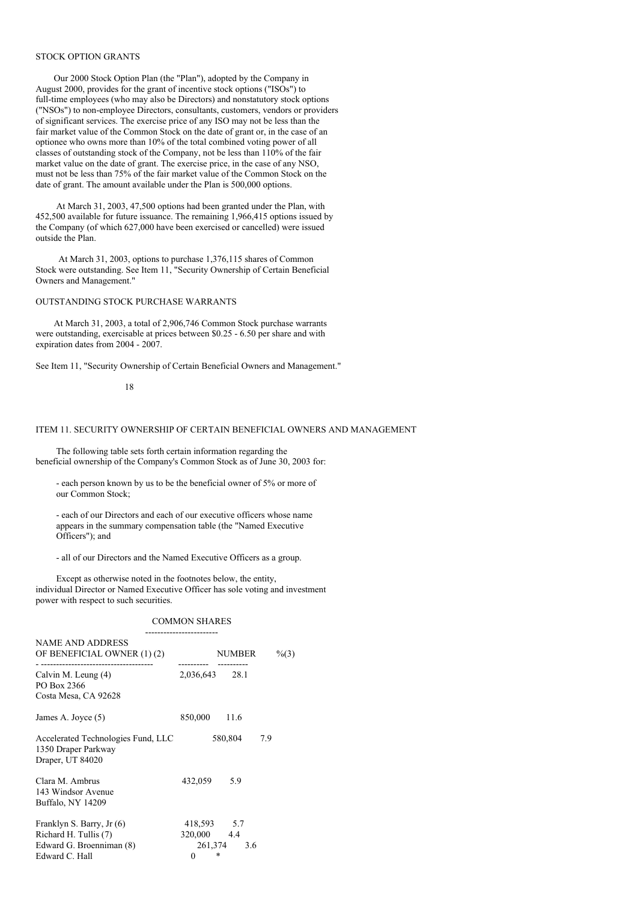STOCK OPTION GRANTS

Our 2000 Stock Option Plan (the "Plan"), adopted by the Company in August 2000, provides for the grant of incentive stock options ("ISOs") to full-time employees (who may also be Directors) and nonstatutory stock options ("NSOs") to non-employee Directors, consultants, customers, vendors or providers of significant services. The exercise price of any ISO may not be less than the fair market value of the Common Stock on the date of grant or, in the case of an optionee who owns more than 10% of the total combined voting power of all classes of outstanding stock of the Company, not be less than 110% of the fair market value on the date of grant. The exercise price, in the case of any NSO, must not be less than 75% of the fair market value of the Common Stock on the date of grant. The amount available under the Plan is 500,000 options.

At March 31, 2003, 47,500 options had been granted under the Plan, with 452,500 available for future issuance. The remaining 1,966,415 options issued by the Company (of which 627,000 have been exercised or cancelled) were issued outside the Plan.

At March 31, 2003, options to purchase 1,376,115 shares of Common Stock were outstanding. See Item 11, "Security Ownership of Certain Beneficial Owners and Management."

OUTSTANDING STOCK PURCHASE WARRANTS

At March 31, 2003, a total of 2,906,746 Common Stock purchase warrants were outstanding, exercisable at prices between $0.25 - 6.50 per share and with expiration dates from 2004 - 2007.

See Item 11, "Security Ownership of Certain Beneficial Owners and Management."

ITEM 11. SECURITY OWNERSHIP OF CERTAIN BENEFICIAL OWNERS AND MANAGEMENT

The following table sets forth certain information regarding the beneficial ownership of the Company's Common Stock as of June 30, 2003 for:

- each person known by us to be the beneficial owner of 5% or more of our Common Stock;

- each of our Directors and each of our executive officers whose name appears in the summary compensation table (the "Named Executive Officers"); and

- all of our Directors and the Named Executive Officers as a group.

Except as otherwise noted in the footnotes below, the entity, individual Director or Named Executive Officer has sole voting and investment power with respect to such securities.

| NAME AND ADDRESS OF BENEFICIAL OWNER (1) (2) | COMMON SHARES | |
|---|---|---|
| | NUMBER | %(3) |
| Calvin M. Leung (4)<br>PO Box 2366<br>Costa Mesa, CA 92628 | 2,036,643 | 28.1 |
| James A. Joyce (5) | 850,000 | 11.6 |
| Accelerated Technologies Fund, LLC<br>1350 Draper Parkway<br>Draper, UT 84020 | 580,804 | 7.9 |
| Clara M. Ambrus<br>143 Windsor Avenue<br>Buffalo, NY 14209 | 432,059 | 5.9 |
| Franklyn S. Barry, Jr (6) | 418,593 | 5.7 |
| Richard H. Tullis (7) | 320,000 | 4.4 |
| Edward G. Broenniman (8) | 261,374 | 3.6 |
| Edward C. Hall | 0 | * |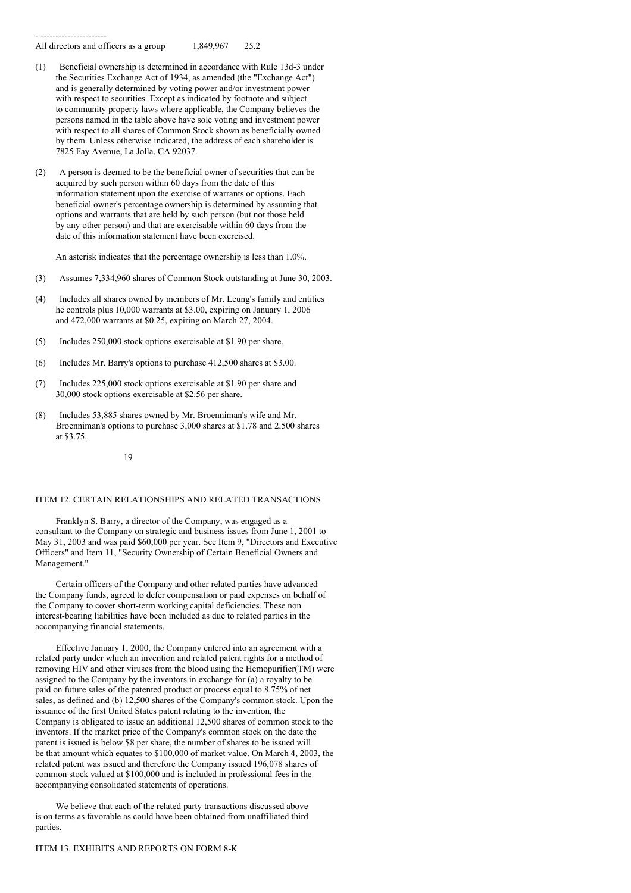| | | |
|---|---|---|
| All directors and officers as a group | 1,849,967 | 25.2 |

(1) Beneficial ownership is determined in accordance with Rule 13d-3 under the Securities Exchange Act of 1934, as amended (the "Exchange Act") and is generally determined by voting power and/or investment power with respect to securities. Except as indicated by footnote and subject to community property laws where applicable, the Company believes the persons named in the table above have sole voting and investment power with respect to all shares of Common Stock shown as beneficially owned by them. Unless otherwise indicated, the address of each shareholder is 7825 Fay Avenue, La Jolla, CA 92037.

(2) A person is deemed to be the beneficial owner of securities that can be acquired by such person within 60 days from the date of this information statement upon the exercise of warrants or options. Each beneficial owner's percentage ownership is determined by assuming that options and warrants that are held by such person (but not those held by any other person) and that are exercisable within 60 days from the date of this information statement have been exercised.

An asterisk indicates that the percentage ownership is less than 1.0%.

(3) Assumes 7,334,960 shares of Common Stock outstanding at June 30, 2003.

(4) Includes all shares owned by members of Mr. Leung's family and entities he controls plus 10,000 warrants at $3.00, expiring on January 1, 2006 and 472,000 warrants at $0.25, expiring on March 27, 2004.

(5) Includes 250,000 stock options exercisable at $1.90 per share.

(6) Includes Mr. Barry's options to purchase 412,500 shares at $3.00.

(7) Includes 225,000 stock options exercisable at $1.90 per share and 30,000 stock options exercisable at $2.56 per share.

(8) Includes 53,885 shares owned by Mr. Broenniman's wife and Mr. Broenniman's options to purchase 3,000 shares at $1.78 and 2,500 shares at $3.75.

## ITEM 12. CERTAIN RELATIONSHIPS AND RELATED TRANSACTIONS

Franklyn S. Barry, a director of the Company, was engaged as a consultant to the Company on strategic and business issues from June 1, 2001 to May 31, 2003 and was paid $60,000 per year. See Item 9, "Directors and Executive Officers" and Item 11, "Security Ownership of Certain Beneficial Owners and Management."

Certain officers of the Company and other related parties have advanced the Company funds, agreed to defer compensation or paid expenses on behalf of the Company to cover short-term working capital deficiencies. These non interest-bearing liabilities have been included as due to related parties in the accompanying financial statements.

Effective January 1, 2000, the Company entered into an agreement with a related party under which an invention and related patent rights for a method of removing HIV and other viruses from the blood using the Hemopurifier(TM) were assigned to the Company by the inventors in exchange for (a) a royalty to be paid on future sales of the patented product or process equal to 8.75% of net sales, as defined and (b) 12,500 shares of the Company's common stock. Upon the issuance of the first United States patent relating to the invention, the Company is obligated to issue an additional 12,500 shares of common stock to the inventors. If the market price of the Company's common stock on the date the patent is issued is below $8 per share, the number of shares to be issued will be that amount which equates to $100,000 of market value. On March 4, 2003, the related patent was issued and therefore the Company issued 196,078 shares of common stock valued at $100,000 and is included in professional fees in the accompanying consolidated statements of operations.

We believe that each of the related party transactions discussed above is on terms as favorable as could have been obtained from unaffiliated third parties.

## ITEM 13. EXHIBITS AND REPORTS ON FORM 8-K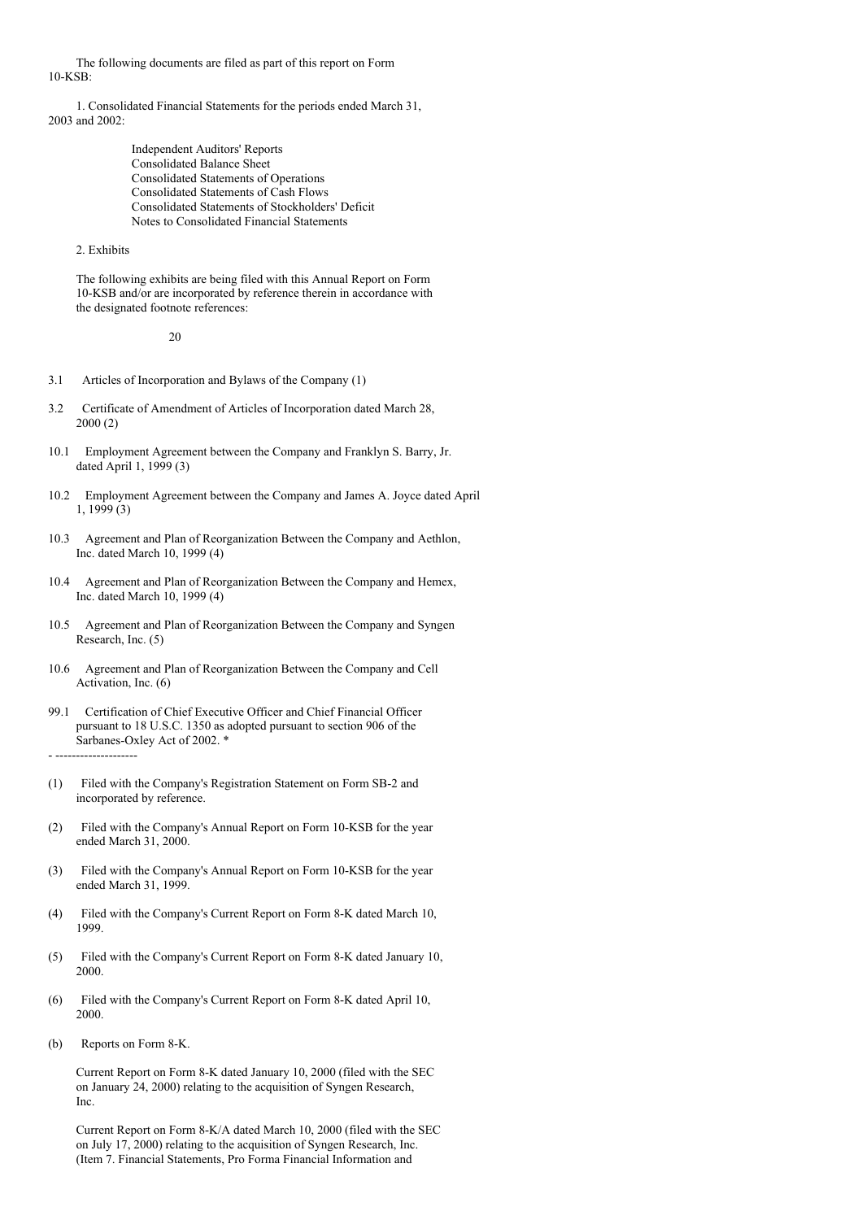The following documents are filed as part of this report on Form 10-KSB:

1. Consolidated Financial Statements for the periods ended March 31, 2003 and 2002:

   - Independent Auditors' Reports
   - Consolidated Balance Sheet
   - Consolidated Statements of Operations
   - Consolidated Statements of Cash Flows
   - Consolidated Statements of Stockholders' Deficit
   - Notes to Consolidated Financial Statements

2. Exhibits

The following exhibits are being filed with this Annual Report on Form 10-KSB and/or are incorporated by reference therein in accordance with the designated footnote references:

3.1 Articles of Incorporation and Bylaws of the Company (1)

3.2 Certificate of Amendment of Articles of Incorporation dated March 28, 2000 (2)

10.1 Employment Agreement between the Company and Franklyn S. Barry, Jr. dated April 1, 1999 (3)

10.2 Employment Agreement between the Company and James A. Joyce dated April 1, 1999 (3)

10.3 Agreement and Plan of Reorganization Between the Company and Aethlon, Inc. dated March 10, 1999 (4)

10.4 Agreement and Plan of Reorganization Between the Company and Hemex, Inc. dated March 10, 1999 (4)

10.5 Agreement and Plan of Reorganization Between the Company and Syngen Research, Inc. (5)

10.6 Agreement and Plan of Reorganization Between the Company and Cell Activation, Inc. (6)

99.1 Certification of Chief Executive Officer and Chief Financial Officer pursuant to 18 U.S.C. 1350 as adopted pursuant to section 906 of the Sarbanes-Oxley Act of 2002. *

- --------------------

(1) Filed with the Company's Registration Statement on Form SB-2 and incorporated by reference.

(2) Filed with the Company's Annual Report on Form 10-KSB for the year ended March 31, 2000.

(3) Filed with the Company's Annual Report on Form 10-KSB for the year ended March 31, 1999.

(4) Filed with the Company's Current Report on Form 8-K dated March 10, 1999.

(5) Filed with the Company's Current Report on Form 8-K dated January 10, 2000.

(6) Filed with the Company's Current Report on Form 8-K dated April 10, 2000.

(b) Reports on Form 8-K.

Current Report on Form 8-K dated January 10, 2000 (filed with the SEC on January 24, 2000) relating to the acquisition of Syngen Research, Inc.

Current Report on Form 8-K/A dated March 10, 2000 (filed with the SEC on July 17, 2000) relating to the acquisition of Syngen Research, Inc. (Item 7. Financial Statements, Pro Forma Financial Information and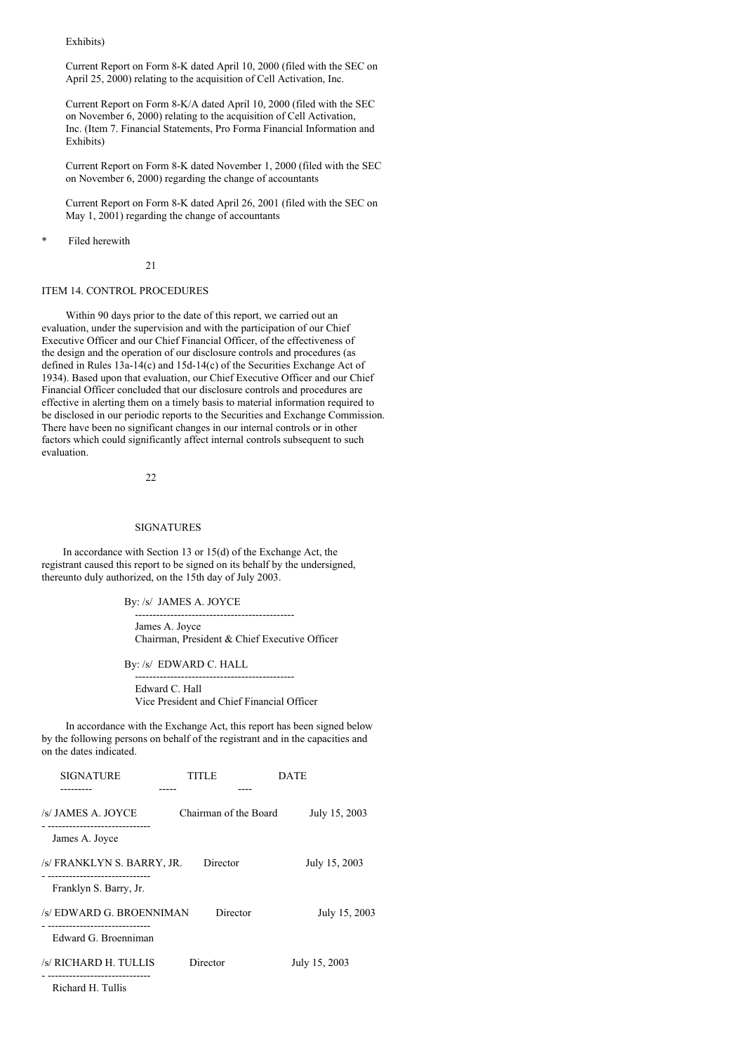Exhibits)

Current Report on Form 8-K dated April 10, 2000 (filed with the SEC on April 25, 2000) relating to the acquisition of Cell Activation, Inc.

Current Report on Form 8-K/A dated April 10, 2000 (filed with the SEC on November 6, 2000) relating to the acquisition of Cell Activation, Inc. (Item 7. Financial Statements, Pro Forma Financial Information and Exhibits)

Current Report on Form 8-K dated November 1, 2000 (filed with the SEC on November 6, 2000) regarding the change of accountants

Current Report on Form 8-K dated April 26, 2001 (filed with the SEC on May 1, 2001) regarding the change of accountants

\* Filed herewith

## ITEM 14. CONTROL PROCEDURES

Within 90 days prior to the date of this report, we carried out an evaluation, under the supervision and with the participation of our Chief Executive Officer and our Chief Financial Officer, of the effectiveness of the design and the operation of our disclosure controls and procedures (as defined in Rules 13a-14(c) and 15d-14(c) of the Securities Exchange Act of 1934). Based upon that evaluation, our Chief Executive Officer and our Chief Financial Officer concluded that our disclosure controls and procedures are effective in alerting them on a timely basis to material information required to be disclosed in our periodic reports to the Securities and Exchange Commission. There have been no significant changes in our internal controls or in other factors which could significantly affect internal controls subsequent to such evaluation.

## SIGNATURES

In accordance with Section 13 or 15(d) of the Exchange Act, the registrant caused this report to be signed on its behalf by the undersigned, thereunto duly authorized, on the 15th day of July 2003.

By: /s/ JAMES A. JOYCE

James A. Joyce
Chairman, President & Chief Executive Officer

By: /s/ EDWARD C. HALL

Edward C. Hall
Vice President and Chief Financial Officer

In accordance with the Exchange Act, this report has been signed below by the following persons on behalf of the registrant and in the capacities and on the dates indicated.

| SIGNATURE | TITLE | DATE |
|---|---|---|
| /s/ JAMES A. JOYCE<br>James A. Joyce | Chairman of the Board | July 15, 2003 |
| /s/ FRANKLYN S. BARRY, JR.<br>Franklyn S. Barry, Jr. | Director | July 15, 2003 |
| /s/ EDWARD G. BROENNIMAN<br>Edward G. Broenniman | Director | July 15, 2003 |
| /s/ RICHARD H. TULLIS<br>Richard H. Tullis | Director | July 15, 2003 |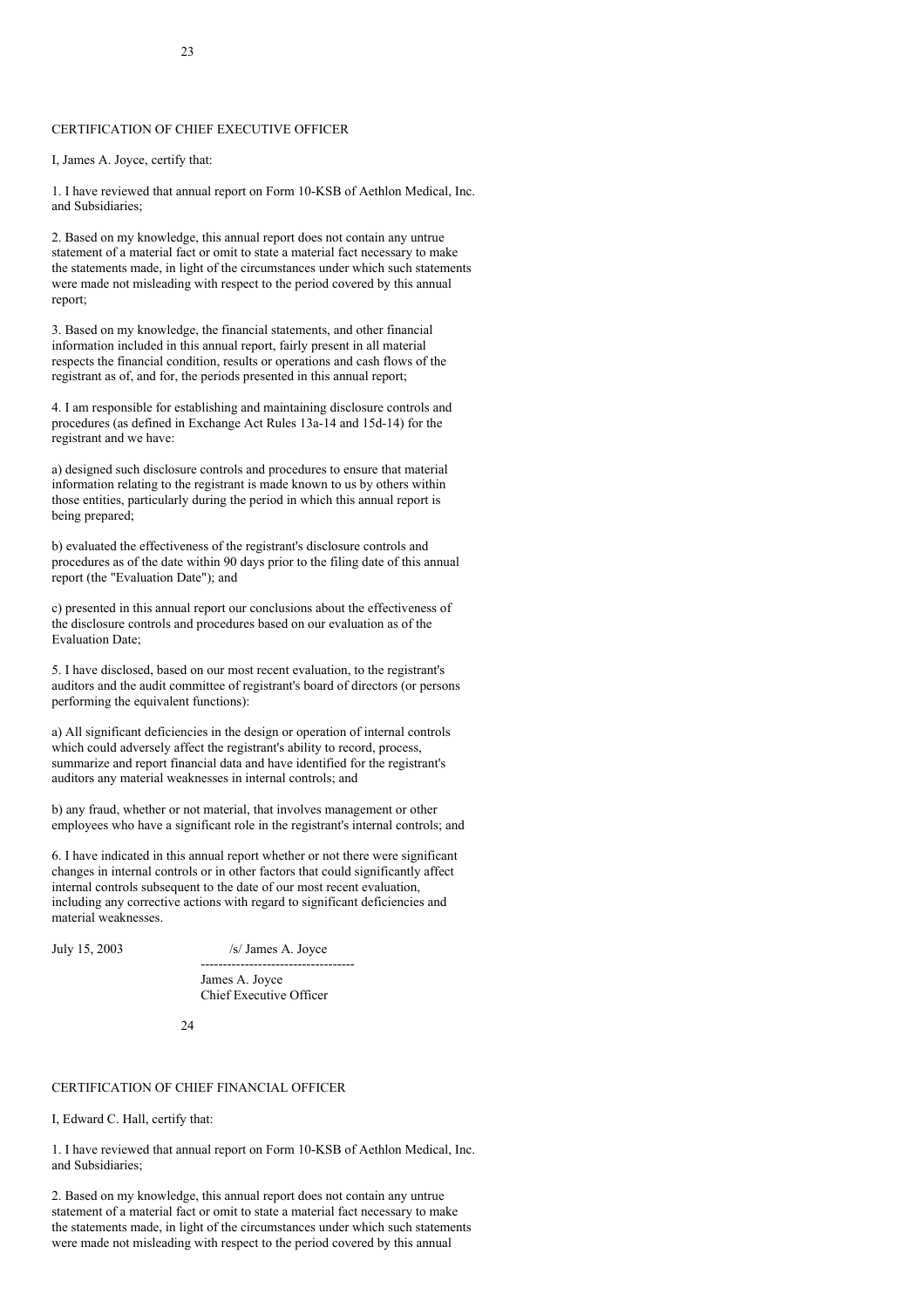## CERTIFICATION OF CHIEF EXECUTIVE OFFICER

I, James A. Joyce, certify that:

1. I have reviewed that annual report on Form 10-KSB of Aethlon Medical, Inc. and Subsidiaries;

2. Based on my knowledge, this annual report does not contain any untrue statement of a material fact or omit to state a material fact necessary to make the statements made, in light of the circumstances under which such statements were made not misleading with respect to the period covered by this annual report;

3. Based on my knowledge, the financial statements, and other financial information included in this annual report, fairly present in all material respects the financial condition, results or operations and cash flows of the registrant as of, and for, the periods presented in this annual report;

4. I am responsible for establishing and maintaining disclosure controls and procedures (as defined in Exchange Act Rules 13a-14 and 15d-14) for the registrant and we have:

a) designed such disclosure controls and procedures to ensure that material information relating to the registrant is made known to us by others within those entities, particularly during the period in which this annual report is being prepared;

b) evaluated the effectiveness of the registrant's disclosure controls and procedures as of the date within 90 days prior to the filing date of this annual report (the "Evaluation Date"); and

c) presented in this annual report our conclusions about the effectiveness of the disclosure controls and procedures based on our evaluation as of the Evaluation Date;

5. I have disclosed, based on our most recent evaluation, to the registrant's auditors and the audit committee of registrant's board of directors (or persons performing the equivalent functions):

a) All significant deficiencies in the design or operation of internal controls which could adversely affect the registrant's ability to record, process, summarize and report financial data and have identified for the registrant's auditors any material weaknesses in internal controls; and

b) any fraud, whether or not material, that involves management or other employees who have a significant role in the registrant's internal controls; and

6. I have indicated in this annual report whether or not there were significant changes in internal controls or in other factors that could significantly affect internal controls subsequent to the date of our most recent evaluation, including any corrective actions with regard to significant deficiencies and material weaknesses.

July 15, 2003 /s/ James A. Joyce

-----------------------------------

James A. Joyce
Chief Executive Officer

## CERTIFICATION OF CHIEF FINANCIAL OFFICER

I, Edward C. Hall, certify that:

1. I have reviewed that annual report on Form 10-KSB of Aethlon Medical, Inc. and Subsidiaries;

2. Based on my knowledge, this annual report does not contain any untrue statement of a material fact or omit to state a material fact necessary to make the statements made, in light of the circumstances under which such statements were made not misleading with respect to the period covered by this annual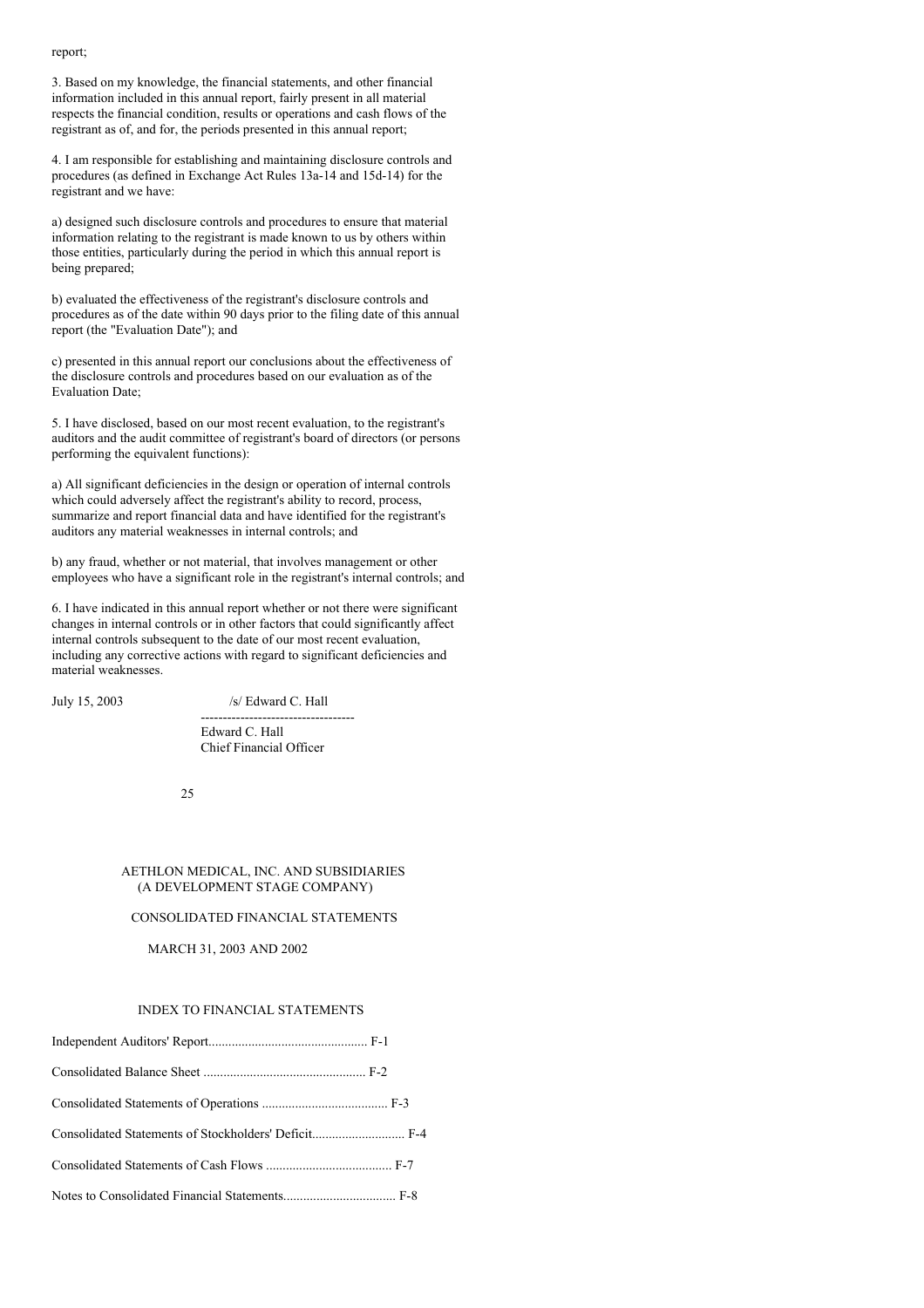report;

3. Based on my knowledge, the financial statements, and other financial information included in this annual report, fairly present in all material respects the financial condition, results or operations and cash flows of the registrant as of, and for, the periods presented in this annual report;

4. I am responsible for establishing and maintaining disclosure controls and procedures (as defined in Exchange Act Rules 13a-14 and 15d-14) for the registrant and we have:

a) designed such disclosure controls and procedures to ensure that material information relating to the registrant is made known to us by others within those entities, particularly during the period in which this annual report is being prepared;

b) evaluated the effectiveness of the registrant's disclosure controls and procedures as of the date within 90 days prior to the filing date of this annual report (the "Evaluation Date"); and

c) presented in this annual report our conclusions about the effectiveness of the disclosure controls and procedures based on our evaluation as of the Evaluation Date;

5. I have disclosed, based on our most recent evaluation, to the registrant's auditors and the audit committee of registrant's board of directors (or persons performing the equivalent functions):

a) All significant deficiencies in the design or operation of internal controls which could adversely affect the registrant's ability to record, process, summarize and report financial data and have identified for the registrant's auditors any material weaknesses in internal controls; and

b) any fraud, whether or not material, that involves management or other employees who have a significant role in the registrant's internal controls; and

6. I have indicated in this annual report whether or not there were significant changes in internal controls or in other factors that could significantly affect internal controls subsequent to the date of our most recent evaluation, including any corrective actions with regard to significant deficiencies and material weaknesses.

July 15, 2003 /s/ Edward C. Hall

Edward C. Hall
Chief Financial Officer

AETHLON MEDICAL, INC. AND SUBSIDIARIES
(A DEVELOPMENT STAGE COMPANY)

CONSOLIDATED FINANCIAL STATEMENTS

MARCH 31, 2003 AND 2002

INDEX TO FINANCIAL STATEMENTS

| | |
|---|---|
| Independent Auditors' Report | F-1 |
| Consolidated Balance Sheet | F-2 |
| Consolidated Statements of Operations | F-3 |
| Consolidated Statements of Stockholders' Deficit | F-4 |
| Consolidated Statements of Cash Flows | F-7 |
| Notes to Consolidated Financial Statements | F-8 |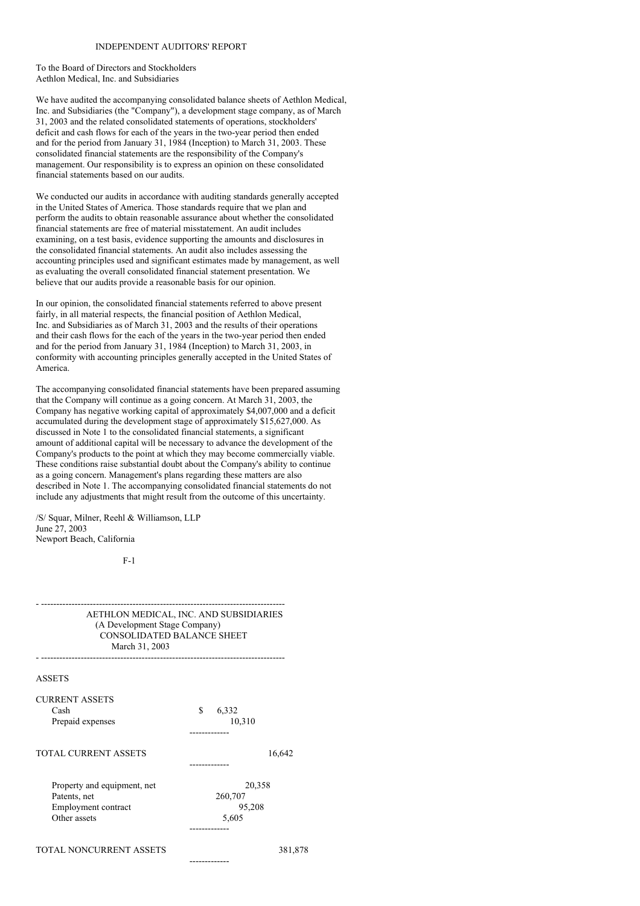# INDEPENDENT AUDITORS' REPORT

To the Board of Directors and Stockholders
Aethlon Medical, Inc. and Subsidiaries

We have audited the accompanying consolidated balance sheets of Aethlon Medical, Inc. and Subsidiaries (the "Company"), a development stage company, as of March 31, 2003 and the related consolidated statements of operations, stockholders' deficit and cash flows for each of the years in the two-year period then ended and for the period from January 31, 1984 (Inception) to March 31, 2003. These consolidated financial statements are the responsibility of the Company's management. Our responsibility is to express an opinion on these consolidated financial statements based on our audits.

We conducted our audits in accordance with auditing standards generally accepted in the United States of America. Those standards require that we plan and perform the audits to obtain reasonable assurance about whether the consolidated financial statements are free of material misstatement. An audit includes examining, on a test basis, evidence supporting the amounts and disclosures in the consolidated financial statements. An audit also includes assessing the accounting principles used and significant estimates made by management, as well as evaluating the overall consolidated financial statement presentation. We believe that our audits provide a reasonable basis for our opinion.

In our opinion, the consolidated financial statements referred to above present fairly, in all material respects, the financial position of Aethlon Medical, Inc. and Subsidiaries as of March 31, 2003 and the results of their operations and their cash flows for the each of the years in the two-year period then ended and for the period from January 31, 1984 (Inception) to March 31, 2003, in conformity with accounting principles generally accepted in the United States of America.

The accompanying consolidated financial statements have been prepared assuming that the Company will continue as a going concern. At March 31, 2003, the Company has negative working capital of approximately $4,007,000 and a deficit accumulated during the development stage of approximately $15,627,000. As discussed in Note 1 to the consolidated financial statements, a significant amount of additional capital will be necessary to advance the development of the Company's products to the point at which they may become commercially viable. These conditions raise substantial doubt about the Company's ability to continue as a going concern. Management's plans regarding these matters are also described in Note 1. The accompanying consolidated financial statements do not include any adjustments that might result from the outcome of this uncertainty.

/S/ Squar, Milner, Reehl & Williamson, LLP
June 27, 2003
Newport Beach, California

---

## AETHLON MEDICAL, INC. AND SUBSIDIARIES
(A Development Stage Company)
CONSOLIDATED BALANCE SHEET
March 31, 2003

---

| ASSETS | | |
|---|---|---|
| **CURRENT ASSETS** | | |
| Cash | $ 6,332 | |
| Prepaid expenses | 10,310 | |
| TOTAL CURRENT ASSETS | | 16,642 |
| Property and equipment, net | 20,358 | |
| Patents, net | 260,707 | |
| Employment contract | 95,208 | |
| Other assets | 5,605 | |
| TOTAL NONCURRENT ASSETS | | 381,878 |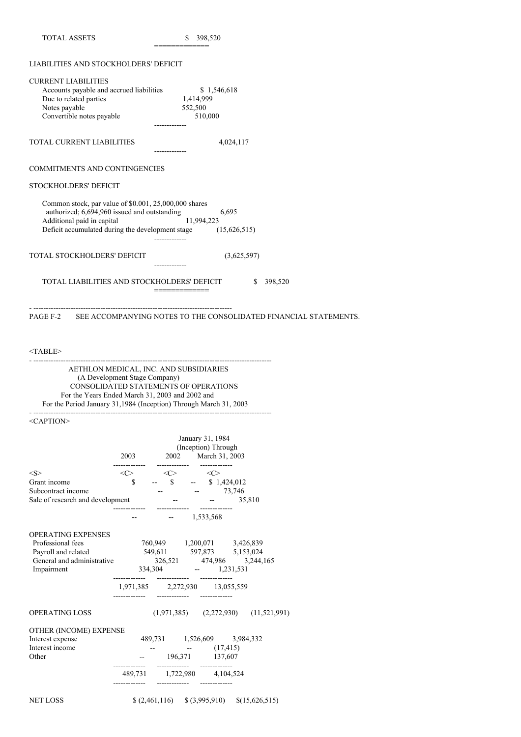| | |
|---|---|
| TOTAL ASSETS | $ 398,520 |

LIABILITIES AND STOCKHOLDERS' DEFICIT

| | |
|---|---|
| **CURRENT LIABILITIES** | |
| Accounts payable and accrued liabilities | $ 1,546,618 |
| Due to related parties | 1,414,999 |
| Notes payable | 552,500 |
| Convertible notes payable | 510,000 |
| TOTAL CURRENT LIABILITIES | 4,024,117 |
| COMMITMENTS AND CONTINGENCIES | |
| **STOCKHOLDERS' DEFICIT** | |
| Common stock, par value of $0.001, 25,000,000 shares authorized; 6,694,960 issued and outstanding | 6,695 |
| Additional paid in capital | 11,994,223 |
| Deficit accumulated during the development stage | (15,626,515) |
| TOTAL STOCKHOLDERS' DEFICIT | (3,625,597) |
| TOTAL LIABILITIES AND STOCKHOLDERS' DEFICIT | $ 398,520 |

PAGE F-2 SEE ACCOMPANYING NOTES TO THE CONSOLIDATED FINANCIAL STATEMENTS.

AETHLON MEDICAL, INC. AND SUBSIDIARIES
(A Development Stage Company)
CONSOLIDATED STATEMENTS OF OPERATIONS
For the Years Ended March 31, 2003 and 2002 and
For the Period January 31,1984 (Inception) Through March 31, 2003

| | 2003 | 2002 | January 31, 1984 (Inception) Through March 31, 2003 |
|---|---|---|---|
| Grant income | $ -- | $ -- | $ 1,424,012 |
| Subcontract income | -- | -- | 73,746 |
| Sale of research and development | -- | -- | 35,810 |
| | -- | -- | 1,533,568 |
| **OPERATING EXPENSES** | | | |
| Professional fees | 760,949 | 1,200,071 | 3,426,839 |
| Payroll and related | 549,611 | 597,873 | 5,153,024 |
| General and administrative | 326,521 | 474,986 | 3,244,165 |
| Impairment | 334,304 | -- | 1,231,531 |
| | 1,971,385 | 2,272,930 | 13,055,559 |
| OPERATING LOSS | (1,971,385) | (2,272,930) | (11,521,991) |
| **OTHER (INCOME) EXPENSE** | | | |
| Interest expense | 489,731 | 1,526,609 | 3,984,332 |
| Interest income | -- | -- | (17,415) |
| Other | -- | 196,371 | 137,607 |
| | 489,731 | 1,722,980 | 4,104,524 |
| NET LOSS | $ (2,461,116) | $ (3,995,910) | $(15,626,515) |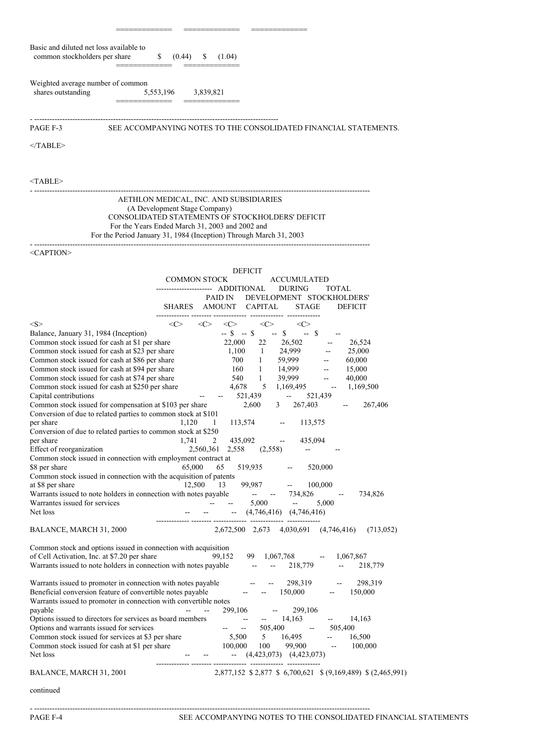| | | |
|---|---|---|
| Basic and diluted net loss available to common stockholders per share | $ (0.44) | $ (1.04) |
| Weighted average number of common shares outstanding | 5,553,196 | 3,839,821 |

SEE ACCOMPANYING NOTES TO THE CONSOLIDATED FINANCIAL STATEMENTS.

AETHLON MEDICAL, INC. AND SUBSIDIARIES
(A Development Stage Company)
CONSOLIDATED STATEMENTS OF STOCKHOLDERS' DEFICIT
For the Years Ended March 31, 2003 and 2002 and
For the Period January 31, 1984 (Inception) Through March 31, 2003

| | COMMON STOCK | | ADDITIONAL PAID IN CAPITAL | DEFICIT ACCUMULATED DURING DEVELOPMENT STAGE | TOTAL STOCKHOLDERS' DEFICIT |
|---|---|---|---|---|---|
| | SHARES | AMOUNT | | | |
| Balance, January 31, 1984 (Inception) | -- | $ -- | $ -- | $ -- | $ -- |
| Common stock issued for cash at $1 per share | 22,000 | 22 | 26,502 | -- | 26,524 |
| Common stock issued for cash at $23 per share | 1,100 | 1 | 24,999 | -- | 25,000 |
| Common stock issued for cash at $86 per share | 700 | 1 | 59,999 | -- | 60,000 |
| Common stock issued for cash at $94 per share | 160 | 1 | 14,999 | -- | 15,000 |
| Common stock issued for cash at $74 per share | 540 | 1 | 39,999 | -- | 40,000 |
| Common stock issued for cash at $250 per share | 4,678 | 5 | 1,169,495 | -- | 1,169,500 |
| Capital contributions | -- | -- | 521,439 | -- | 521,439 |
| Common stock issued for compensation at $103 per share | 2,600 | 3 | 267,403 | -- | 267,406 |
| Conversion of due to related parties to common stock at $101 per share | 1,120 | 1 | 113,574 | -- | 113,575 |
| Conversion of due to related parties to common stock at $250 per share | 1,741 | 2 | 435,092 | -- | 435,094 |
| Effect of reorganization | 2,560,361 | 2,558 | (2,558) | -- | -- |
| Common stock issued in connection with employment contract at $8 per share | 65,000 | 65 | 519,935 | -- | 520,000 |
| Common stock issued in connection with the acquisition of patents at $8 per share | 12,500 | 13 | 99,987 | -- | 100,000 |
| Warrants issued to note holders in connection with notes payable | -- | -- | 734,826 | -- | 734,826 |
| Warrantes issued for services | -- | -- | 5,000 | -- | 5,000 |
| Net loss | -- | -- | -- | (4,746,416) | (4,746,416) |
| BALANCE, MARCH 31, 2000 | 2,672,500 | 2,673 | 4,030,691 | (4,746,416) | (713,052) |
| Common stock and options issued in connection with acquisition of Cell Activation, Inc. at $7.20 per share | 99,152 | 99 | 1,067,768 | -- | 1,067,867 |
| Warrants issued to note holders in connection with notes payable | -- | -- | 218,779 | -- | 218,779 |
| Warrants issued to promoter in connection with notes payable | -- | -- | 298,319 | -- | 298,319 |
| Beneficial conversion feature of convertible notes payable | -- | -- | 150,000 | -- | 150,000 |
| Warrants issued to promoter in connection with convertible notes payable | -- | -- | 299,106 | -- | 299,106 |
| Options issued to directors for services as board members | -- | -- | 14,163 | -- | 14,163 |
| Options and warrants issued for services | -- | -- | 505,400 | -- | 505,400 |
| Common stock issued for services at $3 per share | 5,500 | 5 | 16,495 | -- | 16,500 |
| Common stock issued for cash at $1 per share | 100,000 | 100 | 99,900 | -- | 100,000 |
| Net loss | -- | -- | -- | (4,423,073) | (4,423,073) |
| BALANCE, MARCH 31, 2001 | 2,877,152 | $ 2,877 | $ 6,700,621 | $ (9,169,489) | $ (2,465,991) |

continued

SEE ACCOMPANYING NOTES TO THE CONSOLIDATED FINANCIAL STATEMENTS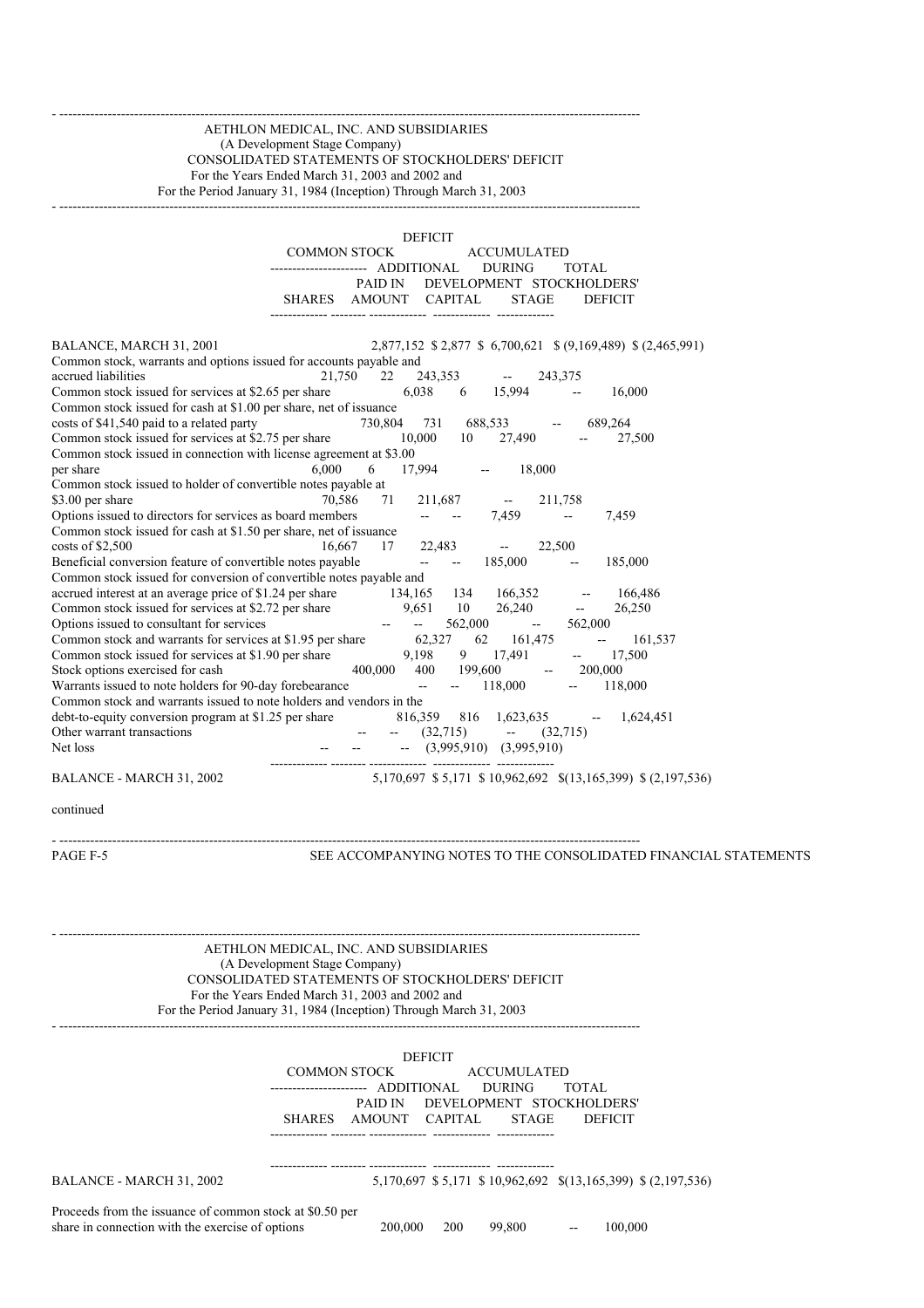AETHLON MEDICAL, INC. AND SUBSIDIARIES
(A Development Stage Company)
CONSOLIDATED STATEMENTS OF STOCKHOLDERS' DEFICIT
For the Years Ended March 31, 2003 and 2002 and
For the Period January 31, 1984 (Inception) Through March 31, 2003

| | COMMON STOCK SHARES | COMMON STOCK AMOUNT | ADDITIONAL PAID IN CAPITAL | DEFICIT ACCUMULATED DURING DEVELOPMENT STAGE | TOTAL STOCKHOLDERS' DEFICIT |
|---|---|---|---|---|---|
| BALANCE, MARCH 31, 2001 | 2,877,152 | $ 2,877 | $ 6,700,621 | $ (9,169,489) | $ (2,465,991) |
| Common stock, warrants and options issued for accounts payable and accrued liabilities | 21,750 | 22 | 243,353 | -- | 243,375 |
| Common stock issued for services at $2.65 per share | 6,038 | 6 | 15,994 | -- | 16,000 |
| Common stock issued for cash at $1.00 per share, net of issuance costs of $41,540 paid to a related party | 730,804 | 731 | 688,533 | -- | 689,264 |
| Common stock issued for services at $2.75 per share | 10,000 | 10 | 27,490 | -- | 27,500 |
| Common stock issued in connection with license agreement at $3.00 per share | 6,000 | 6 | 17,994 | -- | 18,000 |
| Common stock issued to holder of convertible notes payable at $3.00 per share | 70,586 | 71 | 211,687 | -- | 211,758 |
| Options issued to directors for services as board members | -- | -- | 7,459 | -- | 7,459 |
| Common stock issued for cash at $1.50 per share, net of issuance costs of $2,500 | 16,667 | 17 | 22,483 | -- | 22,500 |
| Beneficial conversion feature of convertible notes payable | -- | -- | 185,000 | -- | 185,000 |
| Common stock issued for conversion of convertible notes payable and accrued interest at an average price of $1.24 per share | 134,165 | 134 | 166,352 | -- | 166,486 |
| Common stock issued for services at $2.72 per share | 9,651 | 10 | 26,240 | -- | 26,250 |
| Options issued to consultant for services | -- | -- | 562,000 | -- | 562,000 |
| Common stock and warrants for services at $1.95 per share | 62,327 | 62 | 161,475 | -- | 161,537 |
| Common stock issued for services at $1.90 per share | 9,198 | 9 | 17,491 | -- | 17,500 |
| Stock options exercised for cash | 400,000 | 400 | 199,600 | -- | 200,000 |
| Warrants issued to note holders for 90-day forebearance | -- | -- | 118,000 | -- | 118,000 |
| Common stock and warrants issued to note holders and vendors in the debt-to-equity conversion program at $1.25 per share | 816,359 | 816 | 1,623,635 | -- | 1,624,451 |
| Other warrant transactions | -- | -- | (32,715) | -- | (32,715) |
| Net loss | -- | -- | -- | (3,995,910) | (3,995,910) |
| BALANCE - MARCH 31, 2002 | 5,170,697 | $ 5,171 | $ 10,962,692 | $(13,165,399) | $ (2,197,536) |

continued

SEE ACCOMPANYING NOTES TO THE CONSOLIDATED FINANCIAL STATEMENTS

AETHLON MEDICAL, INC. AND SUBSIDIARIES
(A Development Stage Company)
CONSOLIDATED STATEMENTS OF STOCKHOLDERS' DEFICIT
For the Years Ended March 31, 2003 and 2002 and
For the Period January 31, 1984 (Inception) Through March 31, 2003

| | COMMON STOCK SHARES | COMMON STOCK AMOUNT | ADDITIONAL PAID IN CAPITAL | DEFICIT ACCUMULATED DURING DEVELOPMENT STAGE | TOTAL STOCKHOLDERS' DEFICIT |
|---|---|---|---|---|---|
| BALANCE - MARCH 31, 2002 | 5,170,697 | $ 5,171 | $ 10,962,692 | $(13,165,399) | $ (2,197,536) |
| Proceeds from the issuance of common stock at $0.50 per share in connection with the exercise of options | 200,000 | 200 | 99,800 | -- | 100,000 |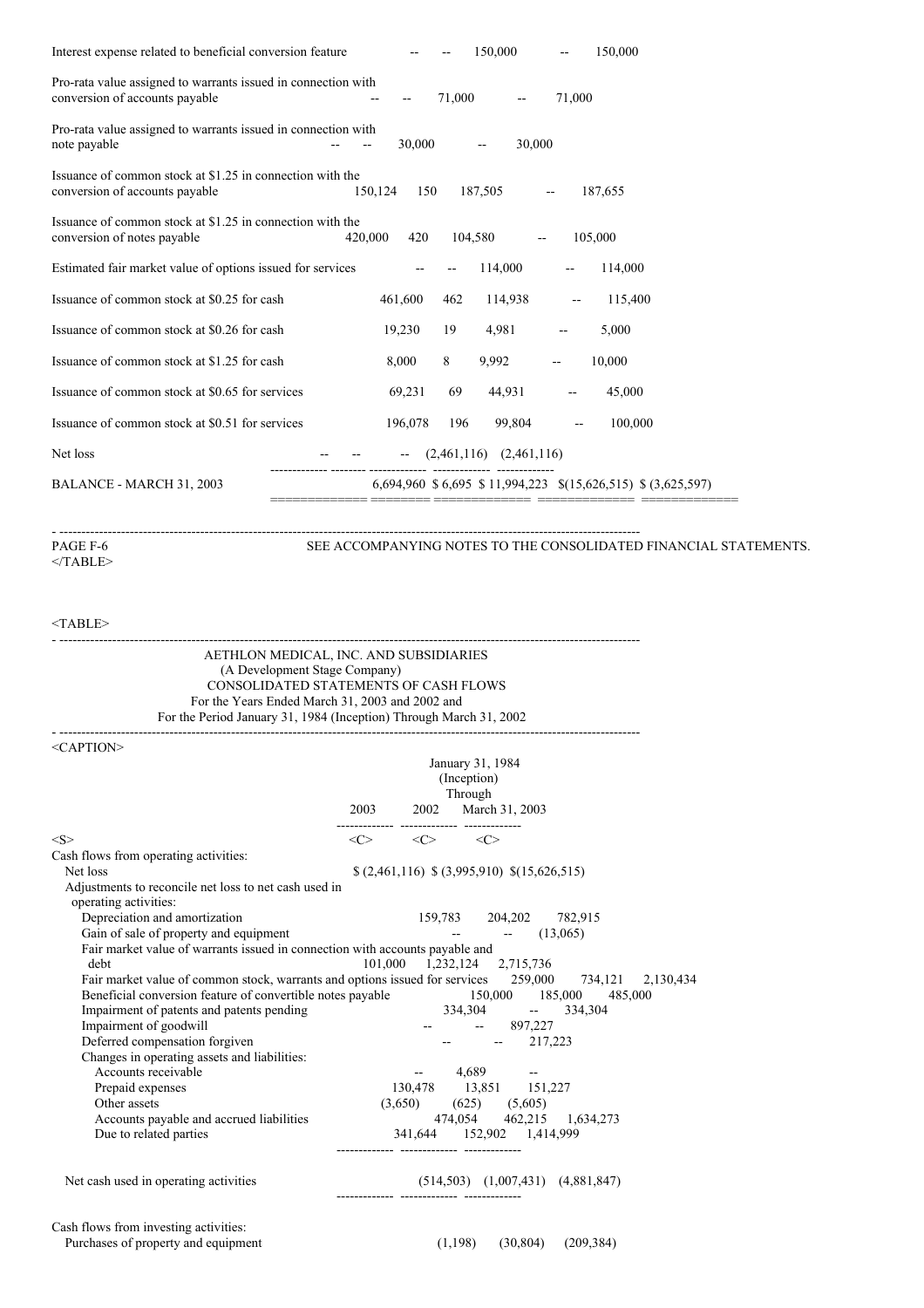| | Shares | Amount | Additional Paid-In Capital | Deficit Accumulated During the Development Stage | Total |
|---|---|---|---|---|---|
| Interest expense related to beneficial conversion feature | -- | -- | 150,000 | -- | 150,000 |
| Pro-rata value assigned to warrants issued in connection with conversion of accounts payable | -- | -- | 71,000 | -- | 71,000 |
| Pro-rata value assigned to warrants issued in connection with note payable | -- | -- | 30,000 | -- | 30,000 |
| Issuance of common stock at $1.25 in connection with the conversion of accounts payable | 150,124 | 150 | 187,505 | -- | 187,655 |
| Issuance of common stock at $1.25 in connection with the conversion of notes payable | 420,000 | 420 | 104,580 | -- | 105,000 |
| Estimated fair market value of options issued for services | -- | -- | 114,000 | -- | 114,000 |
| Issuance of common stock at $0.25 for cash | 461,600 | 462 | 114,938 | -- | 115,400 |
| Issuance of common stock at $0.26 for cash | 19,230 | 19 | 4,981 | -- | 5,000 |
| Issuance of common stock at $1.25 for cash | 8,000 | 8 | 9,992 | -- | 10,000 |
| Issuance of common stock at $0.65 for services | 69,231 | 69 | 44,931 | -- | 45,000 |
| Issuance of common stock at $0.51 for services | 196,078 | 196 | 99,804 | -- | 100,000 |
| Net loss | -- | -- | -- | (2,461,116) | (2,461,116) |
| BALANCE - MARCH 31, 2003 | 6,694,960 | $ 6,695 | $ 11,994,223 | $(15,626,515) | $ (3,625,597) |

PAGE F-6 SEE ACCOMPANYING NOTES TO THE CONSOLIDATED FINANCIAL STATEMENTS.

AETHLON MEDICAL, INC. AND SUBSIDIARIES
(A Development Stage Company)
CONSOLIDATED STATEMENTS OF CASH FLOWS
For the Years Ended March 31, 2003 and 2002 and
For the Period January 31, 1984 (Inception) Through March 31, 2002

| | 2003 | 2002 | January 31, 1984 (Inception) Through March 31, 2003 |
|---|---|---|---|
| Cash flows from operating activities: | | | |
| Net loss | $ (2,461,116) | $ (3,995,910) | $(15,626,515) |
| Adjustments to reconcile net loss to net cash used in operating activities: | | | |
| Depreciation and amortization | 159,783 | 204,202 | 782,915 |
| Gain of sale of property and equipment | -- | -- | (13,065) |
| Fair market value of warrants issued in connection with accounts payable and debt | 101,000 | 1,232,124 | 2,715,736 |
| Fair market value of common stock, warrants and options issued for services | 259,000 | 734,121 | 2,130,434 |
| Beneficial conversion feature of convertible notes payable | 150,000 | 185,000 | 485,000 |
| Impairment of patents and patents pending | 334,304 | -- | 334,304 |
| Impairment of goodwill | -- | -- | 897,227 |
| Deferred compensation forgiven | -- | -- | 217,223 |
| Changes in operating assets and liabilities: | | | |
| Accounts receivable | -- | 4,689 | -- |
| Prepaid expenses | 130,478 | 13,851 | 151,227 |
| Other assets | (3,650) | (625) | (5,605) |
| Accounts payable and accrued liabilities | 474,054 | 462,215 | 1,634,273 |
| Due to related parties | 341,644 | 152,902 | 1,414,999 |
| Net cash used in operating activities | (514,503) | (1,007,431) | (4,881,847) |
| Cash flows from investing activities: | | | |
| Purchases of property and equipment | (1,198) | (30,804) | (209,384) |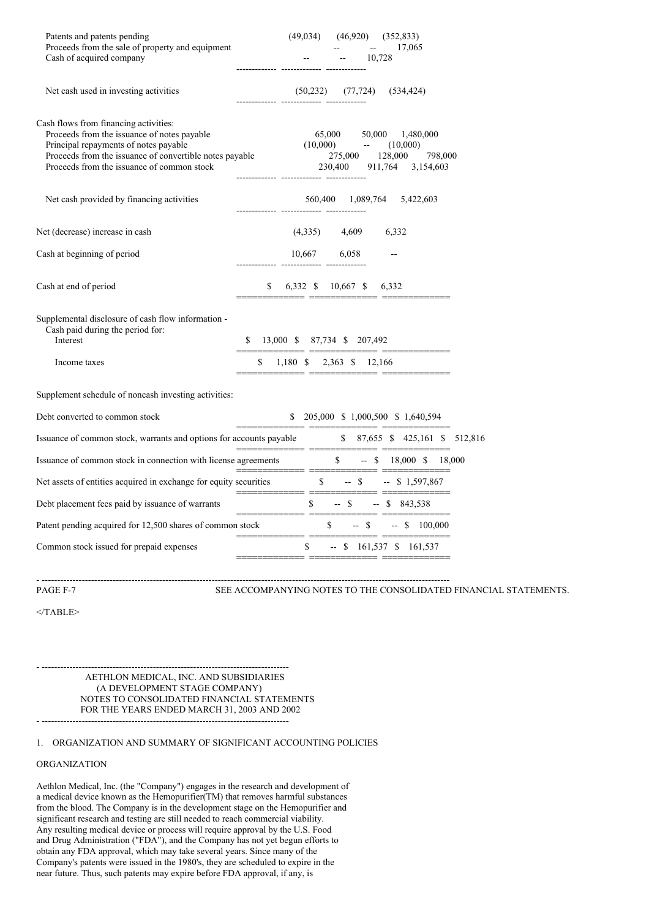| | | | |
|---|---|---|---|
| Patents and patents pending | (49,034) | (46,920) | (352,833) |
| Proceeds from the sale of property and equipment | -- | -- | 17,065 |
| Cash of acquired company | -- | -- | 10,728 |
| Net cash used in investing activities | (50,232) | (77,724) | (534,424) |
| Cash flows from financing activities: | | | |
| Proceeds from the issuance of notes payable | 65,000 | 50,000 | 1,480,000 |
| Principal repayments of notes payable | (10,000) | -- | (10,000) |
| Proceeds from the issuance of convertible notes payable | 275,000 | 128,000 | 798,000 |
| Proceeds from the issuance of common stock | 230,400 | 911,764 | 3,154,603 |
| Net cash provided by financing activities | 560,400 | 1,089,764 | 5,422,603 |
| Net (decrease) increase in cash | (4,335) | 4,609 | 6,332 |
| Cash at beginning of period | 10,667 | 6,058 | -- |
| Cash at end of period | $ 6,332 | $ 10,667 | $ 6,332 |
| Supplemental disclosure of cash flow information - Cash paid during the period for: | | | |
| Interest | $ 13,000 | $ 87,734 | $ 207,492 |
| Income taxes | $ 1,180 | $ 2,363 | $ 12,166 |
| Supplement schedule of noncash investing activities: | | | |
| Debt converted to common stock | $ 205,000 | $ 1,000,500 | $ 1,640,594 |
| Issuance of common stock, warrants and options for accounts payable | $ 87,655 | $ 425,161 | $ 512,816 |
| Issuance of common stock in connection with license agreements | $ -- | $ 18,000 | $ 18,000 |
| Net assets of entities acquired in exchange for equity securities | $ -- | $ -- | $ 1,597,867 |
| Debt placement fees paid by issuance of warrants | $ -- | $ -- | $ 843,538 |
| Patent pending acquired for 12,500 shares of common stock | $ -- | $ -- | $ 100,000 |
| Common stock issued for prepaid expenses | $ -- | $ 161,537 | $ 161,537 |

SEE ACCOMPANYING NOTES TO THE CONSOLIDATED FINANCIAL STATEMENTS.

AETHLON MEDICAL, INC. AND SUBSIDIARIES
(A DEVELOPMENT STAGE COMPANY)
NOTES TO CONSOLIDATED FINANCIAL STATEMENTS
FOR THE YEARS ENDED MARCH 31, 2003 AND 2002

1. ORGANIZATION AND SUMMARY OF SIGNIFICANT ACCOUNTING POLICIES

ORGANIZATION

Aethlon Medical, Inc. (the "Company") engages in the research and development of a medical device known as the Hemopurifier(TM) that removes harmful substances from the blood. The Company is in the development stage on the Hemopurifier and significant research and testing are still needed to reach commercial viability. Any resulting medical device or process will require approval by the U.S. Food and Drug Administration ("FDA"), and the Company has not yet begun efforts to obtain any FDA approval, which may take several years. Since many of the Company's patents were issued in the 1980's, they are scheduled to expire in the near future. Thus, such patents may expire before FDA approval, if any, is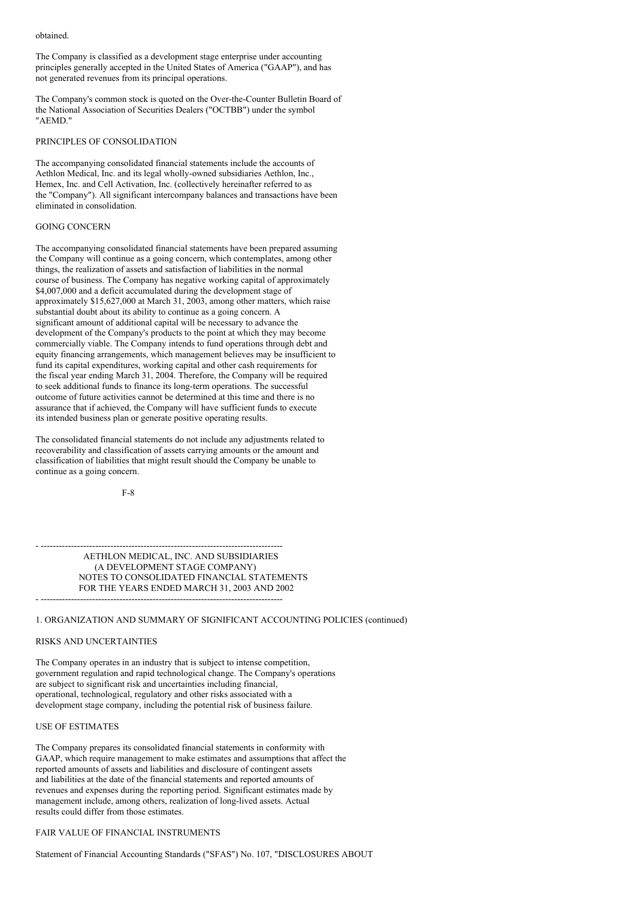obtained.

The Company is classified as a development stage enterprise under accounting principles generally accepted in the United States of America ("GAAP"), and has not generated revenues from its principal operations.

The Company's common stock is quoted on the Over-the-Counter Bulletin Board of the National Association of Securities Dealers ("OCTBB") under the symbol "AEMD."

### PRINCIPLES OF CONSOLIDATION

The accompanying consolidated financial statements include the accounts of Aethlon Medical, Inc. and its legal wholly-owned subsidiaries Aethlon, Inc., Hemex, Inc. and Cell Activation, Inc. (collectively hereinafter referred to as the "Company"). All significant intercompany balances and transactions have been eliminated in consolidation.

### GOING CONCERN

The accompanying consolidated financial statements have been prepared assuming the Company will continue as a going concern, which contemplates, among other things, the realization of assets and satisfaction of liabilities in the normal course of business. The Company has negative working capital of approximately $4,007,000 and a deficit accumulated during the development stage of approximately $15,627,000 at March 31, 2003, among other matters, which raise substantial doubt about its ability to continue as a going concern. A significant amount of additional capital will be necessary to advance the development of the Company's products to the point at which they may become commercially viable. The Company intends to fund operations through debt and equity financing arrangements, which management believes may be insufficient to fund its capital expenditures, working capital and other cash requirements for the fiscal year ending March 31, 2004. Therefore, the Company will be required to seek additional funds to finance its long-term operations. The successful outcome of future activities cannot be determined at this time and there is no assurance that if achieved, the Company will have sufficient funds to execute its intended business plan or generate positive operating results.

The consolidated financial statements do not include any adjustments related to recoverability and classification of assets carrying amounts or the amount and classification of liabilities that might result should the Company be unable to continue as a going concern.

AETHLON MEDICAL, INC. AND SUBSIDIARIES
(A DEVELOPMENT STAGE COMPANY)
NOTES TO CONSOLIDATED FINANCIAL STATEMENTS
FOR THE YEARS ENDED MARCH 31, 2003 AND 2002

## 1. ORGANIZATION AND SUMMARY OF SIGNIFICANT ACCOUNTING POLICIES (continued)

### RISKS AND UNCERTAINTIES

The Company operates in an industry that is subject to intense competition, government regulation and rapid technological change. The Company's operations are subject to significant risk and uncertainties including financial, operational, technological, regulatory and other risks associated with a development stage company, including the potential risk of business failure.

### USE OF ESTIMATES

The Company prepares its consolidated financial statements in conformity with GAAP, which require management to make estimates and assumptions that affect the reported amounts of assets and liabilities and disclosure of contingent assets and liabilities at the date of the financial statements and reported amounts of revenues and expenses during the reporting period. Significant estimates made by management include, among others, realization of long-lived assets. Actual results could differ from those estimates.

### FAIR VALUE OF FINANCIAL INSTRUMENTS

Statement of Financial Accounting Standards ("SFAS") No. 107, "DISCLOSURES ABOUT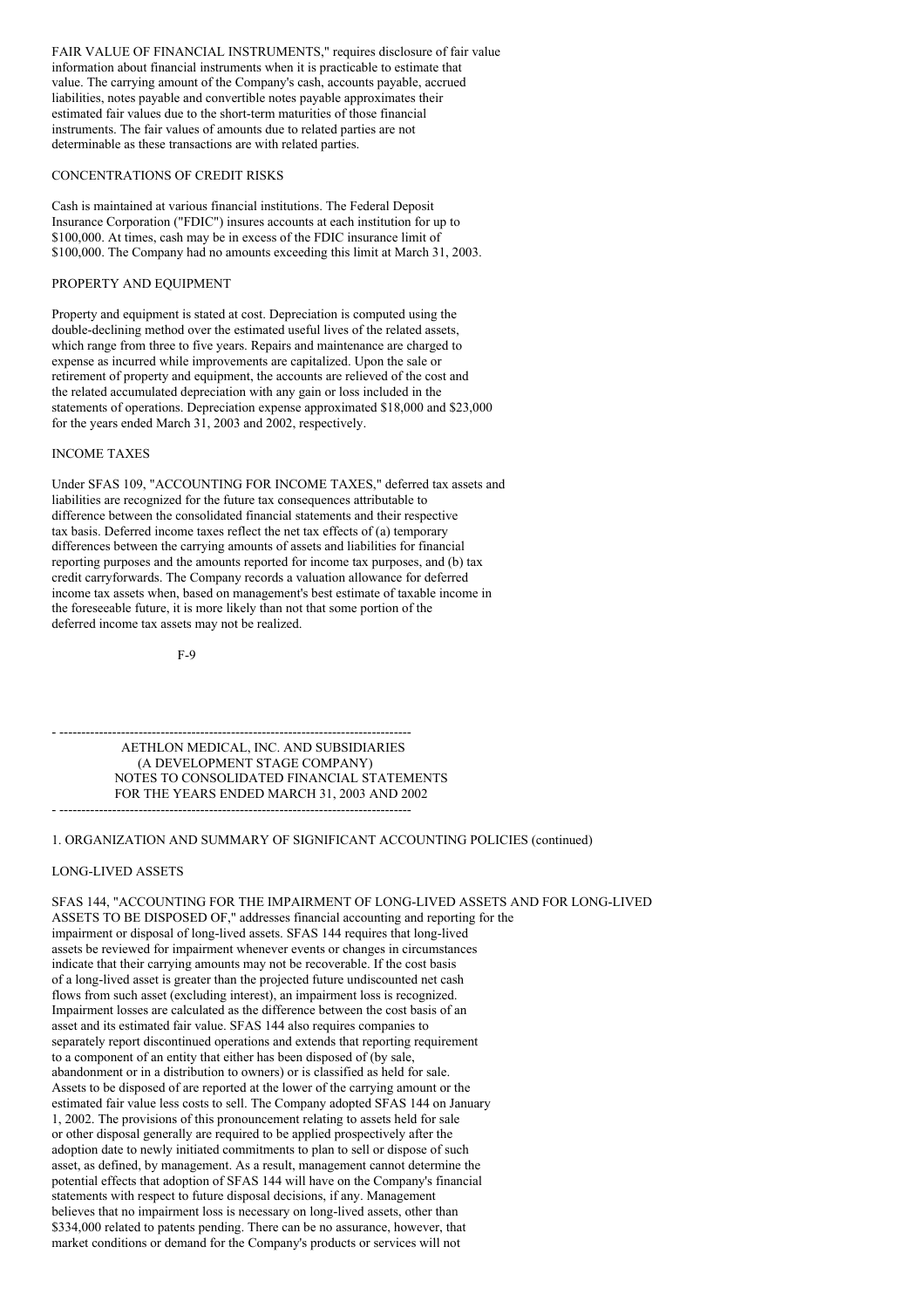FAIR VALUE OF FINANCIAL INSTRUMENTS," requires disclosure of fair value information about financial instruments when it is practicable to estimate that value. The carrying amount of the Company's cash, accounts payable, accrued liabilities, notes payable and convertible notes payable approximates their estimated fair values due to the short-term maturities of those financial instruments. The fair values of amounts due to related parties are not determinable as these transactions are with related parties.

CONCENTRATIONS OF CREDIT RISKS

Cash is maintained at various financial institutions. The Federal Deposit Insurance Corporation ("FDIC") insures accounts at each institution for up to $100,000. At times, cash may be in excess of the FDIC insurance limit of $100,000. The Company had no amounts exceeding this limit at March 31, 2003.

PROPERTY AND EQUIPMENT

Property and equipment is stated at cost. Depreciation is computed using the double-declining method over the estimated useful lives of the related assets, which range from three to five years. Repairs and maintenance are charged to expense as incurred while improvements are capitalized. Upon the sale or retirement of property and equipment, the accounts are relieved of the cost and the related accumulated depreciation with any gain or loss included in the statements of operations. Depreciation expense approximated $18,000 and $23,000 for the years ended March 31, 2003 and 2002, respectively.

INCOME TAXES

Under SFAS 109, "ACCOUNTING FOR INCOME TAXES," deferred tax assets and liabilities are recognized for the future tax consequences attributable to difference between the consolidated financial statements and their respective tax basis. Deferred income taxes reflect the net tax effects of (a) temporary differences between the carrying amounts of assets and liabilities for financial reporting purposes and the amounts reported for income tax purposes, and (b) tax credit carryforwards. The Company records a valuation allowance for deferred income tax assets when, based on management's best estimate of taxable income in the foreseeable future, it is more likely than not that some portion of the deferred income tax assets may not be realized.

AETHLON MEDICAL, INC. AND SUBSIDIARIES
(A DEVELOPMENT STAGE COMPANY)
NOTES TO CONSOLIDATED FINANCIAL STATEMENTS
FOR THE YEARS ENDED MARCH 31, 2003 AND 2002

1. ORGANIZATION AND SUMMARY OF SIGNIFICANT ACCOUNTING POLICIES (continued)

LONG-LIVED ASSETS

SFAS 144, "ACCOUNTING FOR THE IMPAIRMENT OF LONG-LIVED ASSETS AND FOR LONG-LIVED ASSETS TO BE DISPOSED OF," addresses financial accounting and reporting for the impairment or disposal of long-lived assets. SFAS 144 requires that long-lived assets be reviewed for impairment whenever events or changes in circumstances indicate that their carrying amounts may not be recoverable. If the cost basis of a long-lived asset is greater than the projected future undiscounted net cash flows from such asset (excluding interest), an impairment loss is recognized. Impairment losses are calculated as the difference between the cost basis of an asset and its estimated fair value. SFAS 144 also requires companies to separately report discontinued operations and extends that reporting requirement to a component of an entity that either has been disposed of (by sale, abandonment or in a distribution to owners) or is classified as held for sale. Assets to be disposed of are reported at the lower of the carrying amount or the estimated fair value less costs to sell. The Company adopted SFAS 144 on January 1, 2002. The provisions of this pronouncement relating to assets held for sale or other disposal generally are required to be applied prospectively after the adoption date to newly initiated commitments to plan to sell or dispose of such asset, as defined, by management. As a result, management cannot determine the potential effects that adoption of SFAS 144 will have on the Company's financial statements with respect to future disposal decisions, if any. Management believes that no impairment loss is necessary on long-lived assets, other than $334,000 related to patents pending. There can be no assurance, however, that market conditions or demand for the Company's products or services will not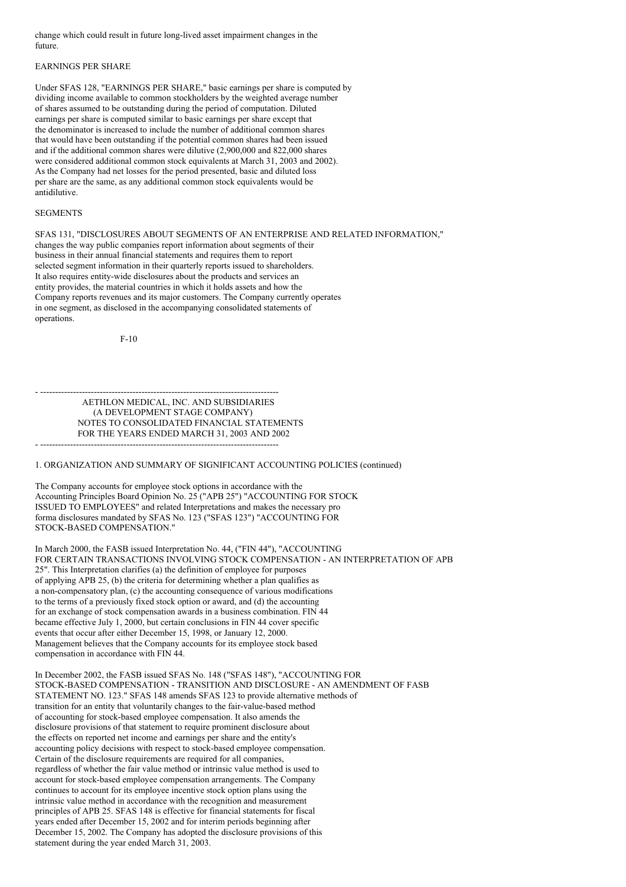change which could result in future long-lived asset impairment changes in the future.

EARNINGS PER SHARE

Under SFAS 128, "EARNINGS PER SHARE," basic earnings per share is computed by dividing income available to common stockholders by the weighted average number of shares assumed to be outstanding during the period of computation. Diluted earnings per share is computed similar to basic earnings per share except that the denominator is increased to include the number of additional common shares that would have been outstanding if the potential common shares had been issued and if the additional common shares were dilutive (2,900,000 and 822,000 shares were considered additional common stock equivalents at March 31, 2003 and 2002). As the Company had net losses for the period presented, basic and diluted loss per share are the same, as any additional common stock equivalents would be antidilutive.

SEGMENTS

SFAS 131, "DISCLOSURES ABOUT SEGMENTS OF AN ENTERPRISE AND RELATED INFORMATION," changes the way public companies report information about segments of their business in their annual financial statements and requires them to report selected segment information in their quarterly reports issued to shareholders. It also requires entity-wide disclosures about the products and services an entity provides, the material countries in which it holds assets and how the Company reports revenues and its major customers. The Company currently operates in one segment, as disclosed in the accompanying consolidated statements of operations.

AETHLON MEDICAL, INC. AND SUBSIDIARIES
(A DEVELOPMENT STAGE COMPANY)
NOTES TO CONSOLIDATED FINANCIAL STATEMENTS
FOR THE YEARS ENDED MARCH 31, 2003 AND 2002

1. ORGANIZATION AND SUMMARY OF SIGNIFICANT ACCOUNTING POLICIES (continued)

The Company accounts for employee stock options in accordance with the Accounting Principles Board Opinion No. 25 ("APB 25") "ACCOUNTING FOR STOCK ISSUED TO EMPLOYEES" and related Interpretations and makes the necessary pro forma disclosures mandated by SFAS No. 123 ("SFAS 123") "ACCOUNTING FOR STOCK-BASED COMPENSATION."

In March 2000, the FASB issued Interpretation No. 44, ("FIN 44"), "ACCOUNTING FOR CERTAIN TRANSACTIONS INVOLVING STOCK COMPENSATION - AN INTERPRETATION OF APB 25". This Interpretation clarifies (a) the definition of employee for purposes of applying APB 25, (b) the criteria for determining whether a plan qualifies as a non-compensatory plan, (c) the accounting consequence of various modifications to the terms of a previously fixed stock option or award, and (d) the accounting for an exchange of stock compensation awards in a business combination. FIN 44 became effective July 1, 2000, but certain conclusions in FIN 44 cover specific events that occur after either December 15, 1998, or January 12, 2000. Management believes that the Company accounts for its employee stock based compensation in accordance with FIN 44.

In December 2002, the FASB issued SFAS No. 148 ("SFAS 148"), "ACCOUNTING FOR STOCK-BASED COMPENSATION - TRANSITION AND DISCLOSURE - AN AMENDMENT OF FASB STATEMENT NO. 123." SFAS 148 amends SFAS 123 to provide alternative methods of transition for an entity that voluntarily changes to the fair-value-based method of accounting for stock-based employee compensation. It also amends the disclosure provisions of that statement to require prominent disclosure about the effects on reported net income and earnings per share and the entity's accounting policy decisions with respect to stock-based employee compensation. Certain of the disclosure requirements are required for all companies, regardless of whether the fair value method or intrinsic value method is used to account for stock-based employee compensation arrangements. The Company continues to account for its employee incentive stock option plans using the intrinsic value method in accordance with the recognition and measurement principles of APB 25. SFAS 148 is effective for financial statements for fiscal years ended after December 15, 2002 and for interim periods beginning after December 15, 2002. The Company has adopted the disclosure provisions of this statement during the year ended March 31, 2003.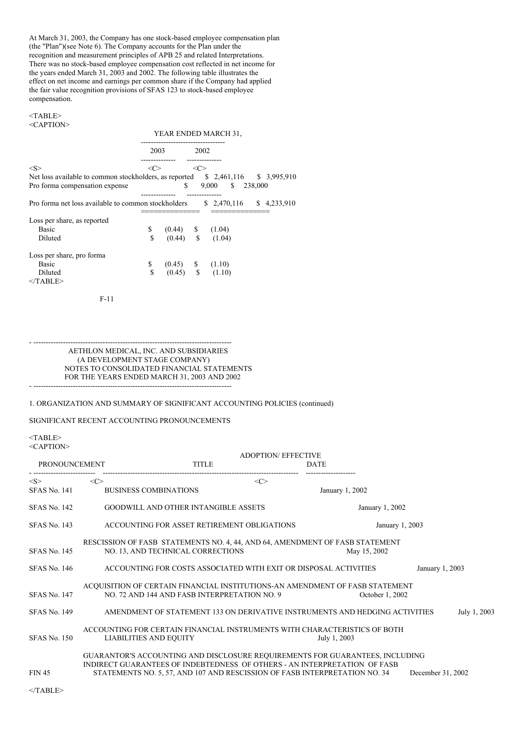At March 31, 2003, the Company has one stock-based employee compensation plan (the "Plan")(see Note 6). The Company accounts for the Plan under the recognition and measurement principles of APB 25 and related Interpretations. There was no stock-based employee compensation cost reflected in net income for the years ended March 31, 2003 and 2002. The following table illustrates the effect on net income and earnings per common share if the Company had applied the fair value recognition provisions of SFAS 123 to stock-based employee compensation.

| | YEAR ENDED MARCH 31, | |
|---|---|---|
| | 2003 | 2002 |
| Net loss available to common stockholders, as reported | $ 2,461,116 | $ 3,995,910 |
| Pro forma compensation expense | $ 9,000 | $ 238,000 |
| Pro forma net loss available to common stockholders | $ 2,470,116 | $ 4,233,910 |
| Loss per share, as reported | | |
| Basic | $ (0.44) | $ (1.04) |
| Diluted | $ (0.44) | $ (1.04) |
| Loss per share, pro forma | | |
| Basic | $ (0.45) | $ (1.10) |
| Diluted | $ (0.45) | $ (1.10) |

F-11

AETHLON MEDICAL, INC. AND SUBSIDIARIES
(A DEVELOPMENT STAGE COMPANY)
NOTES TO CONSOLIDATED FINANCIAL STATEMENTS
FOR THE YEARS ENDED MARCH 31, 2003 AND 2002

1. ORGANIZATION AND SUMMARY OF SIGNIFICANT ACCOUNTING POLICIES (continued)

SIGNIFICANT RECENT ACCOUNTING PRONOUNCEMENTS

| PRONOUNCEMENT | TITLE | ADOPTION/ EFFECTIVE DATE |
|---|---|---|
| SFAS No. 141 | BUSINESS COMBINATIONS | January 1, 2002 |
| SFAS No. 142 | GOODWILL AND OTHER INTANGIBLE ASSETS | January 1, 2002 |
| SFAS No. 143 | ACCOUNTING FOR ASSET RETIREMENT OBLIGATIONS | January 1, 2003 |
| SFAS No. 145 | RESCISSION OF FASB STATEMENTS NO. 4, 44, AND 64, AMENDMENT OF FASB STATEMENT NO. 13, AND TECHNICAL CORRECTIONS | May 15, 2002 |
| SFAS No. 146 | ACCOUNTING FOR COSTS ASSOCIATED WITH EXIT OR DISPOSAL ACTIVITIES | January 1, 2003 |
| SFAS No. 147 | ACQUISITION OF CERTAIN FINANCIAL INSTITUTIONS-AN AMENDMENT OF FASB STATEMENT NO. 72 AND 144 AND FASB INTERPRETATION NO. 9 | October 1, 2002 |
| SFAS No. 149 | AMENDMENT OF STATEMENT 133 ON DERIVATIVE INSTRUMENTS AND HEDGING ACTIVITIES | July 1, 2003 |
| SFAS No. 150 | ACCOUNTING FOR CERTAIN FINANCIAL INSTRUMENTS WITH CHARACTERISTICS OF BOTH LIABILITIES AND EQUITY | July 1, 2003 |
| FIN 45 | GUARANTOR'S ACCOUNTING AND DISCLOSURE REQUIREMENTS FOR GUARANTEES, INCLUDING INDIRECT GUARANTEES OF INDEBTEDNESS OF OTHERS - AN INTERPRETATION OF FASB STATEMENTS NO. 5, 57, AND 107 AND RESCISSION OF FASB INTERPRETATION NO. 34 | December 31, 2002 |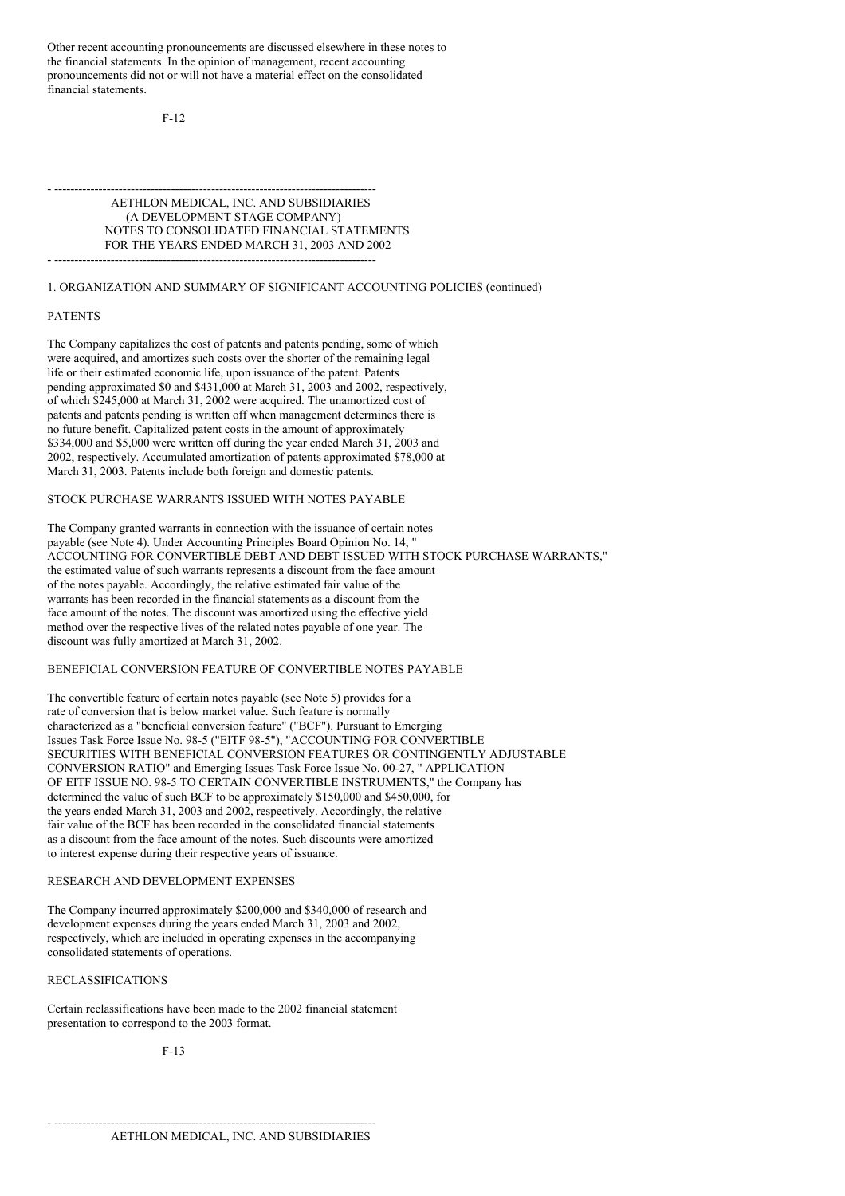Other recent accounting pronouncements are discussed elsewhere in these notes to the financial statements. In the opinion of management, recent accounting pronouncements did not or will not have a material effect on the consolidated financial statements.

AETHLON MEDICAL, INC. AND SUBSIDIARIES
(A DEVELOPMENT STAGE COMPANY)
NOTES TO CONSOLIDATED FINANCIAL STATEMENTS
FOR THE YEARS ENDED MARCH 31, 2003 AND 2002

1. ORGANIZATION AND SUMMARY OF SIGNIFICANT ACCOUNTING POLICIES (continued)

PATENTS

The Company capitalizes the cost of patents and patents pending, some of which were acquired, and amortizes such costs over the shorter of the remaining legal life or their estimated economic life, upon issuance of the patent. Patents pending approximated $0 and $431,000 at March 31, 2003 and 2002, respectively, of which $245,000 at March 31, 2002 were acquired. The unamortized cost of patents and patents pending is written off when management determines there is no future benefit. Capitalized patent costs in the amount of approximately $334,000 and $5,000 were written off during the year ended March 31, 2003 and 2002, respectively. Accumulated amortization of patents approximated $78,000 at March 31, 2003. Patents include both foreign and domestic patents.

STOCK PURCHASE WARRANTS ISSUED WITH NOTES PAYABLE

The Company granted warrants in connection with the issuance of certain notes payable (see Note 4). Under Accounting Principles Board Opinion No. 14, " ACCOUNTING FOR CONVERTIBLE DEBT AND DEBT ISSUED WITH STOCK PURCHASE WARRANTS," the estimated value of such warrants represents a discount from the face amount of the notes payable. Accordingly, the relative estimated fair value of the warrants has been recorded in the financial statements as a discount from the face amount of the notes. The discount was amortized using the effective yield method over the respective lives of the related notes payable of one year. The discount was fully amortized at March 31, 2002.

BENEFICIAL CONVERSION FEATURE OF CONVERTIBLE NOTES PAYABLE

The convertible feature of certain notes payable (see Note 5) provides for a rate of conversion that is below market value. Such feature is normally characterized as a "beneficial conversion feature" ("BCF"). Pursuant to Emerging Issues Task Force Issue No. 98-5 ("EITF 98-5"), "ACCOUNTING FOR CONVERTIBLE SECURITIES WITH BENEFICIAL CONVERSION FEATURES OR CONTINGENTLY ADJUSTABLE CONVERSION RATIO" and Emerging Issues Task Force Issue No. 00-27, " APPLICATION OF EITF ISSUE NO. 98-5 TO CERTAIN CONVERTIBLE INSTRUMENTS," the Company has determined the value of such BCF to be approximately $150,000 and $450,000, for the years ended March 31, 2003 and 2002, respectively. Accordingly, the relative fair value of the BCF has been recorded in the consolidated financial statements as a discount from the face amount of the notes. Such discounts were amortized to interest expense during their respective years of issuance.

RESEARCH AND DEVELOPMENT EXPENSES

The Company incurred approximately $200,000 and $340,000 of research and development expenses during the years ended March 31, 2003 and 2002, respectively, which are included in operating expenses in the accompanying consolidated statements of operations.

RECLASSIFICATIONS

Certain reclassifications have been made to the 2002 financial statement presentation to correspond to the 2003 format.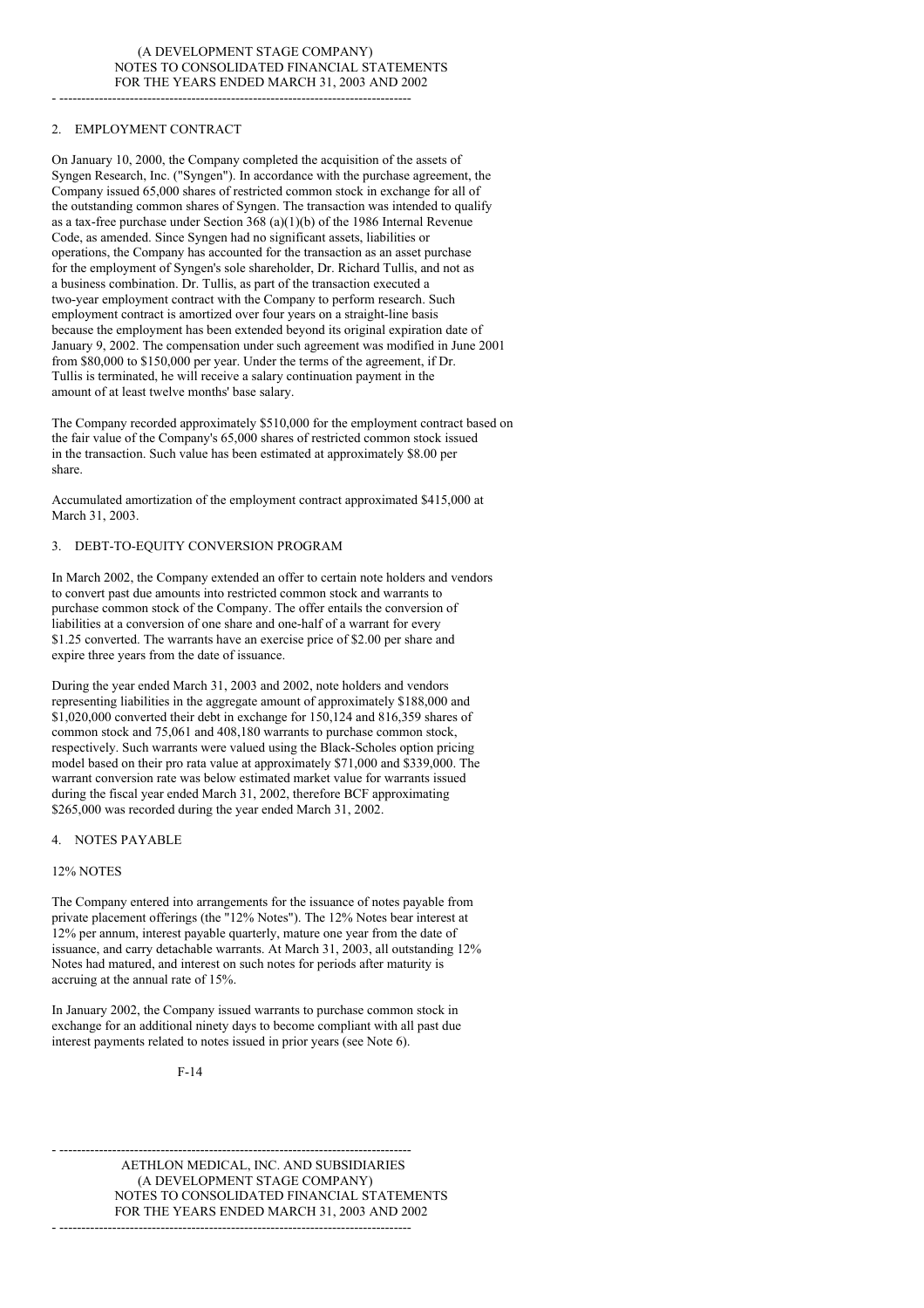## 2. EMPLOYMENT CONTRACT

On January 10, 2000, the Company completed the acquisition of the assets of Syngen Research, Inc. ("Syngen"). In accordance with the purchase agreement, the Company issued 65,000 shares of restricted common stock in exchange for all of the outstanding common shares of Syngen. The transaction was intended to qualify as a tax-free purchase under Section 368 (a)(1)(b) of the 1986 Internal Revenue Code, as amended. Since Syngen had no significant assets, liabilities or operations, the Company has accounted for the transaction as an asset purchase for the employment of Syngen's sole shareholder, Dr. Richard Tullis, and not as a business combination. Dr. Tullis, as part of the transaction executed a two-year employment contract with the Company to perform research. Such employment contract is amortized over four years on a straight-line basis because the employment has been extended beyond its original expiration date of January 9, 2002. The compensation under such agreement was modified in June 2001 from $80,000 to $150,000 per year. Under the terms of the agreement, if Dr. Tullis is terminated, he will receive a salary continuation payment in the amount of at least twelve months' base salary.

The Company recorded approximately $510,000 for the employment contract based on the fair value of the Company's 65,000 shares of restricted common stock issued in the transaction. Such value has been estimated at approximately $8.00 per share.

Accumulated amortization of the employment contract approximated $415,000 at March 31, 2003.

## 3. DEBT-TO-EQUITY CONVERSION PROGRAM

In March 2002, the Company extended an offer to certain note holders and vendors to convert past due amounts into restricted common stock and warrants to purchase common stock of the Company. The offer entails the conversion of liabilities at a conversion of one share and one-half of a warrant for every $1.25 converted. The warrants have an exercise price of $2.00 per share and expire three years from the date of issuance.

During the year ended March 31, 2003 and 2002, note holders and vendors representing liabilities in the aggregate amount of approximately $188,000 and $1,020,000 converted their debt in exchange for 150,124 and 816,359 shares of common stock and 75,061 and 408,180 warrants to purchase common stock, respectively. Such warrants were valued using the Black-Scholes option pricing model based on their pro rata value at approximately $71,000 and $339,000. The warrant conversion rate was below estimated market value for warrants issued during the fiscal year ended March 31, 2002, therefore BCF approximating $265,000 was recorded during the year ended March 31, 2002.

## 4. NOTES PAYABLE

### 12% NOTES

The Company entered into arrangements for the issuance of notes payable from private placement offerings (the "12% Notes"). The 12% Notes bear interest at 12% per annum, interest payable quarterly, mature one year from the date of issuance, and carry detachable warrants. At March 31, 2003, all outstanding 12% Notes had matured, and interest on such notes for periods after maturity is accruing at the annual rate of 15%.

In January 2002, the Company issued warrants to purchase common stock in exchange for an additional ninety days to become compliant with all past due interest payments related to notes issued in prior years (see Note 6).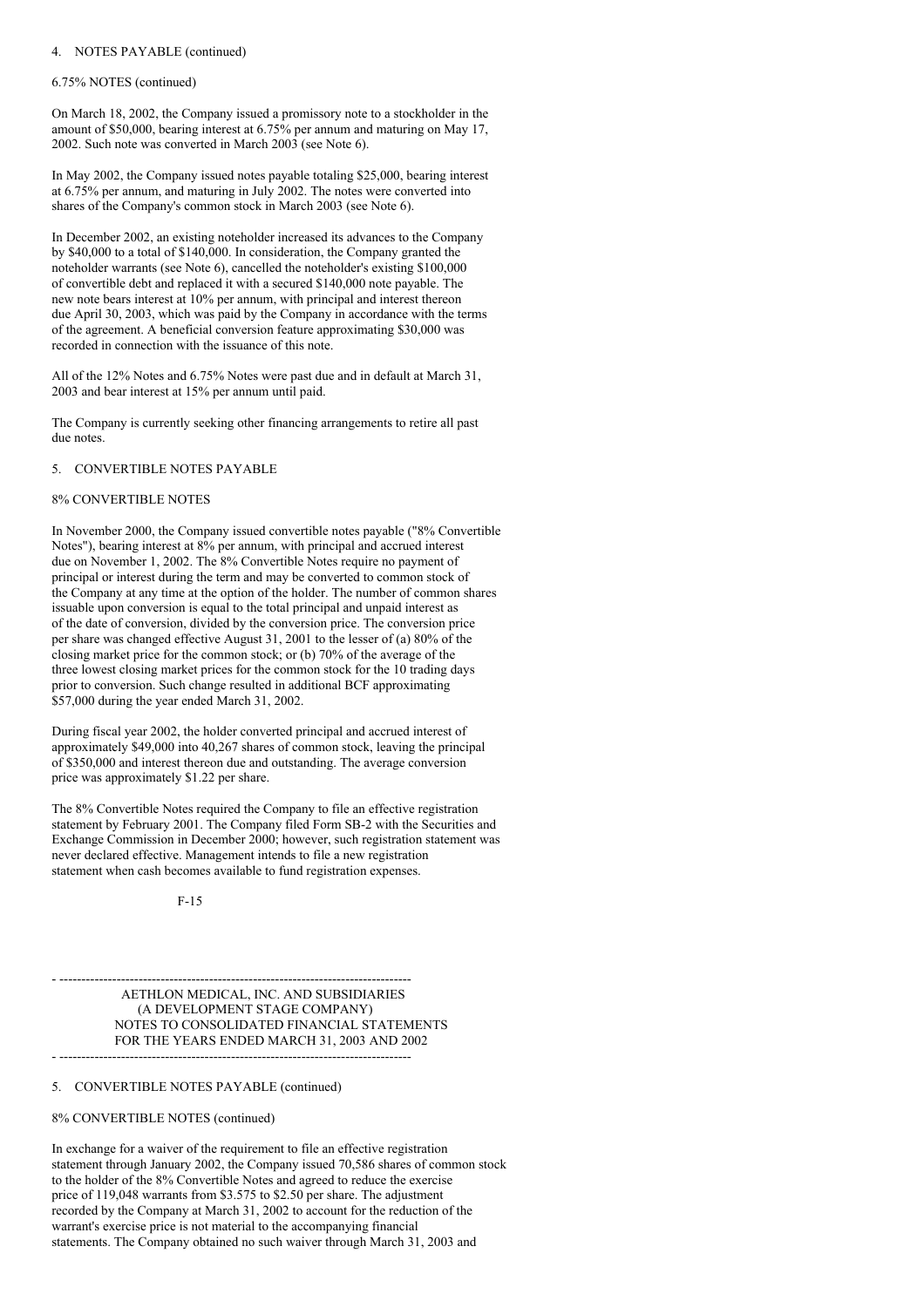4. NOTES PAYABLE (continued)

6.75% NOTES (continued)

On March 18, 2002, the Company issued a promissory note to a stockholder in the amount of $50,000, bearing interest at 6.75% per annum and maturing on May 17, 2002. Such note was converted in March 2003 (see Note 6).

In May 2002, the Company issued notes payable totaling $25,000, bearing interest at 6.75% per annum, and maturing in July 2002. The notes were converted into shares of the Company's common stock in March 2003 (see Note 6).

In December 2002, an existing noteholder increased its advances to the Company by $40,000 to a total of $140,000. In consideration, the Company granted the noteholder warrants (see Note 6), cancelled the noteholder's existing $100,000 of convertible debt and replaced it with a secured $140,000 note payable. The new note bears interest at 10% per annum, with principal and interest thereon due April 30, 2003, which was paid by the Company in accordance with the terms of the agreement. A beneficial conversion feature approximating $30,000 was recorded in connection with the issuance of this note.

All of the 12% Notes and 6.75% Notes were past due and in default at March 31, 2003 and bear interest at 15% per annum until paid.

The Company is currently seeking other financing arrangements to retire all past due notes.

5. CONVERTIBLE NOTES PAYABLE

8% CONVERTIBLE NOTES

In November 2000, the Company issued convertible notes payable ("8% Convertible Notes"), bearing interest at 8% per annum, with principal and accrued interest due on November 1, 2002. The 8% Convertible Notes require no payment of principal or interest during the term and may be converted to common stock of the Company at any time at the option of the holder. The number of common shares issuable upon conversion is equal to the total principal and unpaid interest as of the date of conversion, divided by the conversion price. The conversion price per share was changed effective August 31, 2001 to the lesser of (a) 80% of the closing market price for the common stock; or (b) 70% of the average of the three lowest closing market prices for the common stock for the 10 trading days prior to conversion. Such change resulted in additional BCF approximating $57,000 during the year ended March 31, 2002.

During fiscal year 2002, the holder converted principal and accrued interest of approximately $49,000 into 40,267 shares of common stock, leaving the principal of $350,000 and interest thereon due and outstanding. The average conversion price was approximately $1.22 per share.

The 8% Convertible Notes required the Company to file an effective registration statement by February 2001. The Company filed Form SB-2 with the Securities and Exchange Commission in December 2000; however, such registration statement was never declared effective. Management intends to file a new registration statement when cash becomes available to fund registration expenses.

AETHLON MEDICAL, INC. AND SUBSIDIARIES
(A DEVELOPMENT STAGE COMPANY)
NOTES TO CONSOLIDATED FINANCIAL STATEMENTS
FOR THE YEARS ENDED MARCH 31, 2003 AND 2002

5. CONVERTIBLE NOTES PAYABLE (continued)

8% CONVERTIBLE NOTES (continued)

In exchange for a waiver of the requirement to file an effective registration statement through January 2002, the Company issued 70,586 shares of common stock to the holder of the 8% Convertible Notes and agreed to reduce the exercise price of 119,048 warrants from $3.575 to $2.50 per share. The adjustment recorded by the Company at March 31, 2002 to account for the reduction of the warrant's exercise price is not material to the accompanying financial statements. The Company obtained no such waiver through March 31, 2003 and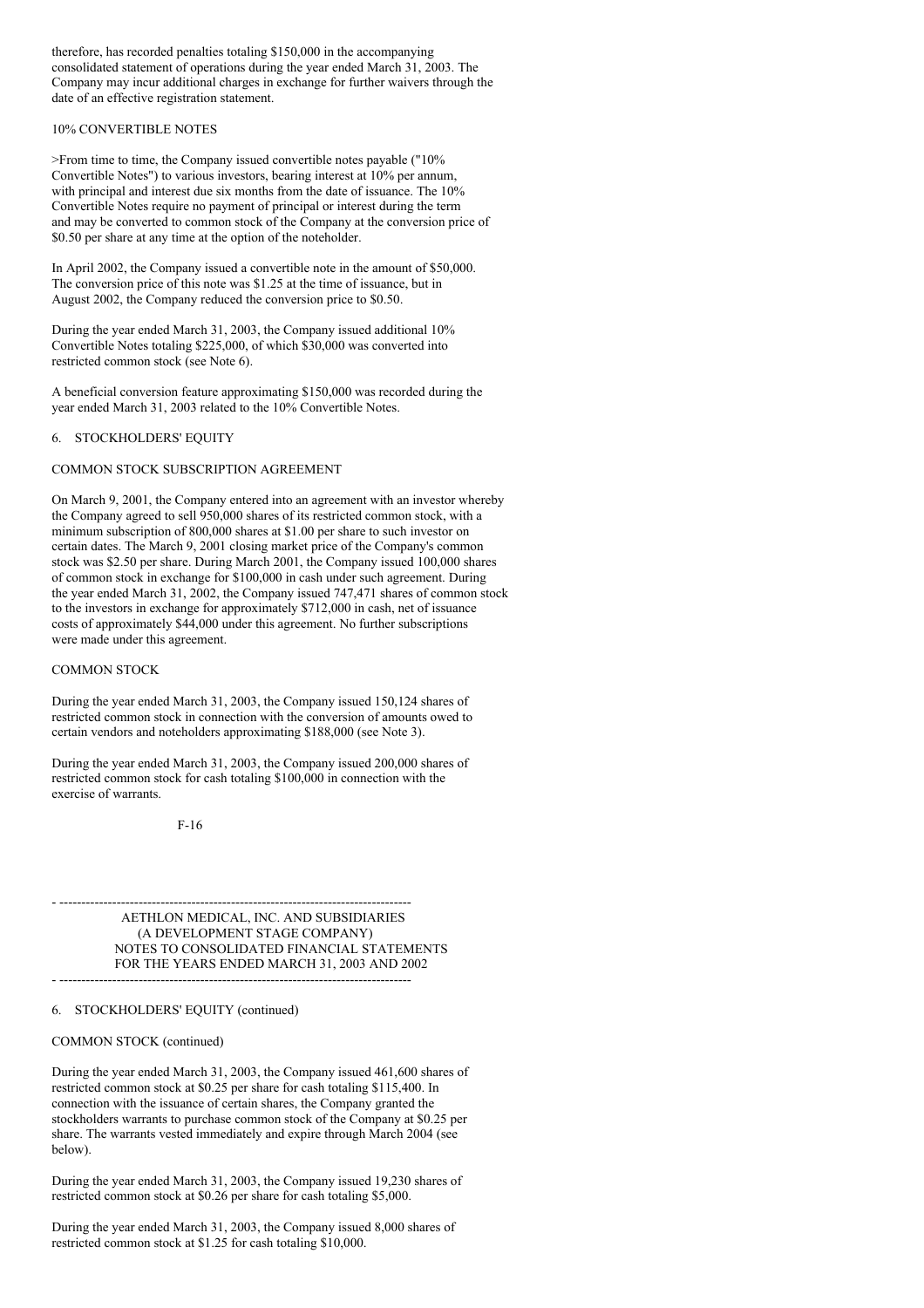therefore, has recorded penalties totaling $150,000 in the accompanying consolidated statement of operations during the year ended March 31, 2003. The Company may incur additional charges in exchange for further waivers through the date of an effective registration statement.

10% CONVERTIBLE NOTES

>From time to time, the Company issued convertible notes payable ("10% Convertible Notes") to various investors, bearing interest at 10% per annum, with principal and interest due six months from the date of issuance. The 10% Convertible Notes require no payment of principal or interest during the term and may be converted to common stock of the Company at the conversion price of $0.50 per share at any time at the option of the noteholder.

In April 2002, the Company issued a convertible note in the amount of $50,000. The conversion price of this note was $1.25 at the time of issuance, but in August 2002, the Company reduced the conversion price to $0.50.

During the year ended March 31, 2003, the Company issued additional 10% Convertible Notes totaling $225,000, of which $30,000 was converted into restricted common stock (see Note 6).

A beneficial conversion feature approximating $150,000 was recorded during the year ended March 31, 2003 related to the 10% Convertible Notes.

## 6. STOCKHOLDERS' EQUITY

COMMON STOCK SUBSCRIPTION AGREEMENT

On March 9, 2001, the Company entered into an agreement with an investor whereby the Company agreed to sell 950,000 shares of its restricted common stock, with a minimum subscription of 800,000 shares at $1.00 per share to such investor on certain dates. The March 9, 2001 closing market price of the Company's common stock was $2.50 per share. During March 2001, the Company issued 100,000 shares of common stock in exchange for $100,000 in cash under such agreement. During the year ended March 31, 2002, the Company issued 747,471 shares of common stock to the investors in exchange for approximately $712,000 in cash, net of issuance costs of approximately $44,000 under this agreement. No further subscriptions were made under this agreement.

COMMON STOCK

During the year ended March 31, 2003, the Company issued 150,124 shares of restricted common stock in connection with the conversion of amounts owed to certain vendors and noteholders approximating $188,000 (see Note 3).

During the year ended March 31, 2003, the Company issued 200,000 shares of restricted common stock for cash totaling $100,000 in connection with the exercise of warrants.

AETHLON MEDICAL, INC. AND SUBSIDIARIES
(A DEVELOPMENT STAGE COMPANY)
NOTES TO CONSOLIDATED FINANCIAL STATEMENTS
FOR THE YEARS ENDED MARCH 31, 2003 AND 2002

## 6. STOCKHOLDERS' EQUITY (continued)

COMMON STOCK (continued)

During the year ended March 31, 2003, the Company issued 461,600 shares of restricted common stock at $0.25 per share for cash totaling $115,400. In connection with the issuance of certain shares, the Company granted the stockholders warrants to purchase common stock of the Company at $0.25 per share. The warrants vested immediately and expire through March 2004 (see below).

During the year ended March 31, 2003, the Company issued 19,230 shares of restricted common stock at $0.26 per share for cash totaling $5,000.

During the year ended March 31, 2003, the Company issued 8,000 shares of restricted common stock at $1.25 for cash totaling $10,000.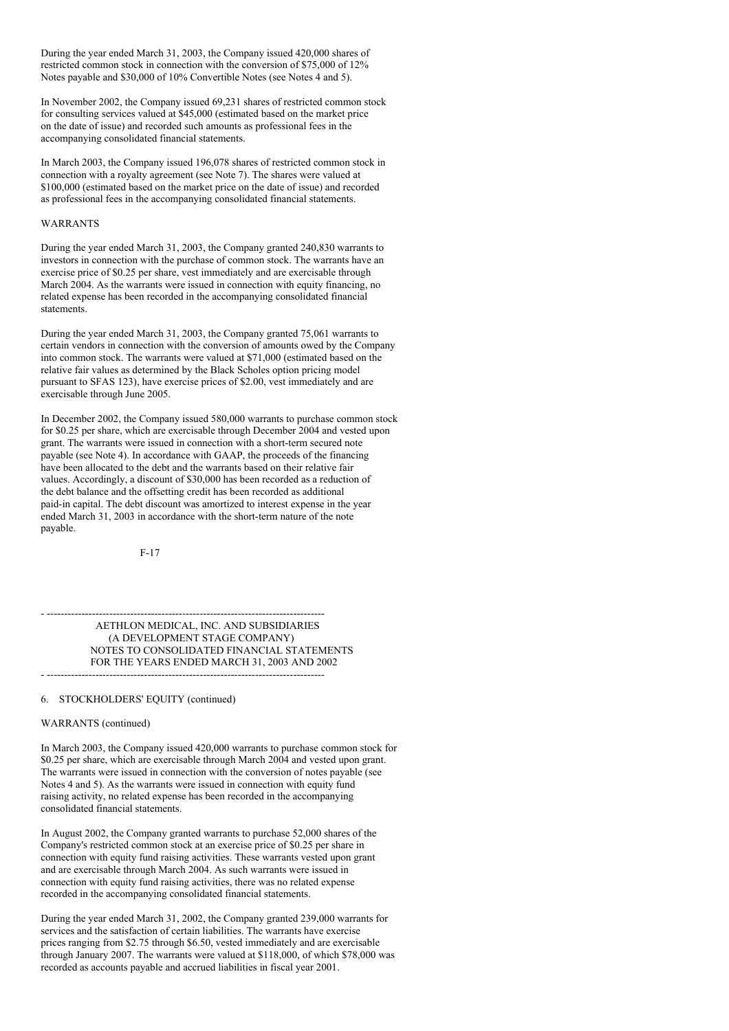During the year ended March 31, 2003, the Company issued 420,000 shares of restricted common stock in connection with the conversion of $75,000 of 12% Notes payable and $30,000 of 10% Convertible Notes (see Notes 4 and 5).

In November 2002, the Company issued 69,231 shares of restricted common stock for consulting services valued at $45,000 (estimated based on the market price on the date of issue) and recorded such amounts as professional fees in the accompanying consolidated financial statements.

In March 2003, the Company issued 196,078 shares of restricted common stock in connection with a royalty agreement (see Note 7). The shares were valued at $100,000 (estimated based on the market price on the date of issue) and recorded as professional fees in the accompanying consolidated financial statements.

WARRANTS

During the year ended March 31, 2003, the Company granted 240,830 warrants to investors in connection with the purchase of common stock. The warrants have an exercise price of $0.25 per share, vest immediately and are exercisable through March 2004. As the warrants were issued in connection with equity financing, no related expense has been recorded in the accompanying consolidated financial statements.

During the year ended March 31, 2003, the Company granted 75,061 warrants to certain vendors in connection with the conversion of amounts owed by the Company into common stock. The warrants were valued at $71,000 (estimated based on the relative fair values as determined by the Black Scholes option pricing model pursuant to SFAS 123), have exercise prices of $2.00, vest immediately and are exercisable through June 2005.

In December 2002, the Company issued 580,000 warrants to purchase common stock for $0.25 per share, which are exercisable through December 2004 and vested upon grant. The warrants were issued in connection with a short-term secured note payable (see Note 4). In accordance with GAAP, the proceeds of the financing have been allocated to the debt and the warrants based on their relative fair values. Accordingly, a discount of $30,000 has been recorded as a reduction of the debt balance and the offsetting credit has been recorded as additional paid-in capital. The debt discount was amortized to interest expense in the year ended March 31, 2003 in accordance with the short-term nature of the note payable.

6. STOCKHOLDERS' EQUITY (continued)

WARRANTS (continued)

In March 2003, the Company issued 420,000 warrants to purchase common stock for $0.25 per share, which are exercisable through March 2004 and vested upon grant. The warrants were issued in connection with the conversion of notes payable (see Notes 4 and 5). As the warrants were issued in connection with equity fund raising activity, no related expense has been recorded in the accompanying consolidated financial statements.

In August 2002, the Company granted warrants to purchase 52,000 shares of the Company's restricted common stock at an exercise price of $0.25 per share in connection with equity fund raising activities. These warrants vested upon grant and are exercisable through March 2004. As such warrants were issued in connection with equity fund raising activities, there was no related expense recorded in the accompanying consolidated financial statements.

During the year ended March 31, 2002, the Company granted 239,000 warrants for services and the satisfaction of certain liabilities. The warrants have exercise prices ranging from $2.75 through $6.50, vested immediately and are exercisable through January 2007. The warrants were valued at $118,000, of which $78,000 was recorded as accounts payable and accrued liabilities in fiscal year 2001.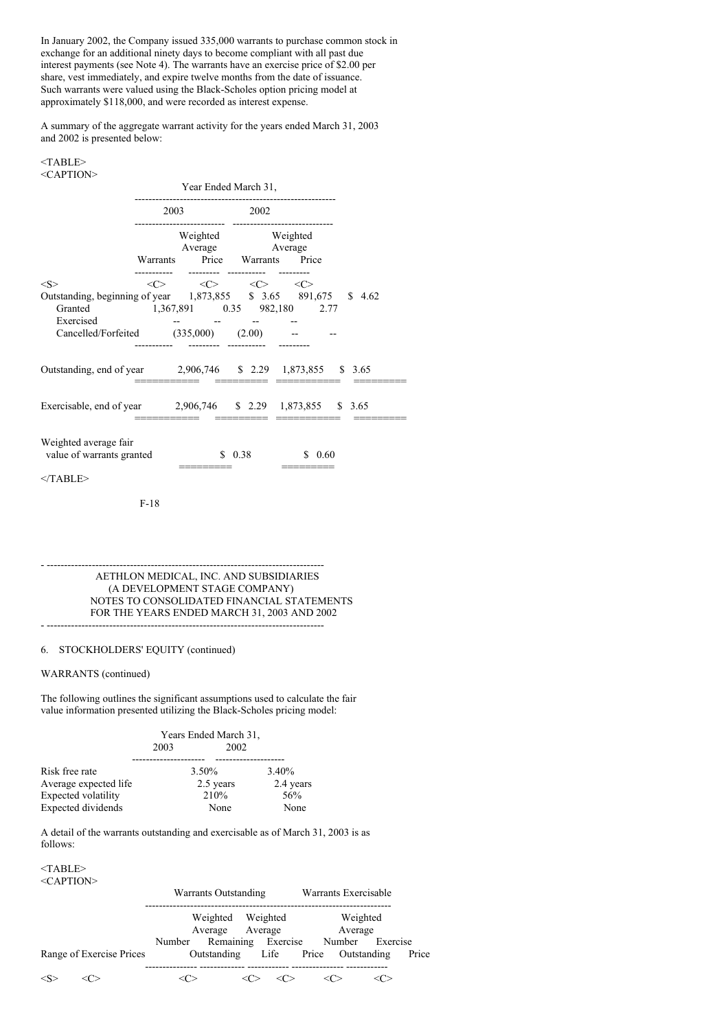In January 2002, the Company issued 335,000 warrants to purchase common stock in exchange for an additional ninety days to become compliant with all past due interest payments (see Note 4). The warrants have an exercise price of $2.00 per share, vest immediately, and expire twelve months from the date of issuance. Such warrants were valued using the Black-Scholes option pricing model at approximately $118,000, and were recorded as interest expense.

A summary of the aggregate warrant activity for the years ended March 31, 2003 and 2002 is presented below:

| | Year Ended March 31, | | | |
|---|---|---|---|---|
| | 2003 | | 2002 | |
| | Warrants | Weighted Average Price | Warrants | Weighted Average Price |
| Outstanding, beginning of year | 1,873,855 | $ 3.65 | 891,675 | $ 4.62 |
| Granted | 1,367,891 | 0.35 | 982,180 | 2.77 |
| Exercised | -- | -- | -- | -- |
| Cancelled/Forfeited | (335,000) | (2.00) | -- | -- |
| Outstanding, end of year | 2,906,746 | $ 2.29 | 1,873,855 | $ 3.65 |
| Exercisable, end of year | 2,906,746 | $ 2.29 | 1,873,855 | $ 3.65 |
| Weighted average fair value of warrants granted | | $ 0.38 | | $ 0.60 |

AETHLON MEDICAL, INC. AND SUBSIDIARIES
(A DEVELOPMENT STAGE COMPANY)
NOTES TO CONSOLIDATED FINANCIAL STATEMENTS
FOR THE YEARS ENDED MARCH 31, 2003 AND 2002

6. STOCKHOLDERS' EQUITY (continued)

WARRANTS (continued)

The following outlines the significant assumptions used to calculate the fair value information presented utilizing the Black-Scholes pricing model:

| | Years Ended March 31, 2003 | 2002 |
|---|---|---|
| Risk free rate | 3.50% | 3.40% |
| Average expected life | 2.5 years | 2.4 years |
| Expected volatility | 210% | 56% |
| Expected dividends | None | None |

A detail of the warrants outstanding and exercisable as of March 31, 2003 is as follows:

| | Warrants Outstanding | | | Warrants Exercisable | |
|---|---|---|---|---|---|
| Range of Exercise Prices | Number Outstanding | Weighted Average Remaining Life | Weighted Average Exercise Price | Number Outstanding | Weighted Average Exercise Price |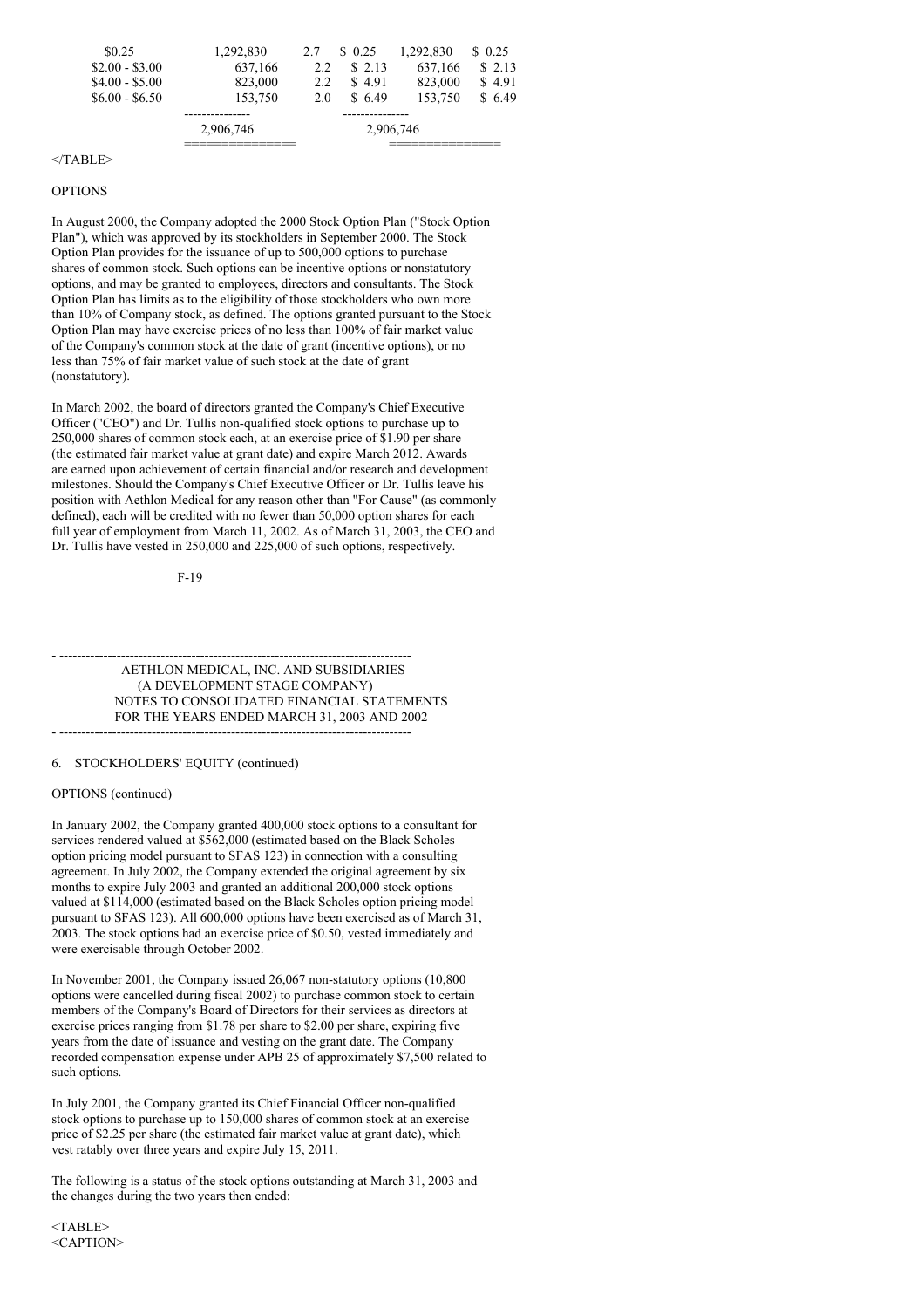| | | | | | |
|---|---|---|---|---|---|
| $0.25 | 1,292,830 | 2.7 | $ 0.25 | 1,292,830 | $ 0.25 |
| $2.00 - $3.00 | 637,166 | 2.2 | $ 2.13 | 637,166 | $ 2.13 |
| $4.00 - $5.00 | 823,000 | 2.2 | $ 4.91 | 823,000 | $ 4.91 |
| $6.00 - $6.50 | 153,750 | 2.0 | $ 6.49 | 153,750 | $ 6.49 |
| | 2,906,746 | | | 2,906,746 | |

</TABLE>

OPTIONS

In August 2000, the Company adopted the 2000 Stock Option Plan ("Stock Option Plan"), which was approved by its stockholders in September 2000. The Stock Option Plan provides for the issuance of up to 500,000 options to purchase shares of common stock. Such options can be incentive options or nonstatutory options, and may be granted to employees, directors and consultants. The Stock Option Plan has limits as to the eligibility of those stockholders who own more than 10% of Company stock, as defined. The options granted pursuant to the Stock Option Plan may have exercise prices of no less than 100% of fair market value of the Company's common stock at the date of grant (incentive options), or no less than 75% of fair market value of such stock at the date of grant (nonstatutory).

In March 2002, the board of directors granted the Company's Chief Executive Officer ("CEO") and Dr. Tullis non-qualified stock options to purchase up to 250,000 shares of common stock each, at an exercise price of $1.90 per share (the estimated fair market value at grant date) and expire March 2012. Awards are earned upon achievement of certain financial and/or research and development milestones. Should the Company's Chief Executive Officer or Dr. Tullis leave his position with Aethlon Medical for any reason other than "For Cause" (as commonly defined), each will be credited with no fewer than 50,000 option shares for each full year of employment from March 11, 2002. As of March 31, 2003, the CEO and Dr. Tullis have vested in 250,000 and 225,000 of such options, respectively.

AETHLON MEDICAL, INC. AND SUBSIDIARIES
(A DEVELOPMENT STAGE COMPANY)
NOTES TO CONSOLIDATED FINANCIAL STATEMENTS
FOR THE YEARS ENDED MARCH 31, 2003 AND 2002

6. STOCKHOLDERS' EQUITY (continued)

OPTIONS (continued)

In January 2002, the Company granted 400,000 stock options to a consultant for services rendered valued at $562,000 (estimated based on the Black Scholes option pricing model pursuant to SFAS 123) in connection with a consulting agreement. In July 2002, the Company extended the original agreement by six months to expire July 2003 and granted an additional 200,000 stock options valued at $114,000 (estimated based on the Black Scholes option pricing model pursuant to SFAS 123). All 600,000 options have been exercised as of March 31, 2003. The stock options had an exercise price of $0.50, vested immediately and were exercisable through October 2002.

In November 2001, the Company issued 26,067 non-statutory options (10,800 options were cancelled during fiscal 2002) to purchase common stock to certain members of the Company's Board of Directors for their services as directors at exercise prices ranging from $1.78 per share to $2.00 per share, expiring five years from the date of issuance and vesting on the grant date. The Company recorded compensation expense under APB 25 of approximately $7,500 related to such options.

In July 2001, the Company granted its Chief Financial Officer non-qualified stock options to purchase up to 150,000 shares of common stock at an exercise price of $2.25 per share (the estimated fair market value at grant date), which vest ratably over three years and expire July 15, 2011.

The following is a status of the stock options outstanding at March 31, 2003 and the changes during the two years then ended:

<TABLE>
<CAPTION>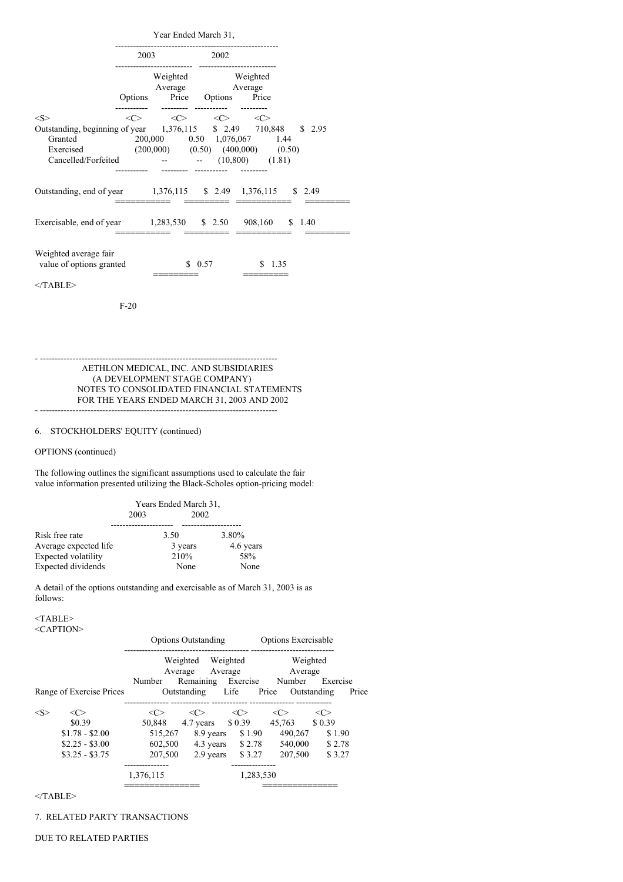| | Year Ended March 31, | | | |
|---|---|---|---|---|
| | 2003 | | 2002 | |
| | Options | Weighted Average Price | Options | Weighted Average Price |
| Outstanding, beginning of year | 1,376,115 | $ 2.49 | 710,848 | $ 2.95 |
| Granted | 200,000 | 0.50 | 1,076,067 | 1.44 |
| Exercised | (200,000) | (0.50) | (400,000) | (0.50) |
| Cancelled/Forfeited | -- | -- | (10,800) | (1.81) |
| Outstanding, end of year | 1,376,115 | $ 2.49 | 1,376,115 | $ 2.49 |
| Exercisable, end of year | 1,283,530 | $ 2.50 | 908,160 | $ 1.40 |
| Weighted average fair value of options granted | | $ 0.57 | | $ 1.35 |

AETHLON MEDICAL, INC. AND SUBSIDIARIES
(A DEVELOPMENT STAGE COMPANY)
NOTES TO CONSOLIDATED FINANCIAL STATEMENTS
FOR THE YEARS ENDED MARCH 31, 2003 AND 2002

6. STOCKHOLDERS' EQUITY (continued)

OPTIONS (continued)

The following outlines the significant assumptions used to calculate the fair value information presented utilizing the Black-Scholes option-pricing model:

| | Years Ended March 31, 2003 | 2002 |
|---|---|---|
| Risk free rate | 3.50 | 3.80% |
| Average expected life | 3 years | 4.6 years |
| Expected volatility | 210% | 58% |
| Expected dividends | None | None |

A detail of the options outstanding and exercisable as of March 31, 2003 is as follows:

| | Options Outstanding | | | Options Exercisable | |
|---|---|---|---|---|---|
| Range of Exercise Prices | Number Outstanding | Weighted Average Remaining Life | Weighted Average Exercise Price | Number Outstanding | Weighted Average Exercise Price |
| $0.39 | 50,848 | 4.7 years | $ 0.39 | 45,763 | $ 0.39 |
| $1.78 - $2.00 | 515,267 | 8.9 years | $ 1.90 | 490,267 | $ 1.90 |
| $2.25 - $3.00 | 602,500 | 4.3 years | $ 2.78 | 540,000 | $ 2.78 |
| $3.25 - $3.75 | 207,500 | 2.9 years | $ 3.27 | 207,500 | $ 3.27 |
| | 1,376,115 | | | 1,283,530 | |

7. RELATED PARTY TRANSACTIONS

DUE TO RELATED PARTIES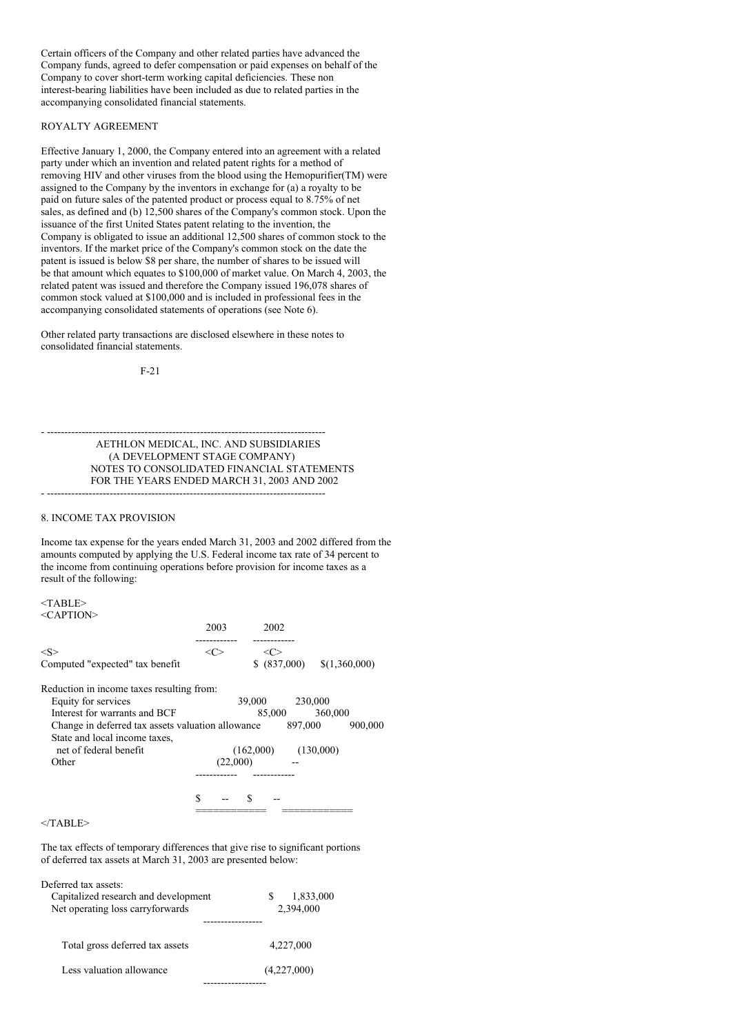Certain officers of the Company and other related parties have advanced the Company funds, agreed to defer compensation or paid expenses on behalf of the Company to cover short-term working capital deficiencies. These non interest-bearing liabilities have been included as due to related parties in the accompanying consolidated financial statements.

ROYALTY AGREEMENT

Effective January 1, 2000, the Company entered into an agreement with a related party under which an invention and related patent rights for a method of removing HIV and other viruses from the blood using the Hemopurifier(TM) were assigned to the Company by the inventors in exchange for (a) a royalty to be paid on future sales of the patented product or process equal to 8.75% of net sales, as defined and (b) 12,500 shares of the Company's common stock. Upon the issuance of the first United States patent relating to the invention, the Company is obligated to issue an additional 12,500 shares of common stock to the inventors. If the market price of the Company's common stock on the date the patent is issued is below $8 per share, the number of shares to be issued will be that amount which equates to $100,000 of market value. On March 4, 2003, the related patent was issued and therefore the Company issued 196,078 shares of common stock valued at $100,000 and is included in professional fees in the accompanying consolidated statements of operations (see Note 6).

Other related party transactions are disclosed elsewhere in these notes to consolidated financial statements.

AETHLON MEDICAL, INC. AND SUBSIDIARIES
(A DEVELOPMENT STAGE COMPANY)
NOTES TO CONSOLIDATED FINANCIAL STATEMENTS
FOR THE YEARS ENDED MARCH 31, 2003 AND 2002

## 8. INCOME TAX PROVISION

Income tax expense for the years ended March 31, 2003 and 2002 differed from the amounts computed by applying the U.S. Federal income tax rate of 34 percent to the income from continuing operations before provision for income taxes as a result of the following:

| | 2003 | 2002 |
|---|---|---|
| Computed "expected" tax benefit | $ (837,000) | $(1,360,000) |
| Reduction in income taxes resulting from: | | |
| Equity for services | 39,000 | 230,000 |
| Interest for warrants and BCF | 85,000 | 360,000 |
| Change in deferred tax assets valuation allowance | 897,000 | 900,000 |
| State and local income taxes, net of federal benefit | (162,000) | (130,000) |
| Other | (22,000) | -- |
| | $ -- | $ -- |

The tax effects of temporary differences that give rise to significant portions of deferred tax assets at March 31, 2003 are presented below:

| | |
|---|---|
| Deferred tax assets: | |
| Capitalized research and development | $ 1,833,000 |
| Net operating loss carryforwards | 2,394,000 |
| Total gross deferred tax assets | 4,227,000 |
| Less valuation allowance | (4,227,000) |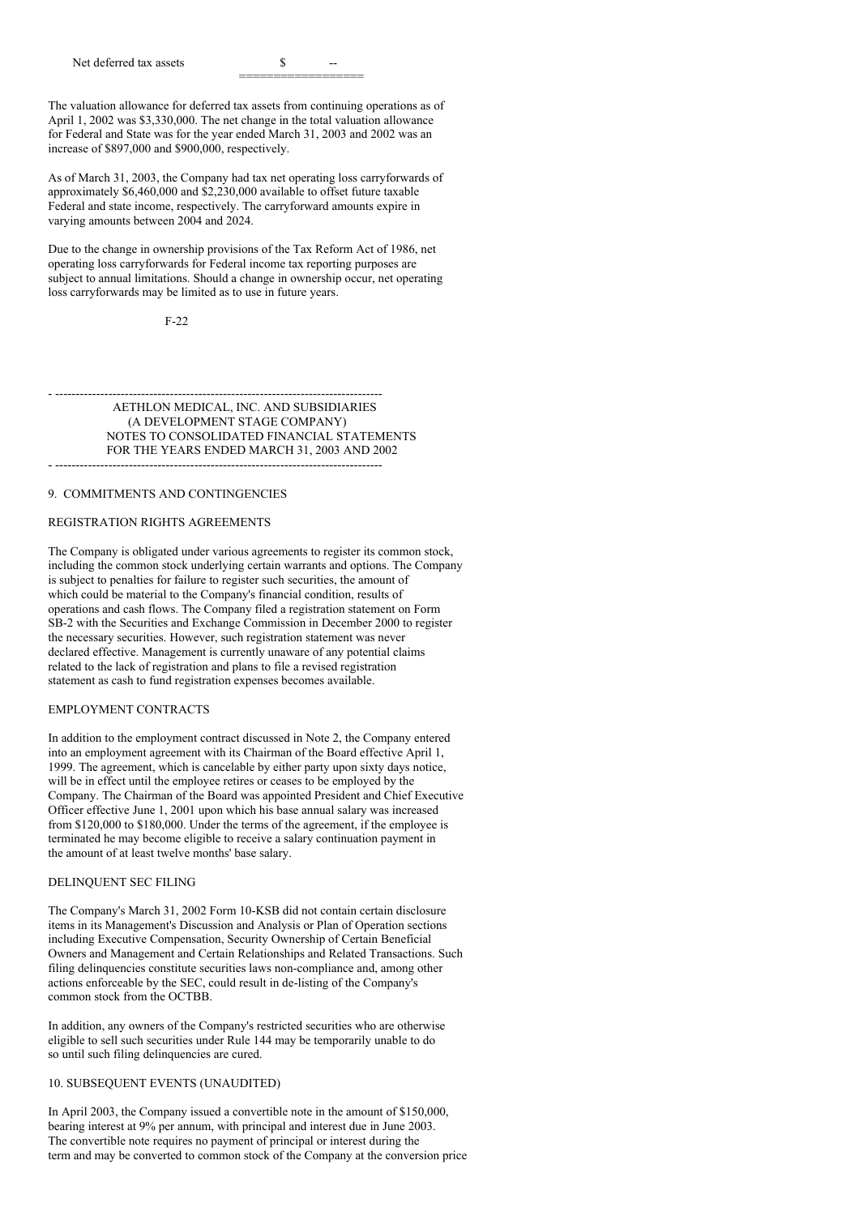| Net deferred tax assets | $ -- |
| --- | --- |

The valuation allowance for deferred tax assets from continuing operations as of April 1, 2002 was $3,330,000. The net change in the total valuation allowance for Federal and State was for the year ended March 31, 2003 and 2002 was an increase of $897,000 and $900,000, respectively.

As of March 31, 2003, the Company had tax net operating loss carryforwards of approximately $6,460,000 and $2,230,000 available to offset future taxable Federal and state income, respectively. The carryforward amounts expire in varying amounts between 2004 and 2024.

Due to the change in ownership provisions of the Tax Reform Act of 1986, net operating loss carryforwards for Federal income tax reporting purposes are subject to annual limitations. Should a change in ownership occur, net operating loss carryforwards may be limited as to use in future years.

AETHLON MEDICAL, INC. AND SUBSIDIARIES
(A DEVELOPMENT STAGE COMPANY)
NOTES TO CONSOLIDATED FINANCIAL STATEMENTS
FOR THE YEARS ENDED MARCH 31, 2003 AND 2002

## 9. COMMITMENTS AND CONTINGENCIES

### REGISTRATION RIGHTS AGREEMENTS

The Company is obligated under various agreements to register its common stock, including the common stock underlying certain warrants and options. The Company is subject to penalties for failure to register such securities, the amount of which could be material to the Company's financial condition, results of operations and cash flows. The Company filed a registration statement on Form SB-2 with the Securities and Exchange Commission in December 2000 to register the necessary securities. However, such registration statement was never declared effective. Management is currently unaware of any potential claims related to the lack of registration and plans to file a revised registration statement as cash to fund registration expenses becomes available.

### EMPLOYMENT CONTRACTS

In addition to the employment contract discussed in Note 2, the Company entered into an employment agreement with its Chairman of the Board effective April 1, 1999. The agreement, which is cancelable by either party upon sixty days notice, will be in effect until the employee retires or ceases to be employed by the Company. The Chairman of the Board was appointed President and Chief Executive Officer effective June 1, 2001 upon which his base annual salary was increased from $120,000 to $180,000. Under the terms of the agreement, if the employee is terminated he may become eligible to receive a salary continuation payment in the amount of at least twelve months' base salary.

### DELINQUENT SEC FILING

The Company's March 31, 2002 Form 10-KSB did not contain certain disclosure items in its Management's Discussion and Analysis or Plan of Operation sections including Executive Compensation, Security Ownership of Certain Beneficial Owners and Management and Certain Relationships and Related Transactions. Such filing delinquencies constitute securities laws non-compliance and, among other actions enforceable by the SEC, could result in de-listing of the Company's common stock from the OCTBB.

In addition, any owners of the Company's restricted securities who are otherwise eligible to sell such securities under Rule 144 may be temporarily unable to do so until such filing delinquencies are cured.

## 10. SUBSEQUENT EVENTS (UNAUDITED)

In April 2003, the Company issued a convertible note in the amount of $150,000, bearing interest at 9% per annum, with principal and interest due in June 2003. The convertible note requires no payment of principal or interest during the term and may be converted to common stock of the Company at the conversion price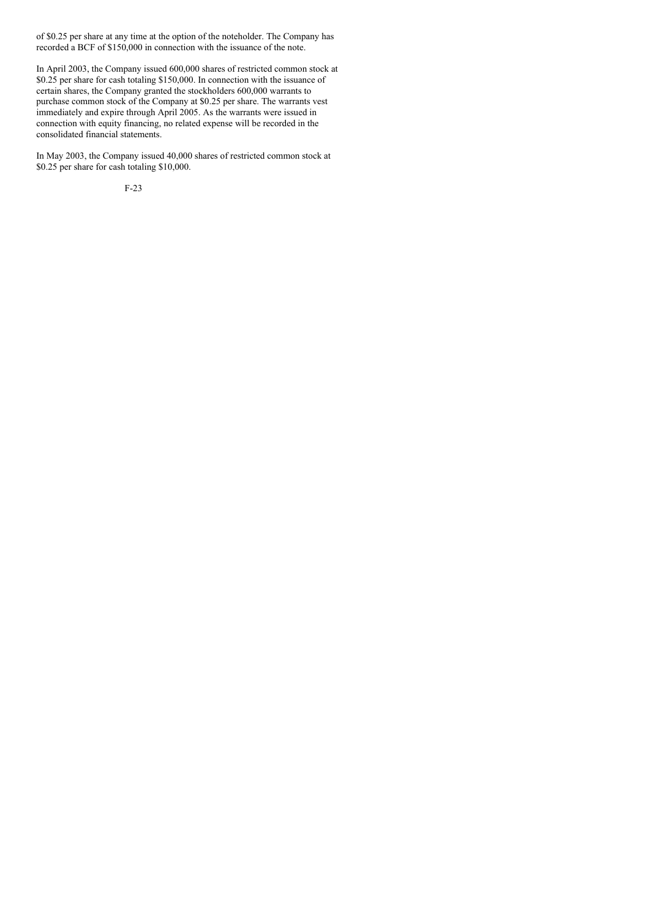of $0.25 per share at any time at the option of the noteholder. The Company has recorded a BCF of $150,000 in connection with the issuance of the note.

In April 2003, the Company issued 600,000 shares of restricted common stock at $0.25 per share for cash totaling $150,000. In connection with the issuance of certain shares, the Company granted the stockholders 600,000 warrants to purchase common stock of the Company at $0.25 per share. The warrants vest immediately and expire through April 2005. As the warrants were issued in connection with equity financing, no related expense will be recorded in the consolidated financial statements.

In May 2003, the Company issued 40,000 shares of restricted common stock at $0.25 per share for cash totaling $10,000.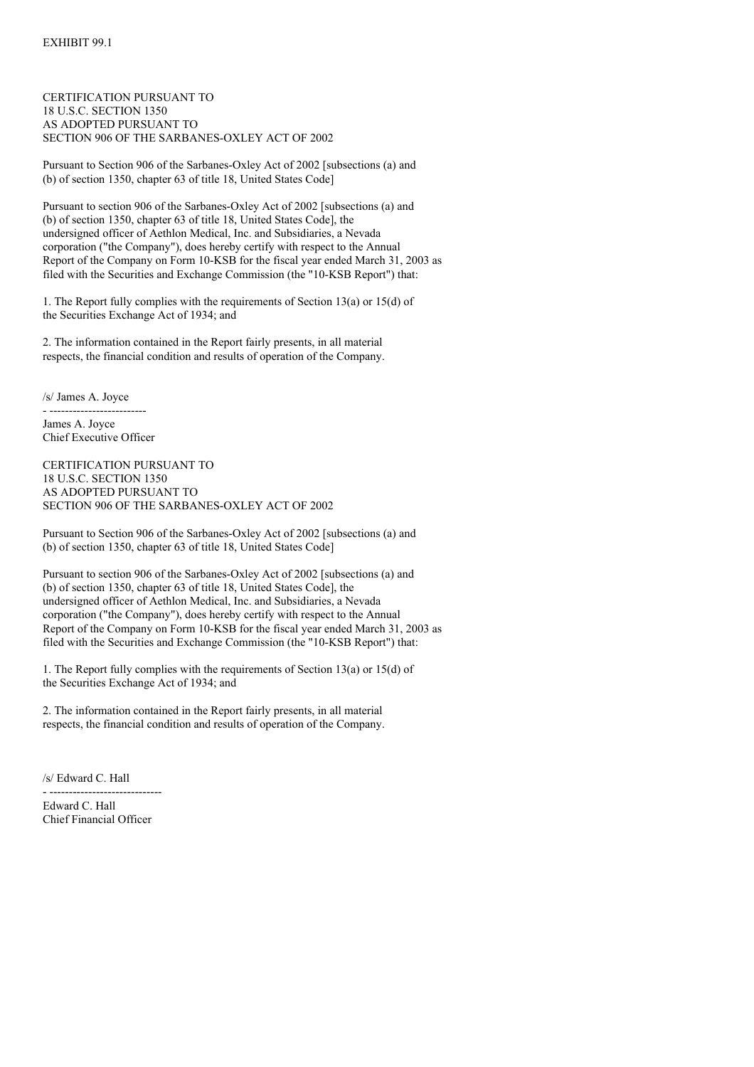EXHIBIT 99.1

CERTIFICATION PURSUANT TO
18 U.S.C. SECTION 1350
AS ADOPTED PURSUANT TO
SECTION 906 OF THE SARBANES-OXLEY ACT OF 2002

Pursuant to Section 906 of the Sarbanes-Oxley Act of 2002 [subsections (a) and (b) of section 1350, chapter 63 of title 18, United States Code]

Pursuant to section 906 of the Sarbanes-Oxley Act of 2002 [subsections (a) and (b) of section 1350, chapter 63 of title 18, United States Code], the undersigned officer of Aethlon Medical, Inc. and Subsidiaries, a Nevada corporation ("the Company"), does hereby certify with respect to the Annual Report of the Company on Form 10-KSB for the fiscal year ended March 31, 2003 as filed with the Securities and Exchange Commission (the "10-KSB Report") that:

1. The Report fully complies with the requirements of Section 13(a) or 15(d) of the Securities Exchange Act of 1934; and

2. The information contained in the Report fairly presents, in all material respects, the financial condition and results of operation of the Company.

/s/ James A. Joyce
- -------------------------
James A. Joyce
Chief Executive Officer

CERTIFICATION PURSUANT TO
18 U.S.C. SECTION 1350
AS ADOPTED PURSUANT TO
SECTION 906 OF THE SARBANES-OXLEY ACT OF 2002

Pursuant to Section 906 of the Sarbanes-Oxley Act of 2002 [subsections (a) and (b) of section 1350, chapter 63 of title 18, United States Code]

Pursuant to section 906 of the Sarbanes-Oxley Act of 2002 [subsections (a) and (b) of section 1350, chapter 63 of title 18, United States Code], the undersigned officer of Aethlon Medical, Inc. and Subsidiaries, a Nevada corporation ("the Company"), does hereby certify with respect to the Annual Report of the Company on Form 10-KSB for the fiscal year ended March 31, 2003 as filed with the Securities and Exchange Commission (the "10-KSB Report") that:

1. The Report fully complies with the requirements of Section 13(a) or 15(d) of the Securities Exchange Act of 1934; and

2. The information contained in the Report fairly presents, in all material respects, the financial condition and results of operation of the Company.

/s/ Edward C. Hall
- -----------------------------
Edward C. Hall
Chief Financial Officer